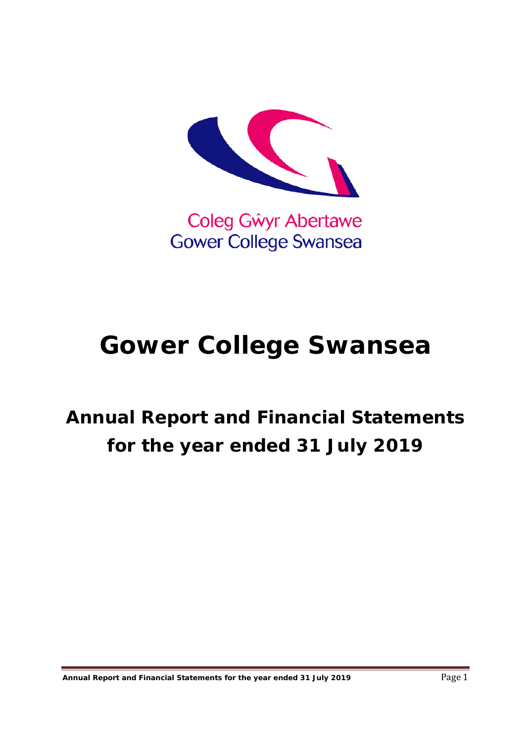Coleg Gŵyr Abertawe
Gower College Swansea

# Gower College Swansea

## Annual Report and Financial Statements for the year ended 31 July 2019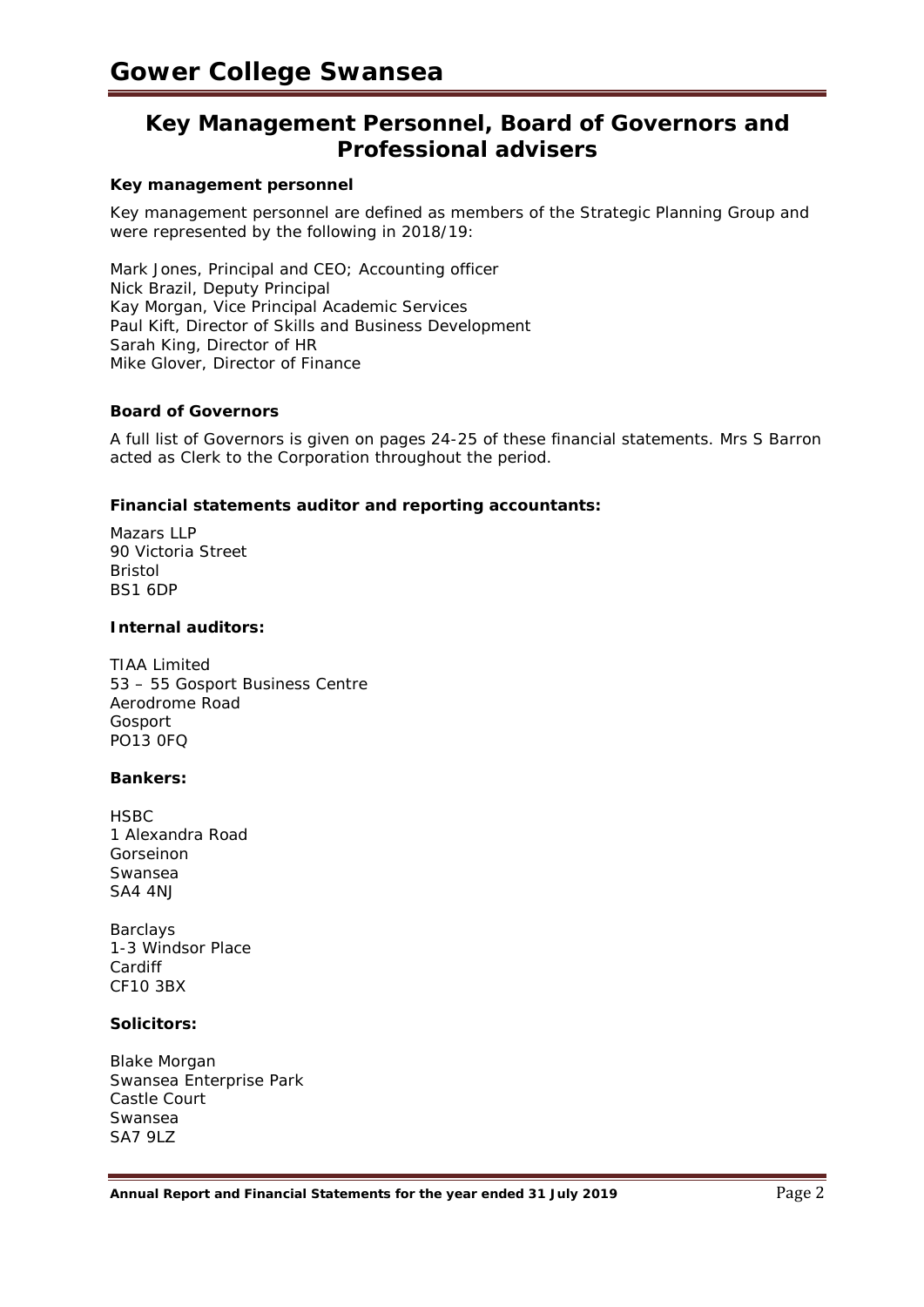## Key Management Personnel, Board of Governors and Professional advisers

### Key management personnel

Key management personnel are defined as members of the Strategic Planning Group and were represented by the following in 2018/19:

Mark Jones, Principal and CEO; Accounting officer
Nick Brazil, Deputy Principal
Kay Morgan, Vice Principal Academic Services
Paul Kift, Director of Skills and Business Development
Sarah King, Director of HR
Mike Glover, Director of Finance

### Board of Governors

A full list of Governors is given on pages 24-25 of these financial statements. Mrs S Barron acted as Clerk to the Corporation throughout the period.

### Financial statements auditor and reporting accountants:

Mazars LLP
90 Victoria Street
Bristol
BS1 6DP

### Internal auditors:

TIAA Limited
53 – 55 Gosport Business Centre
Aerodrome Road
Gosport
PO13 0FQ

### Bankers:

HSBC
1 Alexandra Road
Gorseinon
Swansea
SA4 4NJ

Barclays
1-3 Windsor Place
Cardiff
CF10 3BX

### Solicitors:

Blake Morgan
Swansea Enterprise Park
Castle Court
Swansea
SA7 9LZ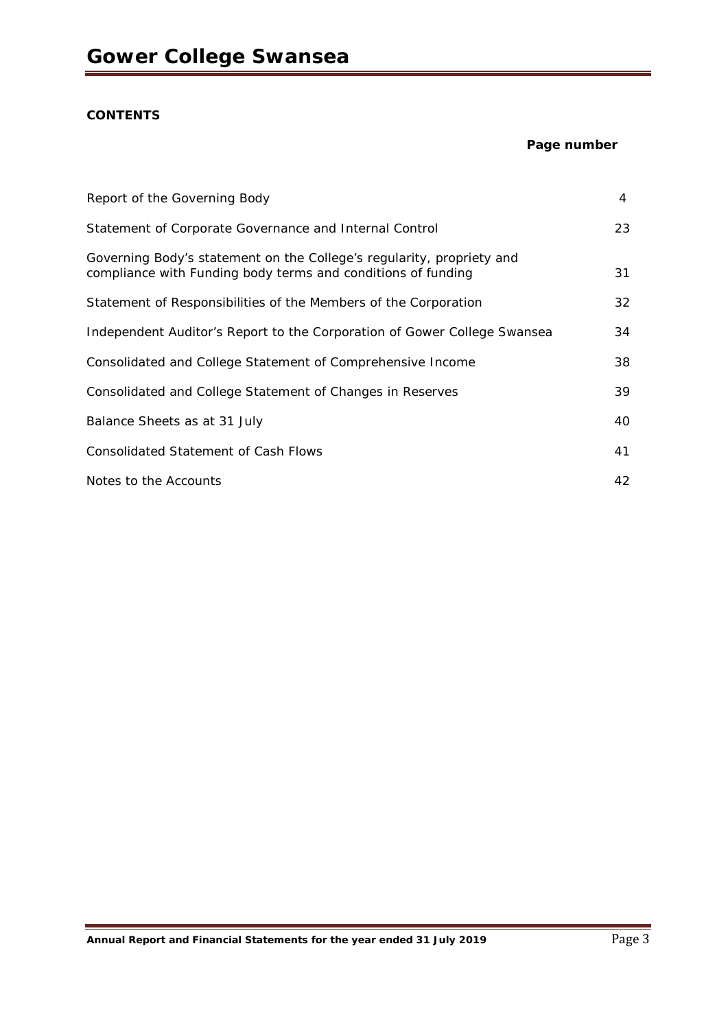## CONTENTS

| | Page number |
|---|---|
| Report of the Governing Body | 4 |
| Statement of Corporate Governance and Internal Control | 23 |
| Governing Body's statement on the College's regularity, propriety and compliance with Funding body terms and conditions of funding | 31 |
| Statement of Responsibilities of the Members of the Corporation | 32 |
| Independent Auditor's Report to the Corporation of Gower College Swansea | 34 |
| Consolidated and College Statement of Comprehensive Income | 38 |
| Consolidated and College Statement of Changes in Reserves | 39 |
| Balance Sheets as at 31 July | 40 |
| Consolidated Statement of Cash Flows | 41 |
| Notes to the Accounts | 42 |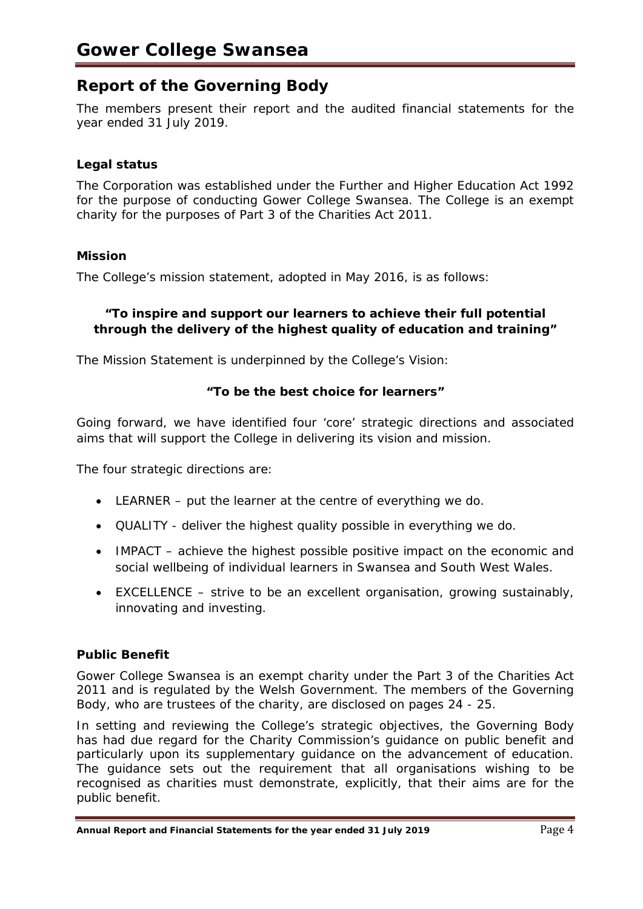# Report of the Governing Body

The members present their report and the audited financial statements for the year ended 31 July 2019.

### Legal status

The Corporation was established under the Further and Higher Education Act 1992 for the purpose of conducting Gower College Swansea. The College is an exempt charity for the purposes of Part 3 of the Charities Act 2011.

### Mission

The College's mission statement, adopted in May 2016, is as follows:

**"To inspire and support our learners to achieve their full potential through the delivery of the highest quality of education and training"**

The Mission Statement is underpinned by the College's Vision:

**"To be the best choice for learners"**

Going forward, we have identified four 'core' strategic directions and associated aims that will support the College in delivering its vision and mission.

The four strategic directions are:

- LEARNER – put the learner at the centre of everything we do.
- QUALITY - deliver the highest quality possible in everything we do.
- IMPACT – achieve the highest possible positive impact on the economic and social wellbeing of individual learners in Swansea and South West Wales.
- EXCELLENCE – strive to be an excellent organisation, growing sustainably, innovating and investing.

### Public Benefit

Gower College Swansea is an exempt charity under the Part 3 of the Charities Act 2011 and is regulated by the Welsh Government. The members of the Governing Body, who are trustees of the charity, are disclosed on pages 24 - 25.

In setting and reviewing the College's strategic objectives, the Governing Body has had due regard for the Charity Commission's guidance on public benefit and particularly upon its supplementary guidance on the advancement of education. The guidance sets out the requirement that all organisations wishing to be recognised as charities must demonstrate, explicitly, that their aims are for the public benefit.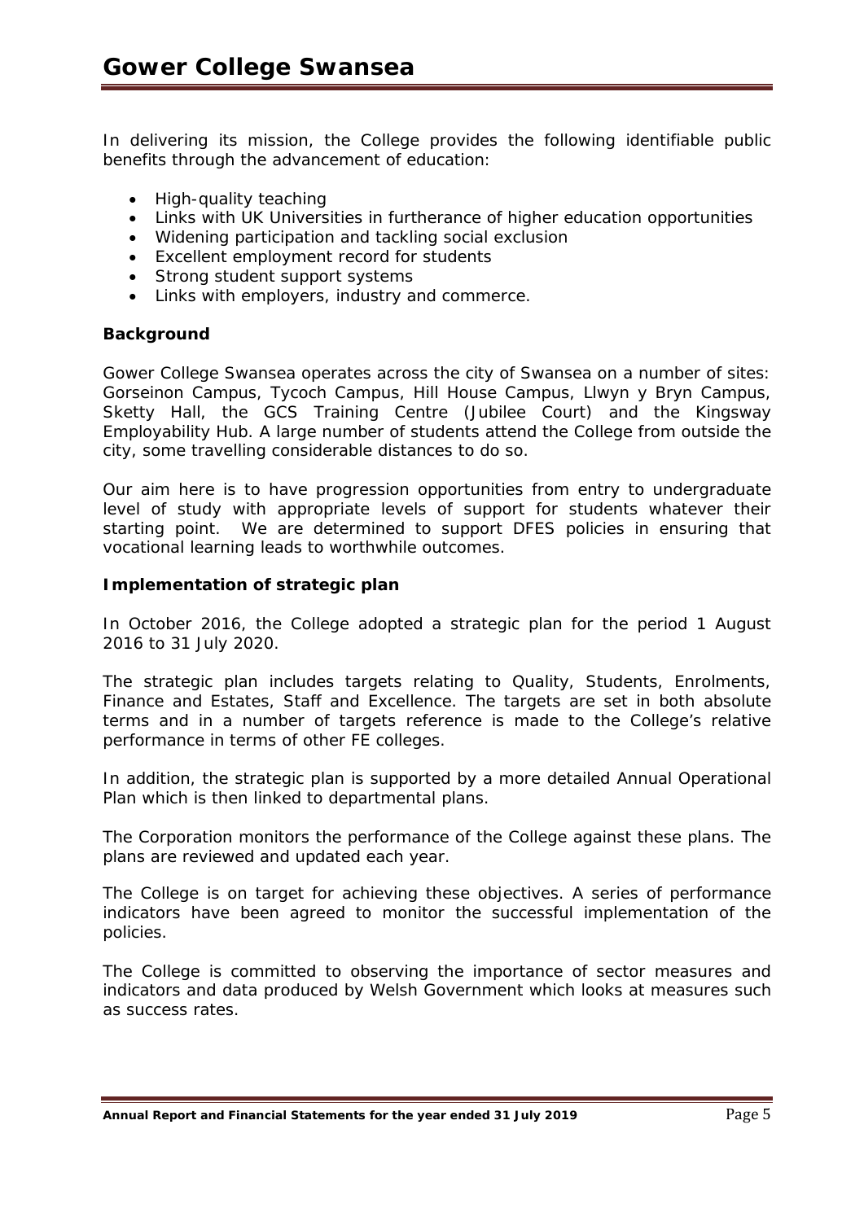In delivering its mission, the College provides the following identifiable public benefits through the advancement of education:

- High-quality teaching
- Links with UK Universities in furtherance of higher education opportunities
- Widening participation and tackling social exclusion
- Excellent employment record for students
- Strong student support systems
- Links with employers, industry and commerce.

**Background**

Gower College Swansea operates across the city of Swansea on a number of sites: Gorseinon Campus, Tycoch Campus, Hill House Campus, Llwyn y Bryn Campus, Sketty Hall, the GCS Training Centre (Jubilee Court) and the Kingsway Employability Hub. A large number of students attend the College from outside the city, some travelling considerable distances to do so.

Our aim here is to have progression opportunities from entry to undergraduate level of study with appropriate levels of support for students whatever their starting point. We are determined to support DFES policies in ensuring that vocational learning leads to worthwhile outcomes.

**Implementation of strategic plan**

In October 2016, the College adopted a strategic plan for the period 1 August 2016 to 31 July 2020.

The strategic plan includes targets relating to Quality, Students, Enrolments, Finance and Estates, Staff and Excellence. The targets are set in both absolute terms and in a number of targets reference is made to the College's relative performance in terms of other FE colleges.

In addition, the strategic plan is supported by a more detailed Annual Operational Plan which is then linked to departmental plans.

The Corporation monitors the performance of the College against these plans. The plans are reviewed and updated each year.

The College is on target for achieving these objectives. A series of performance indicators have been agreed to monitor the successful implementation of the policies.

The College is committed to observing the importance of sector measures and indicators and data produced by Welsh Government which looks at measures such as success rates.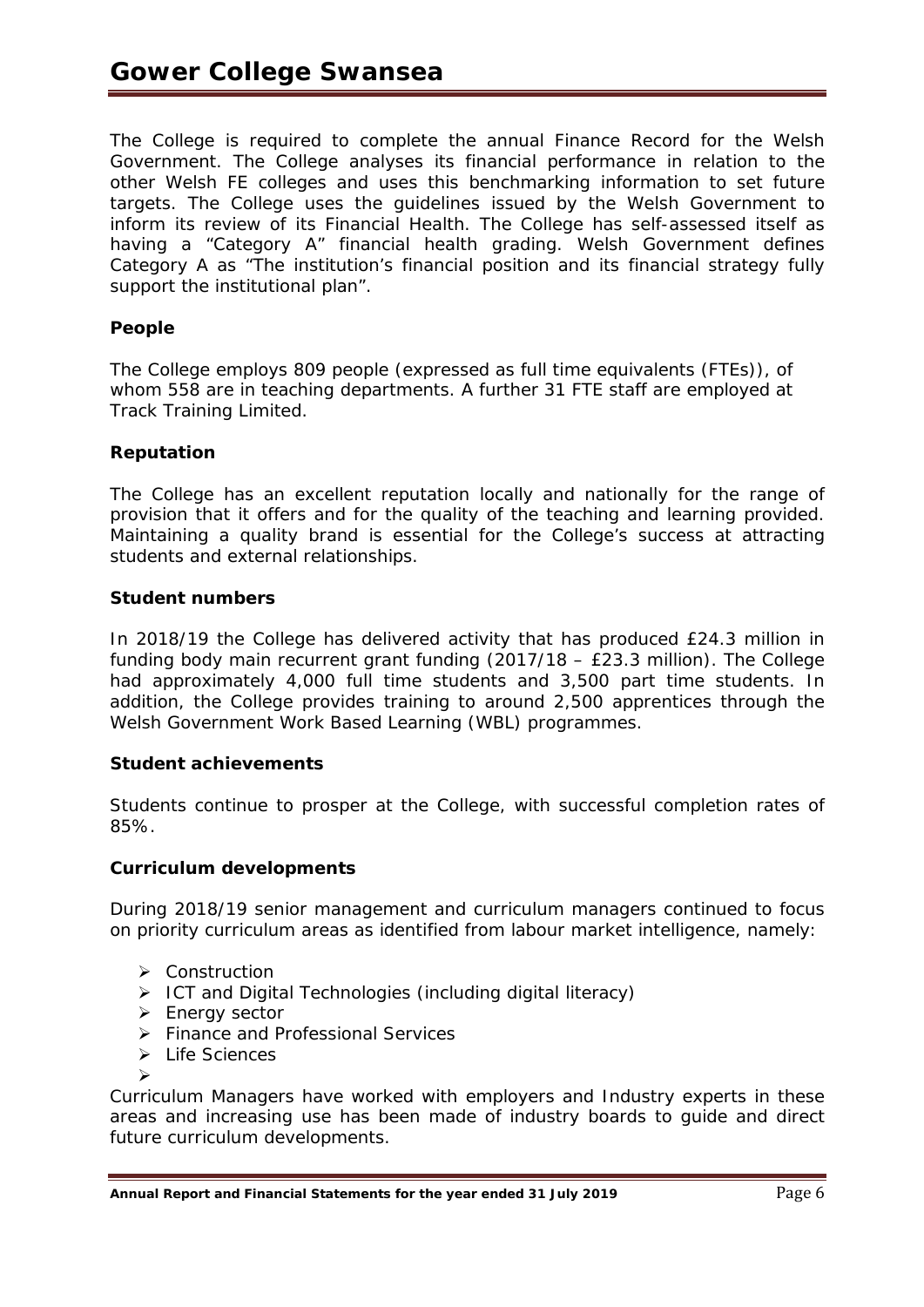The College is required to complete the annual Finance Record for the Welsh Government. The College analyses its financial performance in relation to the other Welsh FE colleges and uses this benchmarking information to set future targets. The College uses the guidelines issued by the Welsh Government to inform its review of its Financial Health. The College has self-assessed itself as having a "Category A" financial health grading. Welsh Government defines Category A as "The institution's financial position and its financial strategy fully support the institutional plan".

**People**

The College employs 809 people (expressed as full time equivalents (FTEs)), of whom 558 are in teaching departments. A further 31 FTE staff are employed at Track Training Limited.

**Reputation**

The College has an excellent reputation locally and nationally for the range of provision that it offers and for the quality of the teaching and learning provided. Maintaining a quality brand is essential for the College's success at attracting students and external relationships.

**Student numbers**

In 2018/19 the College has delivered activity that has produced £24.3 million in funding body main recurrent grant funding (2017/18 – £23.3 million). The College had approximately 4,000 full time students and 3,500 part time students. In addition, the College provides training to around 2,500 apprentices through the Welsh Government Work Based Learning (WBL) programmes.

**Student achievements**

Students continue to prosper at the College, with successful completion rates of 85%.

**Curriculum developments**

During 2018/19 senior management and curriculum managers continued to focus on priority curriculum areas as identified from labour market intelligence, namely:

- Construction
- ICT and Digital Technologies (including digital literacy)
- Energy sector
- Finance and Professional Services
- Life Sciences

Curriculum Managers have worked with employers and Industry experts in these areas and increasing use has been made of industry boards to guide and direct future curriculum developments.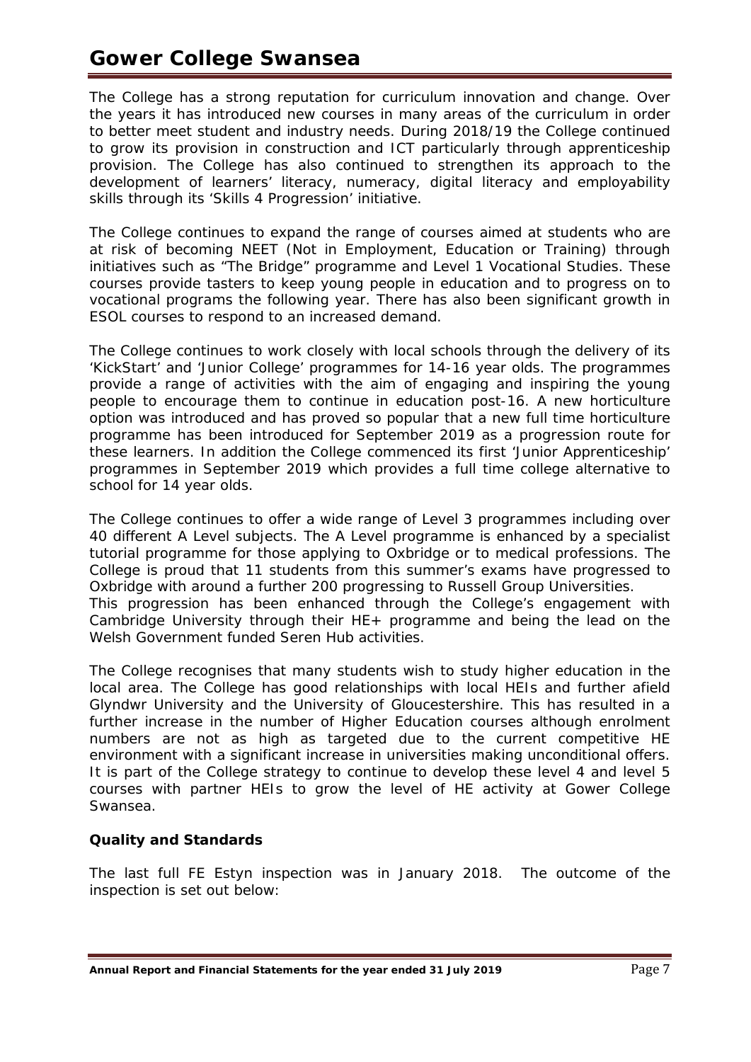The College has a strong reputation for curriculum innovation and change. Over the years it has introduced new courses in many areas of the curriculum in order to better meet student and industry needs. During 2018/19 the College continued to grow its provision in construction and ICT particularly through apprenticeship provision. The College has also continued to strengthen its approach to the development of learners' literacy, numeracy, digital literacy and employability skills through its 'Skills 4 Progression' initiative.

The College continues to expand the range of courses aimed at students who are at risk of becoming NEET (Not in Employment, Education or Training) through initiatives such as "The Bridge" programme and Level 1 Vocational Studies. These courses provide tasters to keep young people in education and to progress on to vocational programs the following year. There has also been significant growth in ESOL courses to respond to an increased demand.

The College continues to work closely with local schools through the delivery of its 'KickStart' and 'Junior College' programmes for 14-16 year olds. The programmes provide a range of activities with the aim of engaging and inspiring the young people to encourage them to continue in education post-16. A new horticulture option was introduced and has proved so popular that a new full time horticulture programme has been introduced for September 2019 as a progression route for these learners. In addition the College commenced its first 'Junior Apprenticeship' programmes in September 2019 which provides a full time college alternative to school for 14 year olds.

The College continues to offer a wide range of Level 3 programmes including over 40 different A Level subjects. The A Level programme is enhanced by a specialist tutorial programme for those applying to Oxbridge or to medical professions. The College is proud that 11 students from this summer's exams have progressed to Oxbridge with around a further 200 progressing to Russell Group Universities.
This progression has been enhanced through the College's engagement with Cambridge University through their HE+ programme and being the lead on the Welsh Government funded Seren Hub activities.

The College recognises that many students wish to study higher education in the local area. The College has good relationships with local HEIs and further afield Glyndwr University and the University of Gloucestershire. This has resulted in a further increase in the number of Higher Education courses although enrolment numbers are not as high as targeted due to the current competitive HE environment with a significant increase in universities making unconditional offers. It is part of the College strategy to continue to develop these level 4 and level 5 courses with partner HEIs to grow the level of HE activity at Gower College Swansea.

**Quality and Standards**

The last full FE Estyn inspection was in January 2018. The outcome of the inspection is set out below: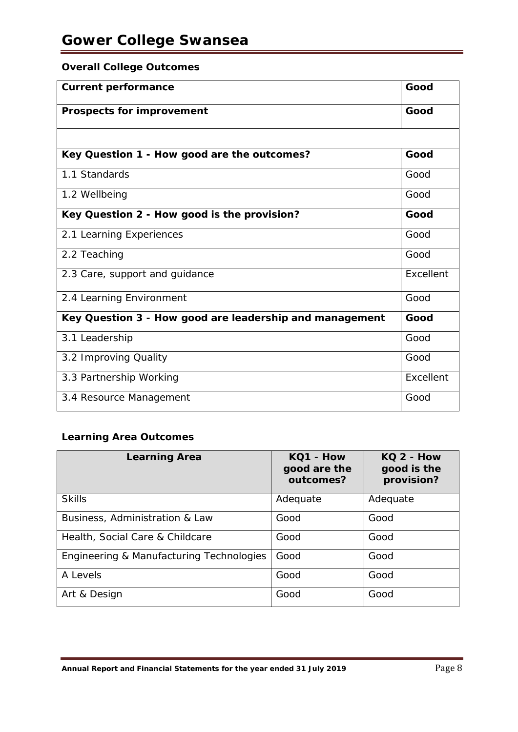# Gower College Swansea

### Overall College Outcomes

| | |
|---|---|
| **Current performance** | **Good** |
| **Prospects for improvement** | **Good** |
| | |
| **Key Question 1 - How good are the outcomes?** | **Good** |
| 1.1 Standards | Good |
| 1.2 Wellbeing | Good |
| **Key Question 2 - How good is the provision?** | **Good** |
| 2.1 Learning Experiences | Good |
| 2.2 Teaching | Good |
| 2.3 Care, support and guidance | Excellent |
| 2.4 Learning Environment | Good |
| **Key Question 3 - How good are leadership and management** | **Good** |
| 3.1 Leadership | Good |
| 3.2 Improving Quality | Good |
| 3.3 Partnership Working | Excellent |
| 3.4 Resource Management | Good |

### Learning Area Outcomes

| Learning Area | KQ1 - How good are the outcomes? | KQ 2 - How good is the provision? |
|---|---|---|
| Skills | Adequate | Adequate |
| Business, Administration & Law | Good | Good |
| Health, Social Care & Childcare | Good | Good |
| Engineering & Manufacturing Technologies | Good | Good |
| A Levels | Good | Good |
| Art & Design | Good | Good |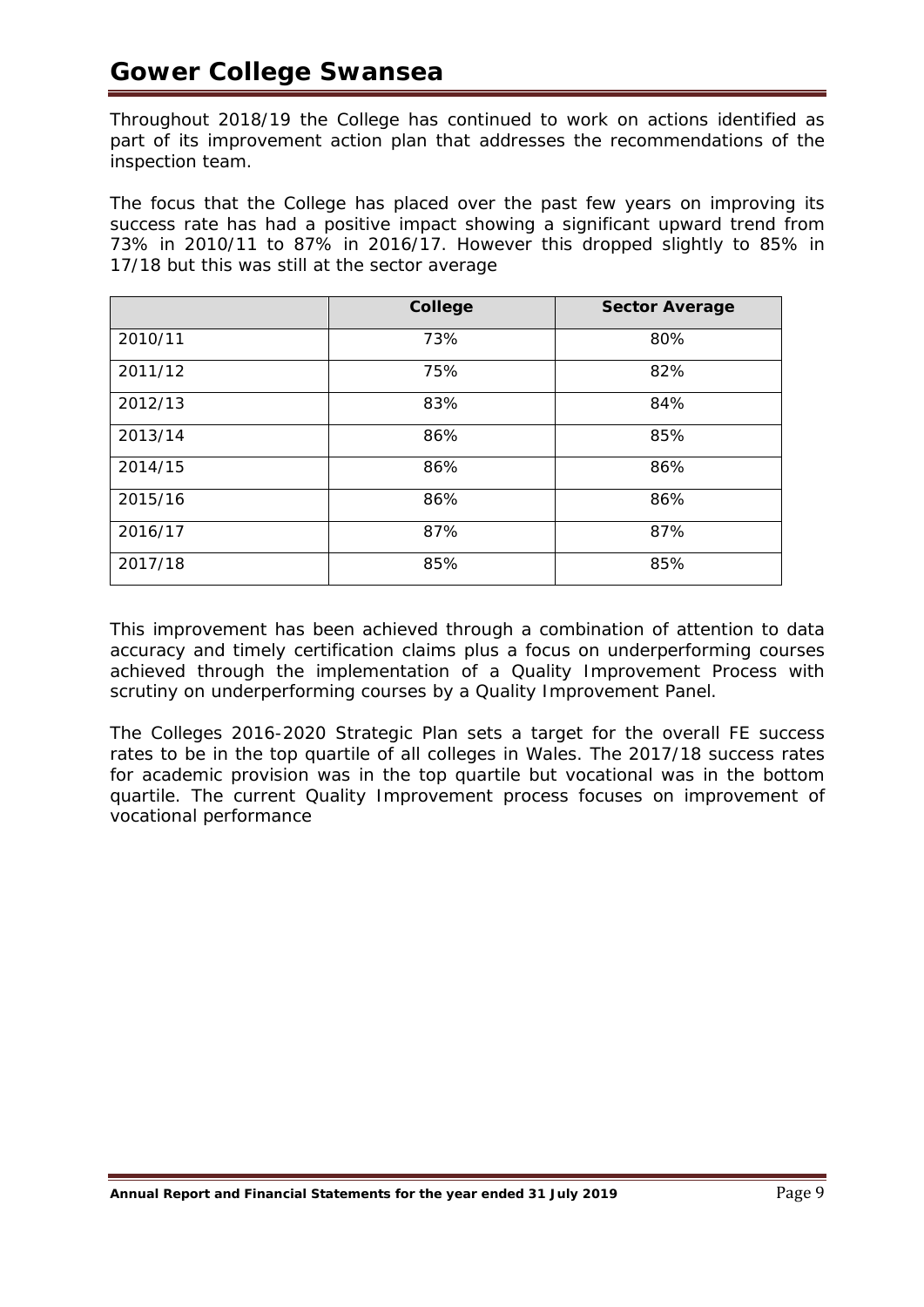# Gower College Swansea

Throughout 2018/19 the College has continued to work on actions identified as part of its improvement action plan that addresses the recommendations of the inspection team.

The focus that the College has placed over the past few years on improving its success rate has had a positive impact showing a significant upward trend from 73% in 2010/11 to 87% in 2016/17. However this dropped slightly to 85% in 17/18 but this was still at the sector average

| | College | Sector Average |
|---|---|---|
| 2010/11 | 73% | 80% |
| 2011/12 | 75% | 82% |
| 2012/13 | 83% | 84% |
| 2013/14 | 86% | 85% |
| 2014/15 | 86% | 86% |
| 2015/16 | 86% | 86% |
| 2016/17 | 87% | 87% |
| 2017/18 | 85% | 85% |

This improvement has been achieved through a combination of attention to data accuracy and timely certification claims plus a focus on underperforming courses achieved through the implementation of a Quality Improvement Process with scrutiny on underperforming courses by a Quality Improvement Panel.

The Colleges 2016-2020 Strategic Plan sets a target for the overall FE success rates to be in the top quartile of all colleges in Wales. The 2017/18 success rates for academic provision was in the top quartile but vocational was in the bottom quartile. The current Quality Improvement process focuses on improvement of vocational performance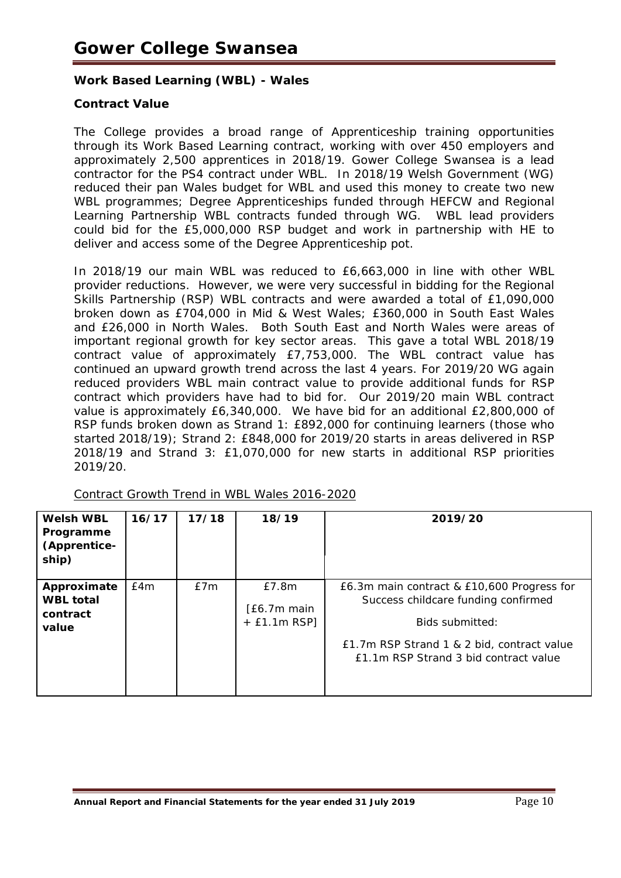**Work Based Learning (WBL) - Wales**

**Contract Value**

The College provides a broad range of Apprenticeship training opportunities through its Work Based Learning contract, working with over 450 employers and approximately 2,500 apprentices in 2018/19. Gower College Swansea is a lead contractor for the PS4 contract under WBL. In 2018/19 Welsh Government (WG) reduced their pan Wales budget for WBL and used this money to create two new WBL programmes; Degree Apprenticeships funded through HEFCW and Regional Learning Partnership WBL contracts funded through WG. WBL lead providers could bid for the £5,000,000 RSP budget and work in partnership with HE to deliver and access some of the Degree Apprenticeship pot.

In 2018/19 our main WBL was reduced to £6,663,000 in line with other WBL provider reductions. However, we were very successful in bidding for the Regional Skills Partnership (RSP) WBL contracts and were awarded a total of £1,090,000 broken down as £704,000 in Mid & West Wales; £360,000 in South East Wales and £26,000 in North Wales. Both South East and North Wales were areas of important regional growth for key sector areas. This gave a total WBL 2018/19 contract value of approximately £7,753,000. The WBL contract value has continued an upward growth trend across the last 4 years. For 2019/20 WG again reduced providers WBL main contract value to provide additional funds for RSP contract which providers have had to bid for. Our 2019/20 main WBL contract value is approximately £6,340,000. We have bid for an additional £2,800,000 of RSP funds broken down as Strand 1: £892,000 for continuing learners (those who started 2018/19); Strand 2: £848,000 for 2019/20 starts in areas delivered in RSP 2018/19 and Strand 3: £1,070,000 for new starts in additional RSP priorities 2019/20.

Contract Growth Trend in WBL Wales 2016-2020

| Welsh WBL Programme (Apprenticeship) | 16/17 | 17/18 | 18/19 | 2019/20 |
| --- | --- | --- | --- | --- |
| **Approximate WBL total contract value** | £4m | £7m | £7.8m [£6.7m main + £1.1m RSP] | £6.3m main contract & £10,600 Progress for Success childcare funding confirmed<br><br>Bids submitted:<br><br>£1.7m RSP Strand 1 & 2 bid, contract value<br>£1.1m RSP Strand 3 bid contract value |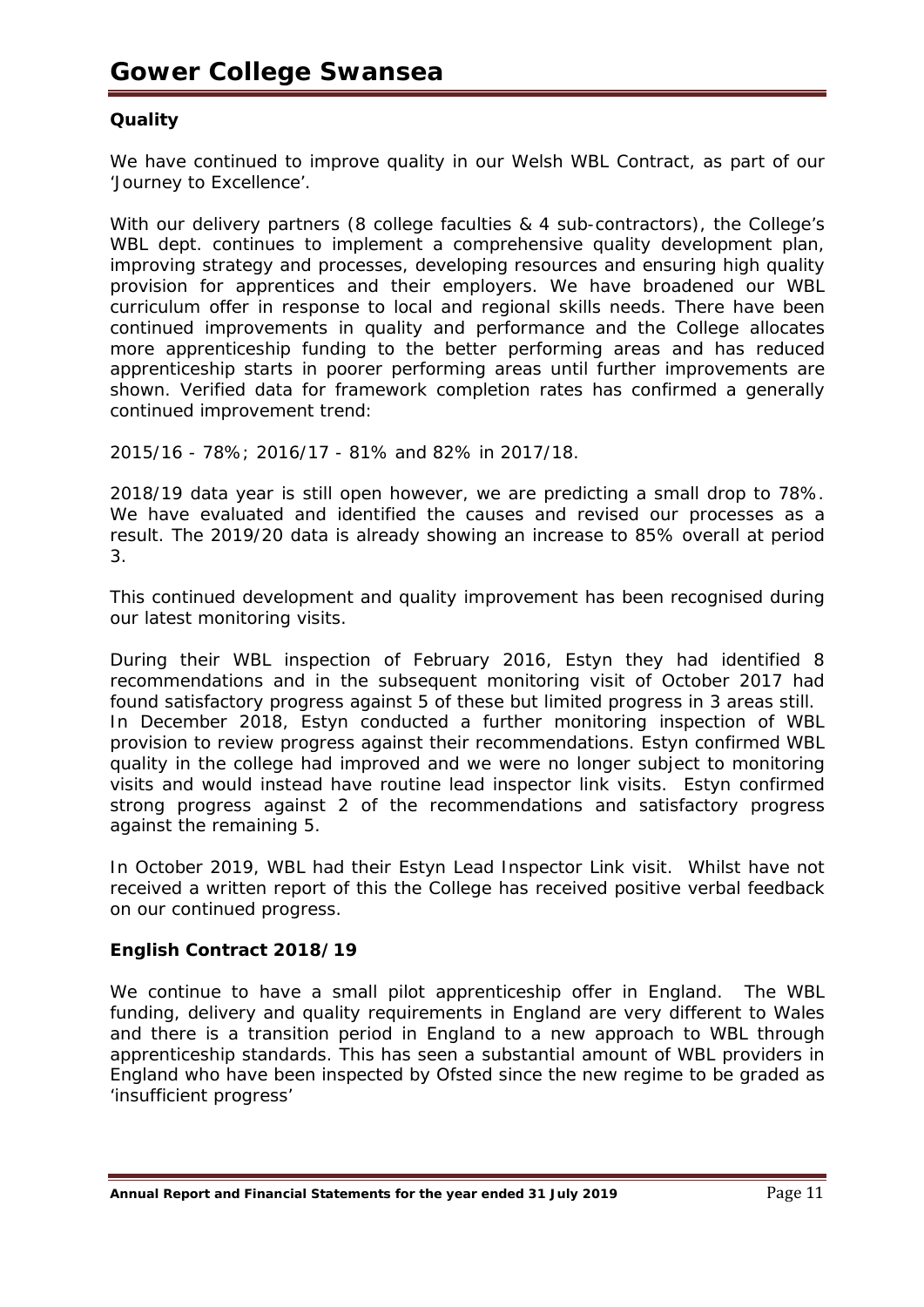## Quality

We have continued to improve quality in our Welsh WBL Contract, as part of our 'Journey to Excellence'.

With our delivery partners (8 college faculties & 4 sub-contractors), the College's WBL dept. continues to implement a comprehensive quality development plan, improving strategy and processes, developing resources and ensuring high quality provision for apprentices and their employers. We have broadened our WBL curriculum offer in response to local and regional skills needs. There have been continued improvements in quality and performance and the College allocates more apprenticeship funding to the better performing areas and has reduced apprenticeship starts in poorer performing areas until further improvements are shown. Verified data for framework completion rates has confirmed a generally continued improvement trend:

2015/16 - 78%; 2016/17 - 81% and 82% in 2017/18.

2018/19 data year is still open however, we are predicting a small drop to 78%. We have evaluated and identified the causes and revised our processes as a result. The 2019/20 data is already showing an increase to 85% overall at period 3.

This continued development and quality improvement has been recognised during our latest monitoring visits.

During their WBL inspection of February 2016, Estyn they had identified 8 recommendations and in the subsequent monitoring visit of October 2017 had found satisfactory progress against 5 of these but limited progress in 3 areas still. In December 2018, Estyn conducted a further monitoring inspection of WBL provision to review progress against their recommendations. Estyn confirmed WBL quality in the college had improved and we were no longer subject to monitoring visits and would instead have routine lead inspector link visits. Estyn confirmed strong progress against 2 of the recommendations and satisfactory progress against the remaining 5.

In October 2019, WBL had their Estyn Lead Inspector Link visit. Whilst have not received a written report of this the College has received positive verbal feedback on our continued progress.

## English Contract 2018/19

We continue to have a small pilot apprenticeship offer in England. The WBL funding, delivery and quality requirements in England are very different to Wales and there is a transition period in England to a new approach to WBL through apprenticeship standards. This has seen a substantial amount of WBL providers in England who have been inspected by Ofsted since the new regime to be graded as 'insufficient progress'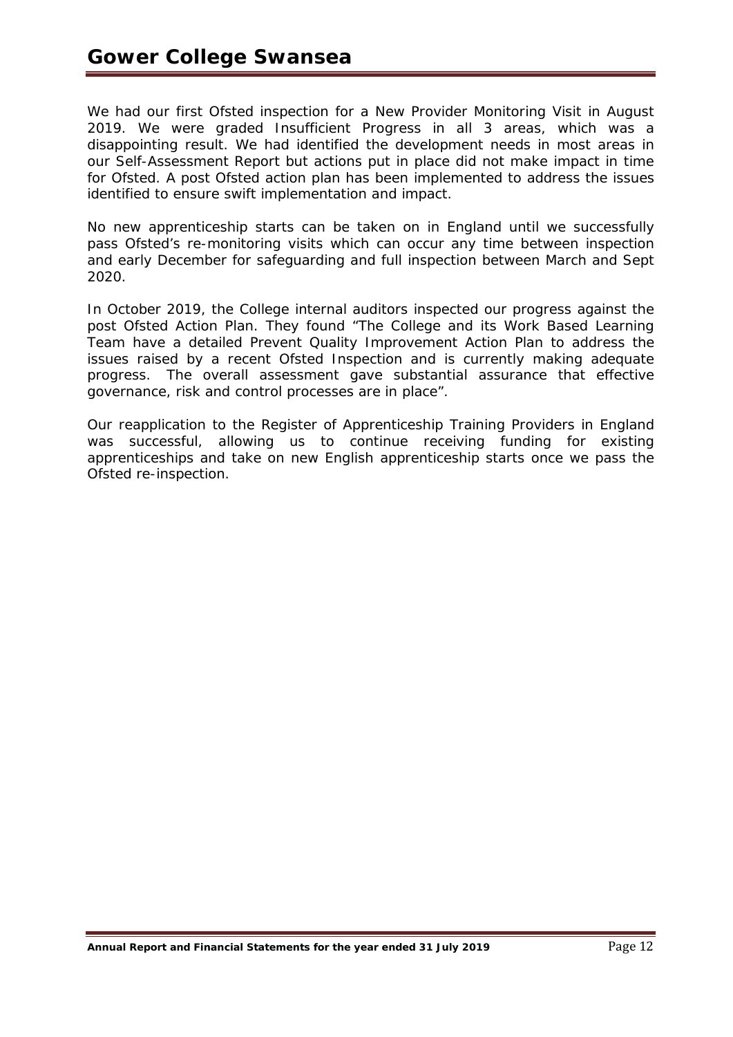We had our first Ofsted inspection for a New Provider Monitoring Visit in August 2019. We were graded Insufficient Progress in all 3 areas, which was a disappointing result. We had identified the development needs in most areas in our Self-Assessment Report but actions put in place did not make impact in time for Ofsted. A post Ofsted action plan has been implemented to address the issues identified to ensure swift implementation and impact.

No new apprenticeship starts can be taken on in England until we successfully pass Ofsted's re-monitoring visits which can occur any time between inspection and early December for safeguarding and full inspection between March and Sept 2020.

In October 2019, the College internal auditors inspected our progress against the post Ofsted Action Plan. They found "The College and its Work Based Learning Team have a detailed Prevent Quality Improvement Action Plan to address the issues raised by a recent Ofsted Inspection and is currently making adequate progress. The overall assessment gave substantial assurance that effective governance, risk and control processes are in place".

Our reapplication to the Register of Apprenticeship Training Providers in England was successful, allowing us to continue receiving funding for existing apprenticeships and take on new English apprenticeship starts once we pass the Ofsted re-inspection.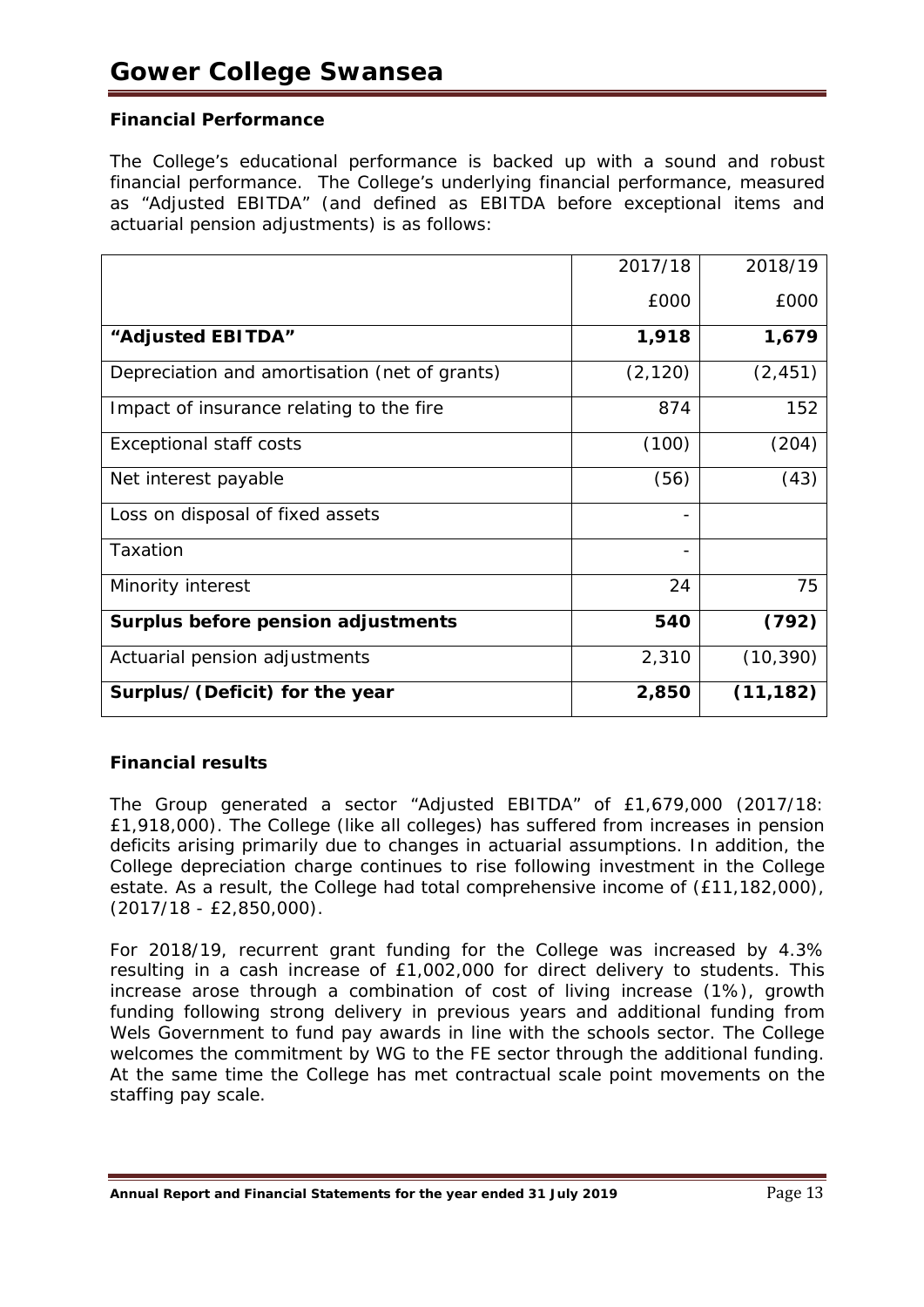## Financial Performance

The College's educational performance is backed up with a sound and robust financial performance. The College's underlying financial performance, measured as "Adjusted EBITDA" (and defined as EBITDA before exceptional items and actuarial pension adjustments) is as follows:

| | 2017/18 | 2018/19 |
|---|---|---|
| | £000 | £000 |
| **"Adjusted EBITDA"** | **1,918** | **1,679** |
| Depreciation and amortisation (net of grants) | (2,120) | (2,451) |
| Impact of insurance relating to the fire | 874 | 152 |
| Exceptional staff costs | (100) | (204) |
| Net interest payable | (56) | (43) |
| Loss on disposal of fixed assets | - | |
| Taxation | - | |
| Minority interest | 24 | 75 |
| **Surplus before pension adjustments** | **540** | **(792)** |
| Actuarial pension adjustments | 2,310 | (10,390) |
| **Surplus/(Deficit) for the year** | **2,850** | **(11,182)** |

## Financial results

The Group generated a sector "Adjusted EBITDA" of £1,679,000 (2017/18: £1,918,000). The College (like all colleges) has suffered from increases in pension deficits arising primarily due to changes in actuarial assumptions. In addition, the College depreciation charge continues to rise following investment in the College estate. As a result, the College had total comprehensive income of (£11,182,000), (2017/18 - £2,850,000).

For 2018/19, recurrent grant funding for the College was increased by 4.3% resulting in a cash increase of £1,002,000 for direct delivery to students. This increase arose through a combination of cost of living increase (1%), growth funding following strong delivery in previous years and additional funding from Wels Government to fund pay awards in line with the schools sector. The College welcomes the commitment by WG to the FE sector through the additional funding. At the same time the College has met contractual scale point movements on the staffing pay scale.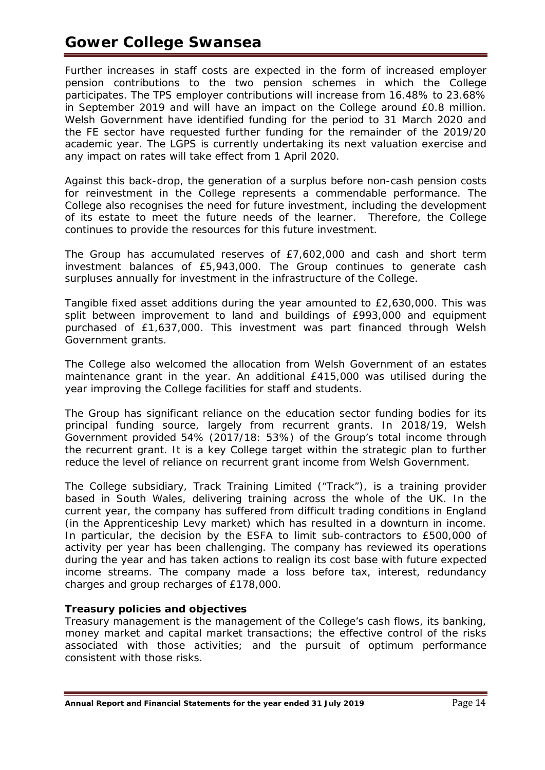Further increases in staff costs are expected in the form of increased employer pension contributions to the two pension schemes in which the College participates. The TPS employer contributions will increase from 16.48% to 23.68% in September 2019 and will have an impact on the College around £0.8 million. Welsh Government have identified funding for the period to 31 March 2020 and the FE sector have requested further funding for the remainder of the 2019/20 academic year. The LGPS is currently undertaking its next valuation exercise and any impact on rates will take effect from 1 April 2020.

Against this back-drop, the generation of a surplus before non-cash pension costs for reinvestment in the College represents a commendable performance. The College also recognises the need for future investment, including the development of its estate to meet the future needs of the learner. Therefore, the College continues to provide the resources for this future investment.

The Group has accumulated reserves of £7,602,000 and cash and short term investment balances of £5,943,000. The Group continues to generate cash surpluses annually for investment in the infrastructure of the College.

Tangible fixed asset additions during the year amounted to £2,630,000. This was split between improvement to land and buildings of £993,000 and equipment purchased of £1,637,000. This investment was part financed through Welsh Government grants.

The College also welcomed the allocation from Welsh Government of an estates maintenance grant in the year. An additional £415,000 was utilised during the year improving the College facilities for staff and students.

The Group has significant reliance on the education sector funding bodies for its principal funding source, largely from recurrent grants. In 2018/19, Welsh Government provided 54% (2017/18: 53%) of the Group's total income through the recurrent grant. It is a key College target within the strategic plan to further reduce the level of reliance on recurrent grant income from Welsh Government.

The College subsidiary, Track Training Limited ("Track"), is a training provider based in South Wales, delivering training across the whole of the UK. In the current year, the company has suffered from difficult trading conditions in England (in the Apprenticeship Levy market) which has resulted in a downturn in income. In particular, the decision by the ESFA to limit sub-contractors to £500,000 of activity per year has been challenging. The company has reviewed its operations during the year and has taken actions to realign its cost base with future expected income streams. The company made a loss before tax, interest, redundancy charges and group recharges of £178,000.

**Treasury policies and objectives**

Treasury management is the management of the College's cash flows, its banking, money market and capital market transactions; the effective control of the risks associated with those activities; and the pursuit of optimum performance consistent with those risks.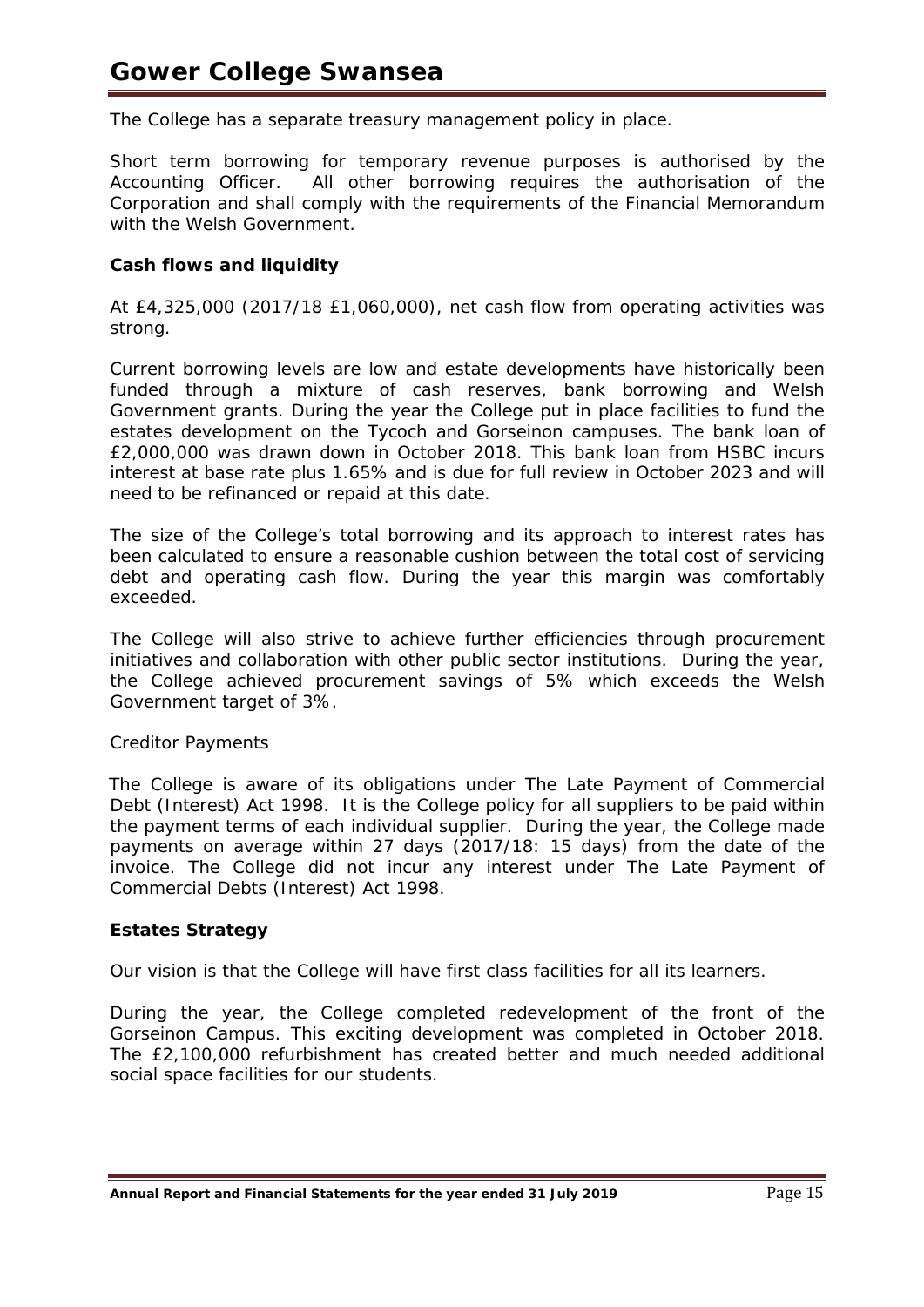The College has a separate treasury management policy in place.

Short term borrowing for temporary revenue purposes is authorised by the Accounting Officer. All other borrowing requires the authorisation of the Corporation and shall comply with the requirements of the Financial Memorandum with the Welsh Government.

**Cash flows and liquidity**

At £4,325,000 (2017/18 £1,060,000), net cash flow from operating activities was strong.

Current borrowing levels are low and estate developments have historically been funded through a mixture of cash reserves, bank borrowing and Welsh Government grants. During the year the College put in place facilities to fund the estates development on the Tycoch and Gorseinon campuses. The bank loan of £2,000,000 was drawn down in October 2018. This bank loan from HSBC incurs interest at base rate plus 1.65% and is due for full review in October 2023 and will need to be refinanced or repaid at this date.

The size of the College's total borrowing and its approach to interest rates has been calculated to ensure a reasonable cushion between the total cost of servicing debt and operating cash flow. During the year this margin was comfortably exceeded.

The College will also strive to achieve further efficiencies through procurement initiatives and collaboration with other public sector institutions. During the year, the College achieved procurement savings of 5% which exceeds the Welsh Government target of 3%.

Creditor Payments

The College is aware of its obligations under The Late Payment of Commercial Debt (Interest) Act 1998. It is the College policy for all suppliers to be paid within the payment terms of each individual supplier. During the year, the College made payments on average within 27 days (2017/18: 15 days) from the date of the invoice. The College did not incur any interest under The Late Payment of Commercial Debts (Interest) Act 1998.

**Estates Strategy**

Our vision is that the College will have first class facilities for all its learners.

During the year, the College completed redevelopment of the front of the Gorseinon Campus. This exciting development was completed in October 2018. The £2,100,000 refurbishment has created better and much needed additional social space facilities for our students.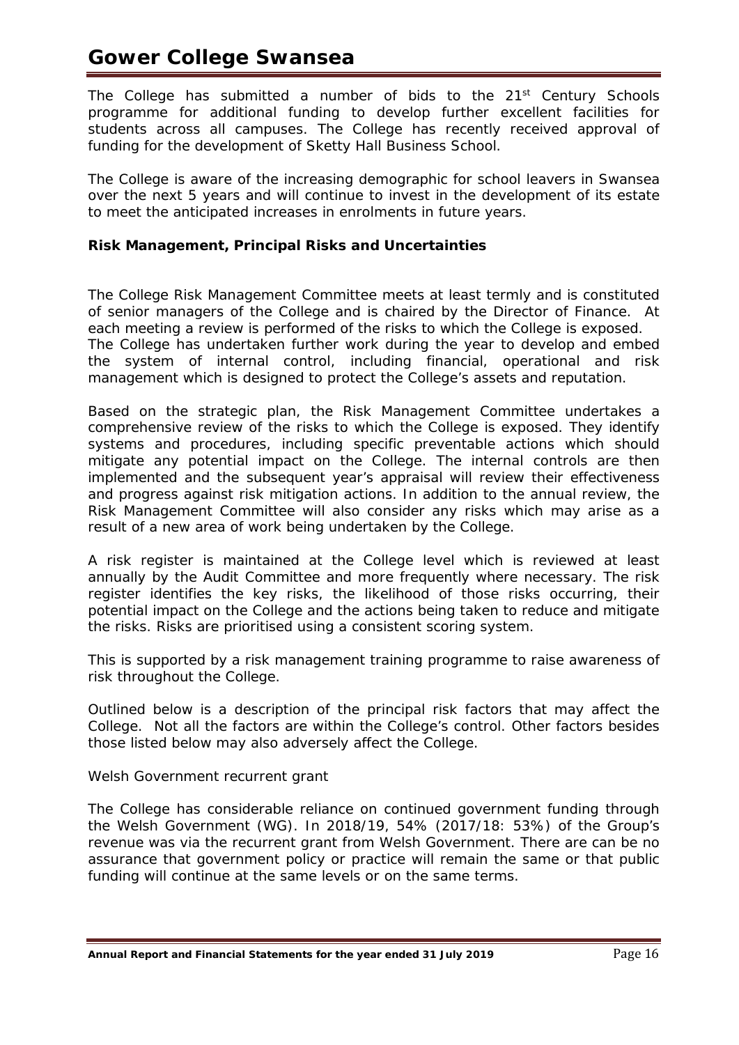The College has submitted a number of bids to the 21st Century Schools programme for additional funding to develop further excellent facilities for students across all campuses. The College has recently received approval of funding for the development of Sketty Hall Business School.

The College is aware of the increasing demographic for school leavers in Swansea over the next 5 years and will continue to invest in the development of its estate to meet the anticipated increases in enrolments in future years.

**Risk Management, Principal Risks and Uncertainties**

The College Risk Management Committee meets at least termly and is constituted of senior managers of the College and is chaired by the Director of Finance. At each meeting a review is performed of the risks to which the College is exposed. The College has undertaken further work during the year to develop and embed the system of internal control, including financial, operational and risk management which is designed to protect the College's assets and reputation.

Based on the strategic plan, the Risk Management Committee undertakes a comprehensive review of the risks to which the College is exposed. They identify systems and procedures, including specific preventable actions which should mitigate any potential impact on the College. The internal controls are then implemented and the subsequent year's appraisal will review their effectiveness and progress against risk mitigation actions. In addition to the annual review, the Risk Management Committee will also consider any risks which may arise as a result of a new area of work being undertaken by the College.

A risk register is maintained at the College level which is reviewed at least annually by the Audit Committee and more frequently where necessary. The risk register identifies the key risks, the likelihood of those risks occurring, their potential impact on the College and the actions being taken to reduce and mitigate the risks. Risks are prioritised using a consistent scoring system.

This is supported by a risk management training programme to raise awareness of risk throughout the College.

Outlined below is a description of the principal risk factors that may affect the College. Not all the factors are within the College's control. Other factors besides those listed below may also adversely affect the College.

*Welsh Government recurrent grant*

The College has considerable reliance on continued government funding through the Welsh Government (WG). In 2018/19, 54% (2017/18: 53%) of the Group's revenue was via the recurrent grant from Welsh Government. There are can be no assurance that government policy or practice will remain the same or that public funding will continue at the same levels or on the same terms.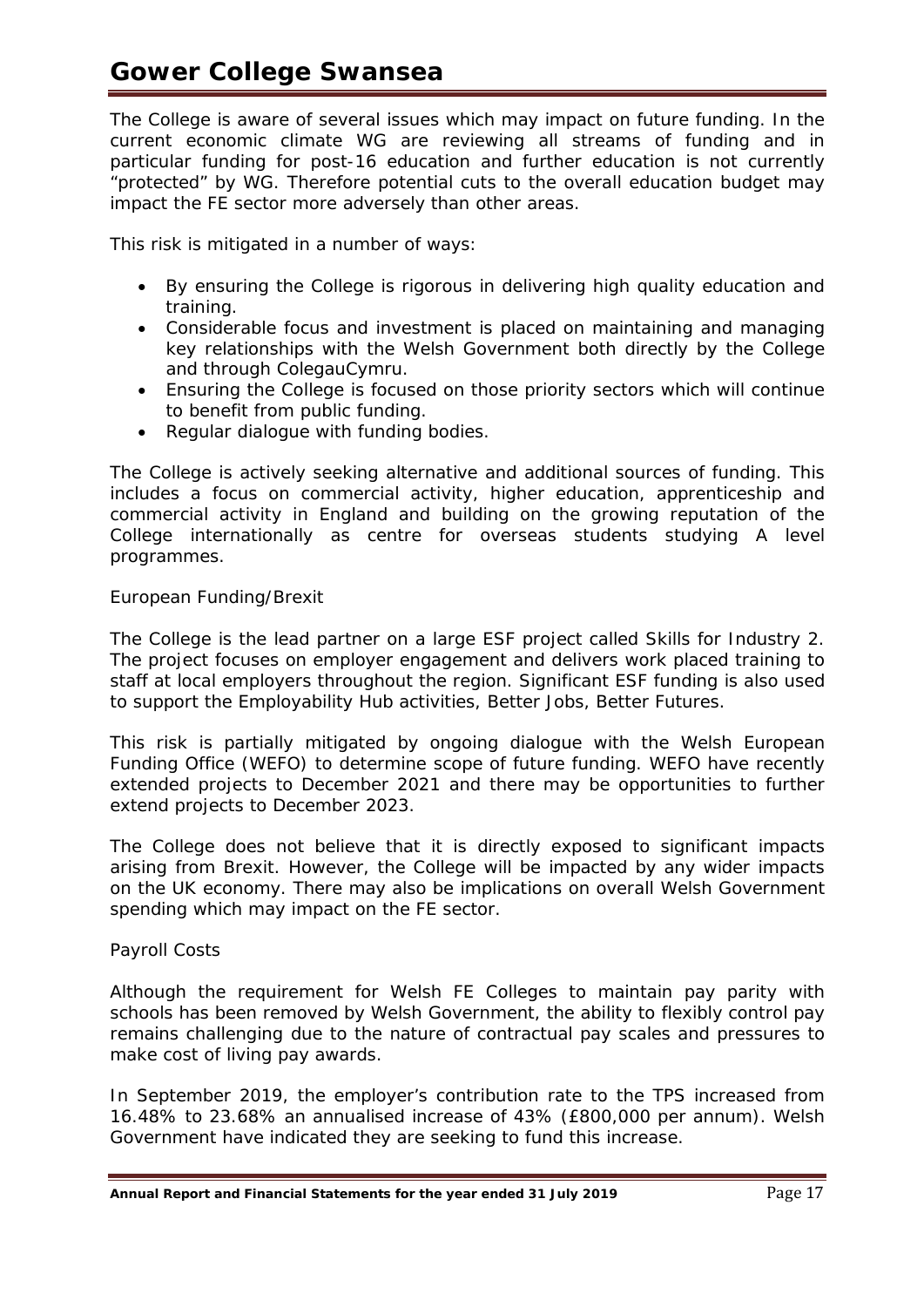The College is aware of several issues which may impact on future funding. In the current economic climate WG are reviewing all streams of funding and in particular funding for post-16 education and further education is not currently "protected" by WG. Therefore potential cuts to the overall education budget may impact the FE sector more adversely than other areas.

This risk is mitigated in a number of ways:

- By ensuring the College is rigorous in delivering high quality education and training.
- Considerable focus and investment is placed on maintaining and managing key relationships with the Welsh Government both directly by the College and through ColegauCymru.
- Ensuring the College is focused on those priority sectors which will continue to benefit from public funding.
- Regular dialogue with funding bodies.

The College is actively seeking alternative and additional sources of funding. This includes a focus on commercial activity, higher education, apprenticeship and commercial activity in England and building on the growing reputation of the College internationally as centre for overseas students studying A level programmes.

*European Funding/Brexit*

The College is the lead partner on a large ESF project called Skills for Industry 2. The project focuses on employer engagement and delivers work placed training to staff at local employers throughout the region. Significant ESF funding is also used to support the Employability Hub activities, Better Jobs, Better Futures.

This risk is partially mitigated by ongoing dialogue with the Welsh European Funding Office (WEFO) to determine scope of future funding. WEFO have recently extended projects to December 2021 and there may be opportunities to further extend projects to December 2023.

The College does not believe that it is directly exposed to significant impacts arising from Brexit. However, the College will be impacted by any wider impacts on the UK economy. There may also be implications on overall Welsh Government spending which may impact on the FE sector.

*Payroll Costs*

Although the requirement for Welsh FE Colleges to maintain pay parity with schools has been removed by Welsh Government, the ability to flexibly control pay remains challenging due to the nature of contractual pay scales and pressures to make cost of living pay awards.

In September 2019, the employer's contribution rate to the TPS increased from 16.48% to 23.68% an annualised increase of 43% (£800,000 per annum). Welsh Government have indicated they are seeking to fund this increase.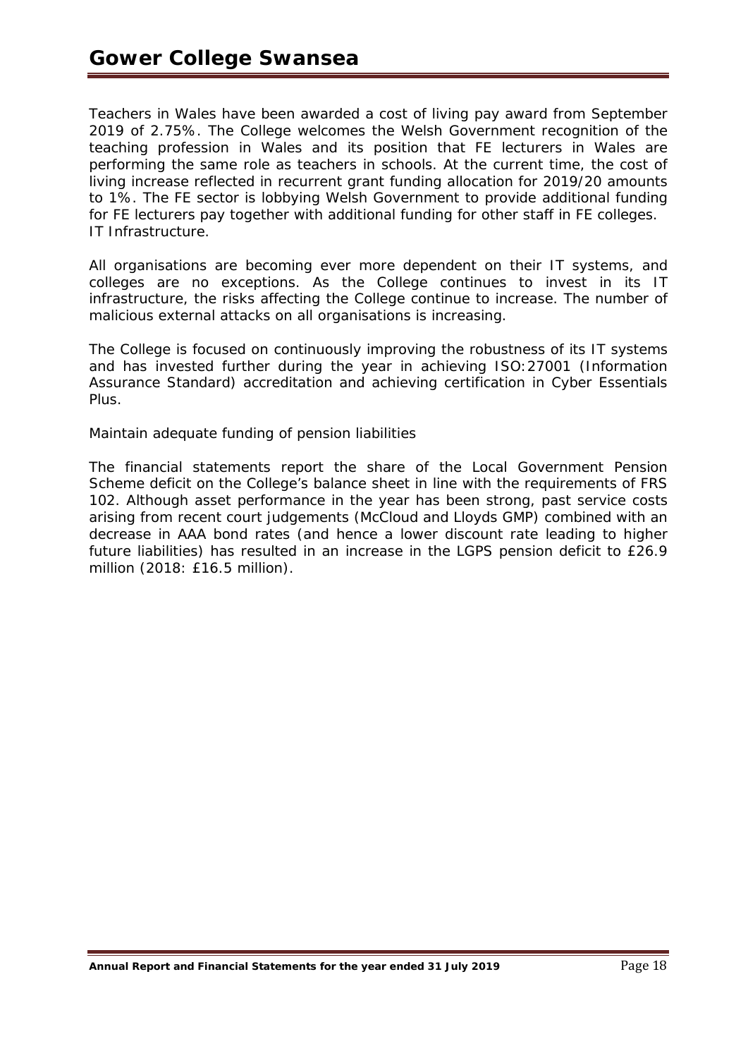Teachers in Wales have been awarded a cost of living pay award from September 2019 of 2.75%. The College welcomes the Welsh Government recognition of the teaching profession in Wales and its position that FE lecturers in Wales are performing the same role as teachers in schools. At the current time, the cost of living increase reflected in recurrent grant funding allocation for 2019/20 amounts to 1%. The FE sector is lobbying Welsh Government to provide additional funding for FE lecturers pay together with additional funding for other staff in FE colleges.

*IT Infrastructure.*

All organisations are becoming ever more dependent on their IT systems, and colleges are no exceptions. As the College continues to invest in its IT infrastructure, the risks affecting the College continue to increase. The number of malicious external attacks on all organisations is increasing.

The College is focused on continuously improving the robustness of its IT systems and has invested further during the year in achieving ISO:27001 (Information Assurance Standard) accreditation and achieving certification in Cyber Essentials Plus.

*Maintain adequate funding of pension liabilities*

The financial statements report the share of the Local Government Pension Scheme deficit on the College's balance sheet in line with the requirements of FRS 102. Although asset performance in the year has been strong, past service costs arising from recent court judgements (McCloud and Lloyds GMP) combined with an decrease in AAA bond rates (and hence a lower discount rate leading to higher future liabilities) has resulted in an increase in the LGPS pension deficit to £26.9 million (2018: £16.5 million).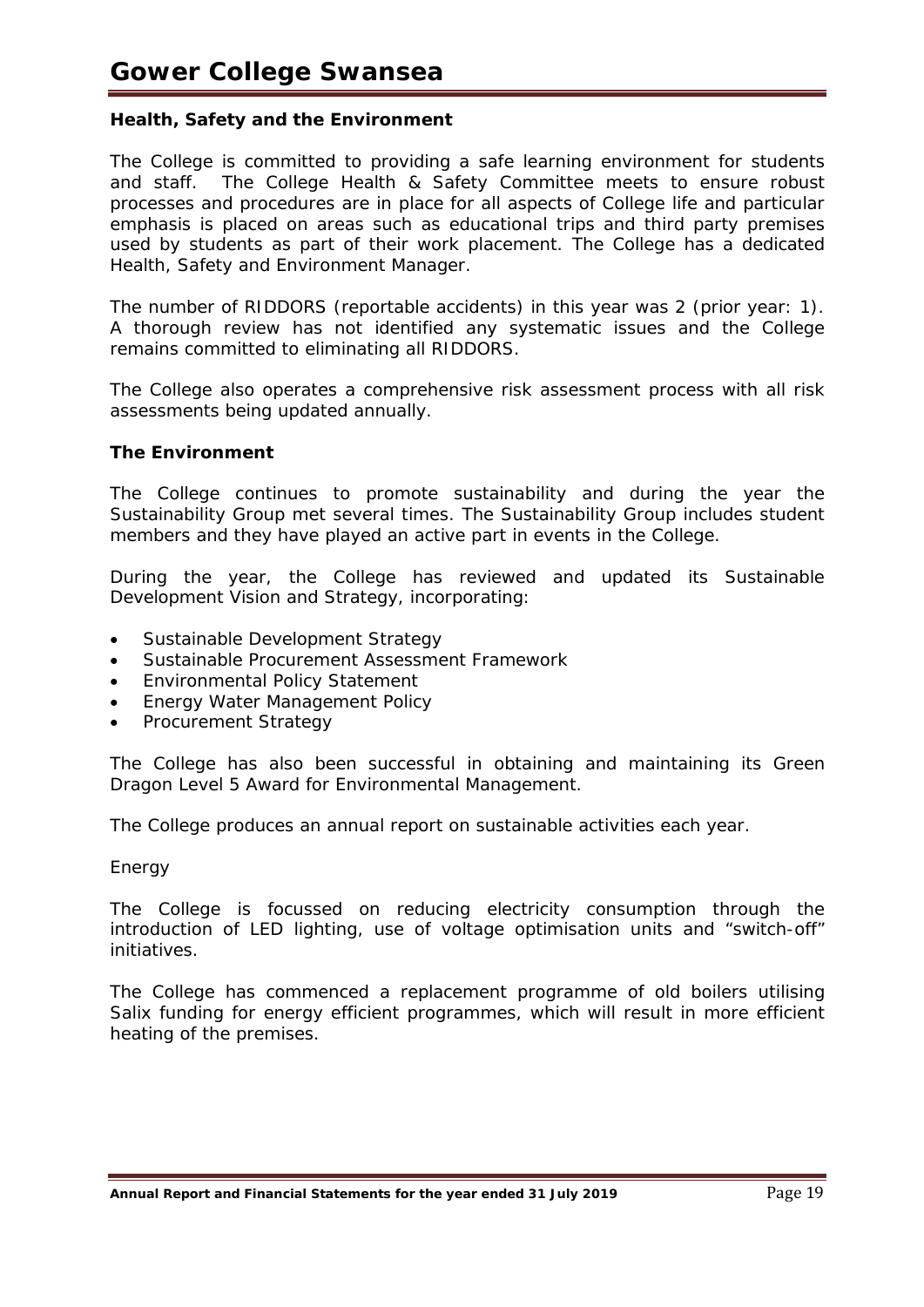### Health, Safety and the Environment

The College is committed to providing a safe learning environment for students and staff. The College Health & Safety Committee meets to ensure robust processes and procedures are in place for all aspects of College life and particular emphasis is placed on areas such as educational trips and third party premises used by students as part of their work placement. The College has a dedicated Health, Safety and Environment Manager.

The number of RIDDORS (reportable accidents) in this year was 2 (prior year: 1). A thorough review has not identified any systematic issues and the College remains committed to eliminating all RIDDORS.

The College also operates a comprehensive risk assessment process with all risk assessments being updated annually.

### The Environment

The College continues to promote sustainability and during the year the Sustainability Group met several times. The Sustainability Group includes student members and they have played an active part in events in the College.

During the year, the College has reviewed and updated its Sustainable Development Vision and Strategy, incorporating:

- Sustainable Development Strategy
- Sustainable Procurement Assessment Framework
- Environmental Policy Statement
- Energy Water Management Policy
- Procurement Strategy

The College has also been successful in obtaining and maintaining its Green Dragon Level 5 Award for Environmental Management.

The College produces an annual report on sustainable activities each year.

*Energy*

The College is focussed on reducing electricity consumption through the introduction of LED lighting, use of voltage optimisation units and "switch-off" initiatives.

The College has commenced a replacement programme of old boilers utilising Salix funding for energy efficient programmes, which will result in more efficient heating of the premises.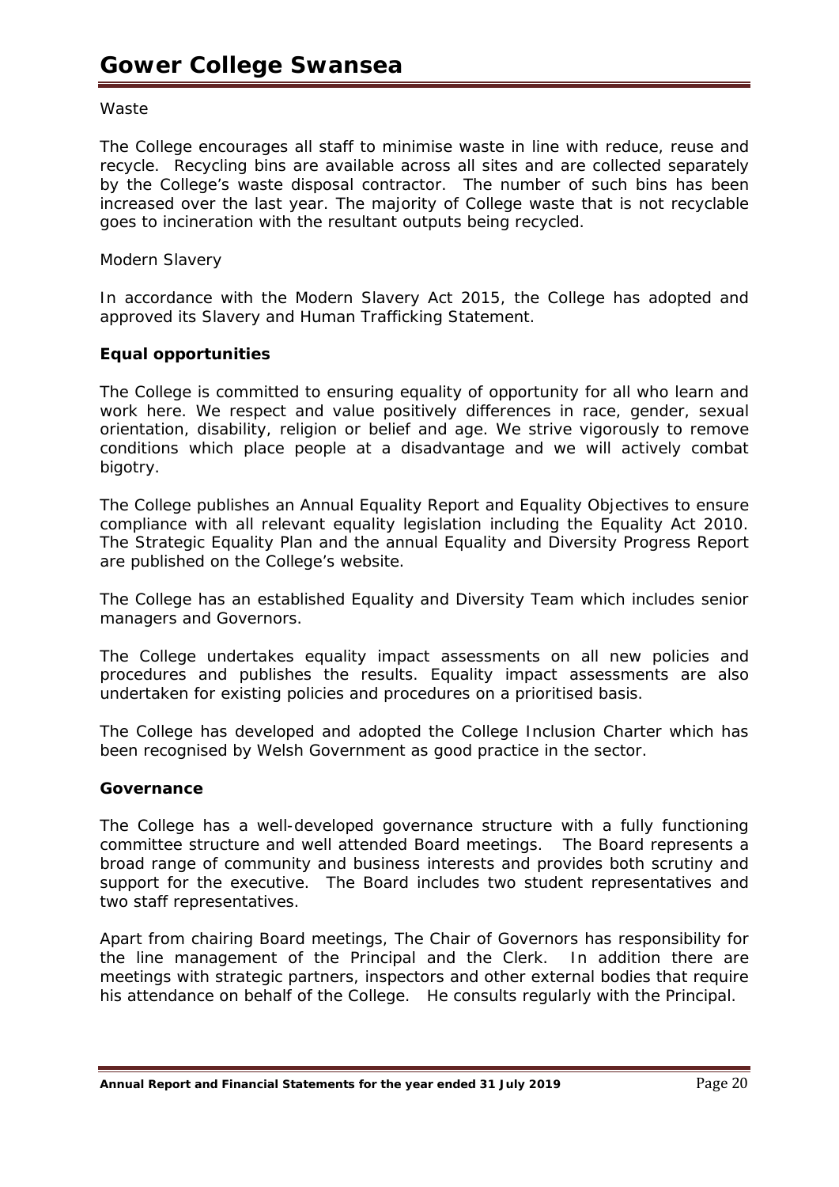Waste

The College encourages all staff to minimise waste in line with reduce, reuse and recycle. Recycling bins are available across all sites and are collected separately by the College's waste disposal contractor. The number of such bins has been increased over the last year. The majority of College waste that is not recyclable goes to incineration with the resultant outputs being recycled.

Modern Slavery

In accordance with the Modern Slavery Act 2015, the College has adopted and approved its Slavery and Human Trafficking Statement.

**Equal opportunities**

The College is committed to ensuring equality of opportunity for all who learn and work here. We respect and value positively differences in race, gender, sexual orientation, disability, religion or belief and age. We strive vigorously to remove conditions which place people at a disadvantage and we will actively combat bigotry.

The College publishes an Annual Equality Report and Equality Objectives to ensure compliance with all relevant equality legislation including the Equality Act 2010. The Strategic Equality Plan and the annual Equality and Diversity Progress Report are published on the College's website.

The College has an established Equality and Diversity Team which includes senior managers and Governors.

The College undertakes equality impact assessments on all new policies and procedures and publishes the results. Equality impact assessments are also undertaken for existing policies and procedures on a prioritised basis.

The College has developed and adopted the College Inclusion Charter which has been recognised by Welsh Government as good practice in the sector.

**Governance**

The College has a well-developed governance structure with a fully functioning committee structure and well attended Board meetings. The Board represents a broad range of community and business interests and provides both scrutiny and support for the executive. The Board includes two student representatives and two staff representatives.

Apart from chairing Board meetings, The Chair of Governors has responsibility for the line management of the Principal and the Clerk. In addition there are meetings with strategic partners, inspectors and other external bodies that require his attendance on behalf of the College. He consults regularly with the Principal.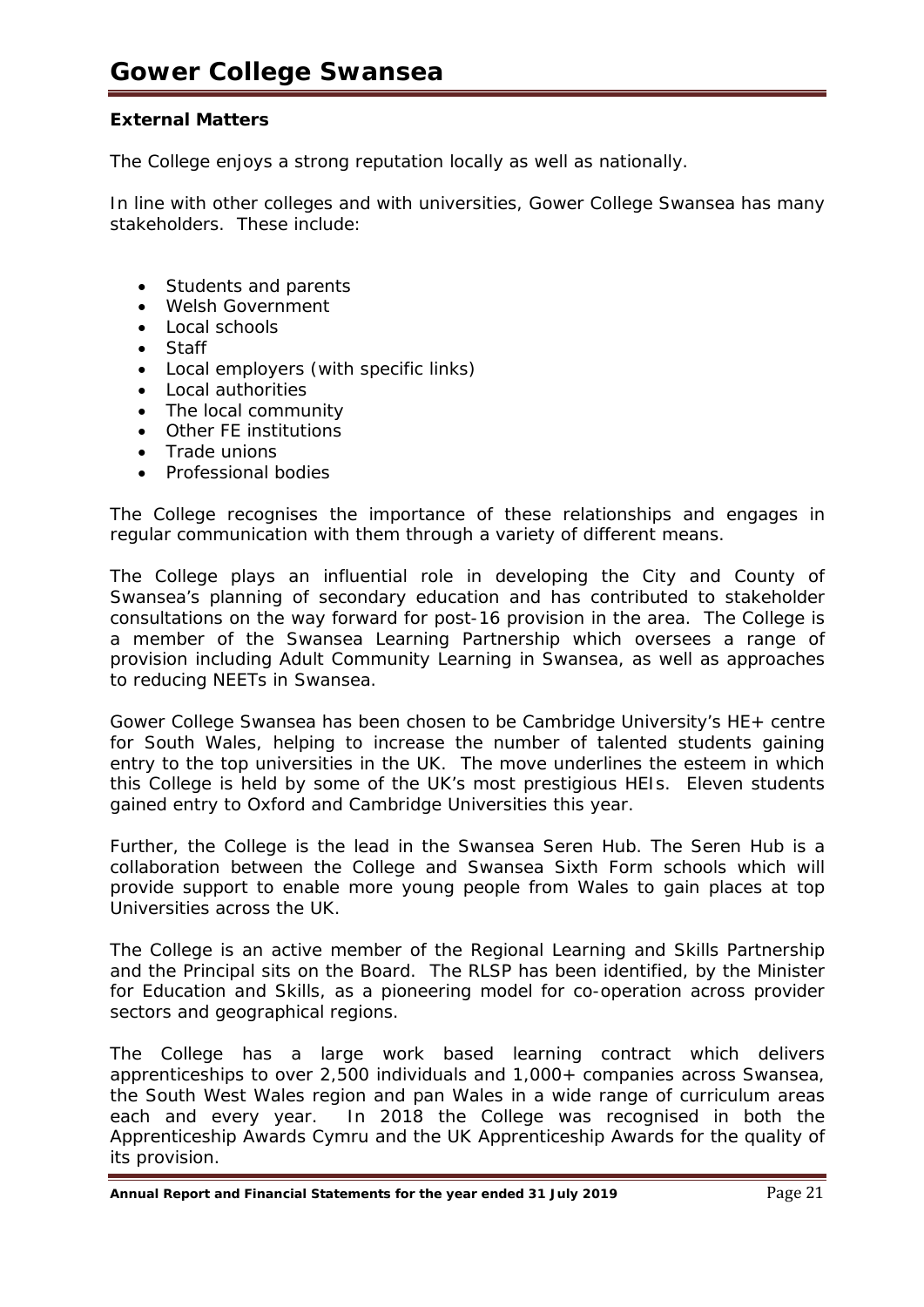### External Matters

The College enjoys a strong reputation locally as well as nationally.

In line with other colleges and with universities, Gower College Swansea has many stakeholders. These include:

- Students and parents
- Welsh Government
- Local schools
- Staff
- Local employers (with specific links)
- Local authorities
- The local community
- Other FE institutions
- Trade unions
- Professional bodies

The College recognises the importance of these relationships and engages in regular communication with them through a variety of different means.

The College plays an influential role in developing the City and County of Swansea's planning of secondary education and has contributed to stakeholder consultations on the way forward for post-16 provision in the area. The College is a member of the Swansea Learning Partnership which oversees a range of provision including Adult Community Learning in Swansea, as well as approaches to reducing NEETs in Swansea.

Gower College Swansea has been chosen to be Cambridge University's HE+ centre for South Wales, helping to increase the number of talented students gaining entry to the top universities in the UK. The move underlines the esteem in which this College is held by some of the UK's most prestigious HEIs. Eleven students gained entry to Oxford and Cambridge Universities this year.

Further, the College is the lead in the Swansea Seren Hub. The Seren Hub is a collaboration between the College and Swansea Sixth Form schools which will provide support to enable more young people from Wales to gain places at top Universities across the UK.

The College is an active member of the Regional Learning and Skills Partnership and the Principal sits on the Board. The RLSP has been identified, by the Minister for Education and Skills, as a pioneering model for co-operation across provider sectors and geographical regions.

The College has a large work based learning contract which delivers apprenticeships to over 2,500 individuals and 1,000+ companies across Swansea, the South West Wales region and pan Wales in a wide range of curriculum areas each and every year. In 2018 the College was recognised in both the Apprenticeship Awards Cymru and the UK Apprenticeship Awards for the quality of its provision.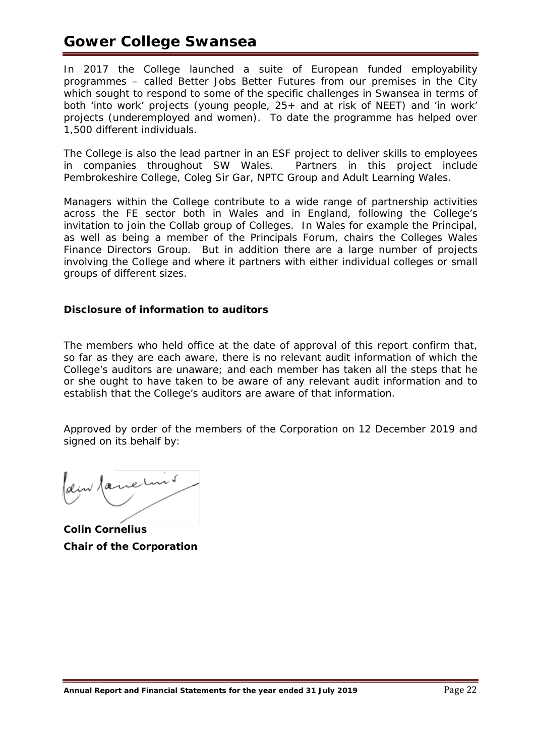In 2017 the College launched a suite of European funded employability programmes – called Better Jobs Better Futures from our premises in the City which sought to respond to some of the specific challenges in Swansea in terms of both 'into work' projects (young people, 25+ and at risk of NEET) and 'in work' projects (underemployed and women). To date the programme has helped over 1,500 different individuals.

The College is also the lead partner in an ESF project to deliver skills to employees in companies throughout SW Wales. Partners in this project include Pembrokeshire College, Coleg Sir Gar, NPTC Group and Adult Learning Wales.

Managers within the College contribute to a wide range of partnership activities across the FE sector both in Wales and in England, following the College's invitation to join the Collab group of Colleges. In Wales for example the Principal, as well as being a member of the Principals Forum, chairs the Colleges Wales Finance Directors Group. But in addition there are a large number of projects involving the College and where it partners with either individual colleges or small groups of different sizes.

**Disclosure of information to auditors**

The members who held office at the date of approval of this report confirm that, so far as they are each aware, there is no relevant audit information of which the College's auditors are unaware; and each member has taken all the steps that he or she ought to have taken to be aware of any relevant audit information and to establish that the College's auditors are aware of that information.

Approved by order of the members of the Corporation on 12 December 2019 and signed on its behalf by:

**Colin Cornelius**
**Chair of the Corporation**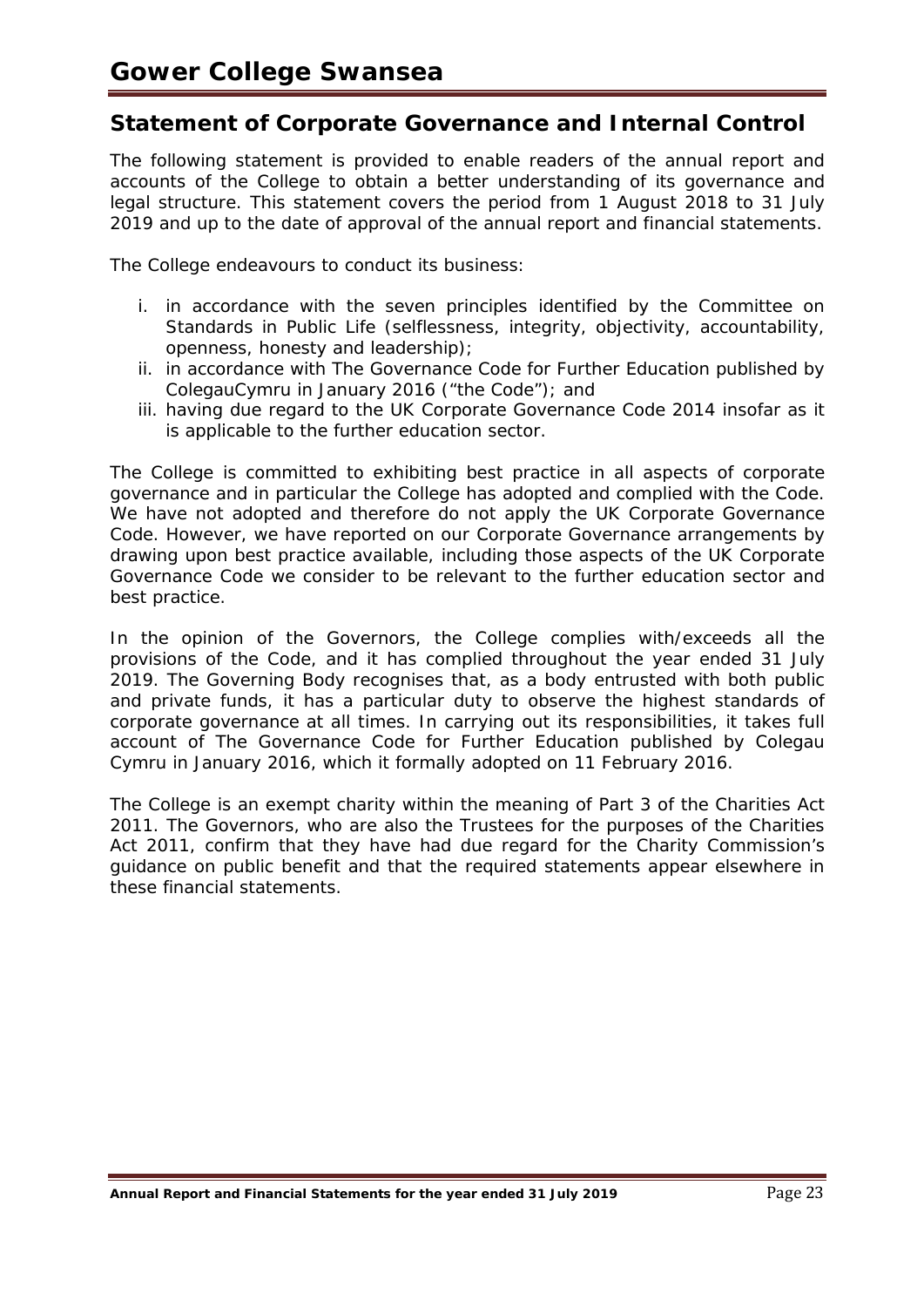# Gower College Swansea

## Statement of Corporate Governance and Internal Control

The following statement is provided to enable readers of the annual report and accounts of the College to obtain a better understanding of its governance and legal structure. This statement covers the period from 1 August 2018 to 31 July 2019 and up to the date of approval of the annual report and financial statements.

The College endeavours to conduct its business:

i. in accordance with the seven principles identified by the Committee on Standards in Public Life (selflessness, integrity, objectivity, accountability, openness, honesty and leadership);
ii. in accordance with The Governance Code for Further Education published by ColegauCymru in January 2016 ("the Code"); and
iii. having due regard to the UK Corporate Governance Code 2014 insofar as it is applicable to the further education sector.

The College is committed to exhibiting best practice in all aspects of corporate governance and in particular the College has adopted and complied with the Code. We have not adopted and therefore do not apply the UK Corporate Governance Code. However, we have reported on our Corporate Governance arrangements by drawing upon best practice available, including those aspects of the UK Corporate Governance Code we consider to be relevant to the further education sector and best practice.

In the opinion of the Governors, the College complies with/exceeds all the provisions of the Code, and it has complied throughout the year ended 31 July 2019. The Governing Body recognises that, as a body entrusted with both public and private funds, it has a particular duty to observe the highest standards of corporate governance at all times. In carrying out its responsibilities, it takes full account of The Governance Code for Further Education published by Colegau Cymru in January 2016, which it formally adopted on 11 February 2016.

The College is an exempt charity within the meaning of Part 3 of the Charities Act 2011. The Governors, who are also the Trustees for the purposes of the Charities Act 2011, confirm that they have had due regard for the Charity Commission's guidance on public benefit and that the required statements appear elsewhere in these financial statements.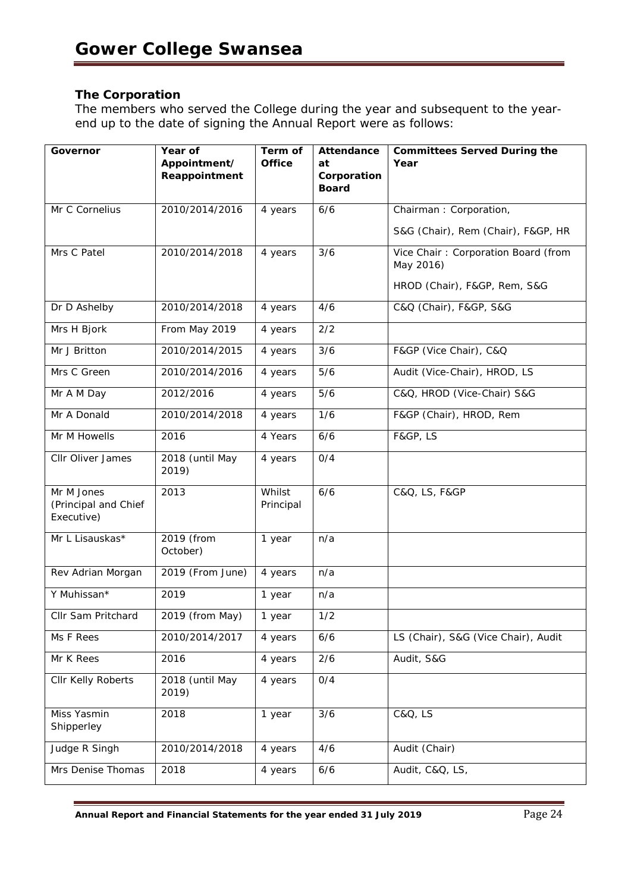## The Corporation

The members who served the College during the year and subsequent to the year-end up to the date of signing the Annual Report were as follows:

| Governor | Year of Appointment/ Reappointment | Term of Office | Attendance at Corporation Board | Committees Served During the Year |
|---|---|---|---|---|
| Mr C Cornelius | 2010/2014/2016 | 4 years | 6/6 | Chairman : Corporation, S&G (Chair), Rem (Chair), F&GP, HR |
| Mrs C Patel | 2010/2014/2018 | 4 years | 3/6 | Vice Chair : Corporation Board (from May 2016) HROD (Chair), F&GP, Rem, S&G |
| Dr D Ashelby | 2010/2014/2018 | 4 years | 4/6 | C&Q (Chair), F&GP, S&G |
| Mrs H Bjork | From May 2019 | 4 years | 2/2 | |
| Mr J Britton | 2010/2014/2015 | 4 years | 3/6 | F&GP (Vice Chair), C&Q |
| Mrs C Green | 2010/2014/2016 | 4 years | 5/6 | Audit (Vice-Chair), HROD, LS |
| Mr A M Day | 2012/2016 | 4 years | 5/6 | C&Q, HROD (Vice-Chair) S&G |
| Mr A Donald | 2010/2014/2018 | 4 years | 1/6 | F&GP (Chair), HROD, Rem |
| Mr M Howells | 2016 | 4 Years | 6/6 | F&GP, LS |
| Cllr Oliver James | 2018 (until May 2019) | 4 years | 0/4 | |
| Mr M Jones (Principal and Chief Executive) | 2013 | Whilst Principal | 6/6 | C&Q, LS, F&GP |
| Mr L Lisauskas* | 2019 (from October) | 1 year | n/a | |
| Rev Adrian Morgan | 2019 (From June) | 4 years | n/a | |
| Y Muhissan* | 2019 | 1 year | n/a | |
| Cllr Sam Pritchard | 2019 (from May) | 1 year | 1/2 | |
| Ms F Rees | 2010/2014/2017 | 4 years | 6/6 | LS (Chair), S&G (Vice Chair), Audit |
| Mr K Rees | 2016 | 4 years | 2/6 | Audit, S&G |
| Cllr Kelly Roberts | 2018 (until May 2019) | 4 years | 0/4 | |
| Miss Yasmin Shipperley | 2018 | 1 year | 3/6 | C&Q, LS |
| Judge R Singh | 2010/2014/2018 | 4 years | 4/6 | Audit (Chair) |
| Mrs Denise Thomas | 2018 | 4 years | 6/6 | Audit, C&Q, LS, |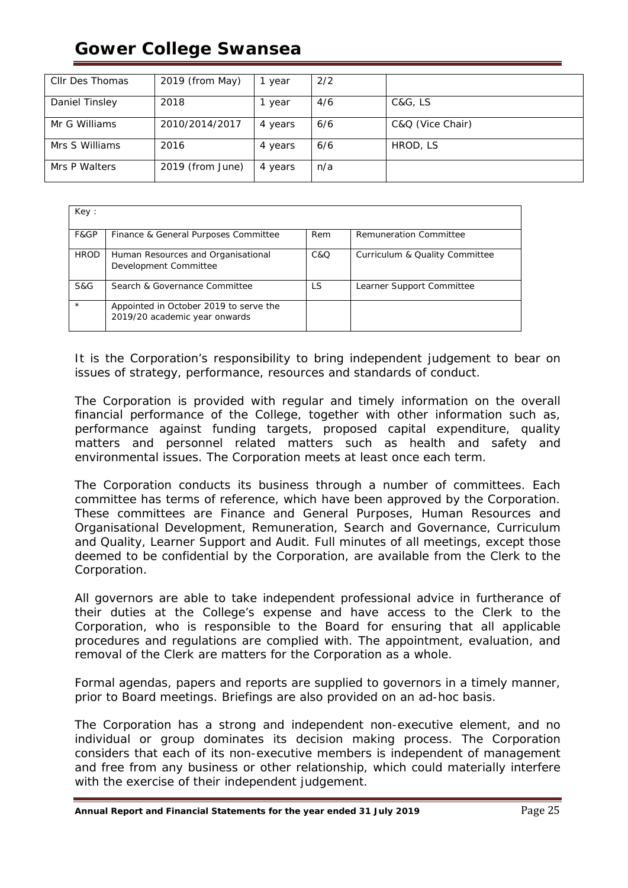| Cllr Des Thomas | 2019 (from May) | 1 year | 2/2 | |
|---|---|---|---|---|
| Daniel Tinsley | 2018 | 1 year | 4/6 | C&G, LS |
| Mr G Williams | 2010/2014/2017 | 4 years | 6/6 | C&Q (Vice Chair) |
| Mrs S Williams | 2016 | 4 years | 6/6 | HROD, LS |
| Mrs P Walters | 2019 (from June) | 4 years | n/a | |

| Key : | | | |
|---|---|---|---|
| F&GP | Finance & General Purposes Committee | Rem | Remuneration Committee |
| HROD | Human Resources and Organisational Development Committee | C&Q | Curriculum & Quality Committee |
| S&G | Search & Governance Committee | LS | Learner Support Committee |
| * | Appointed in October 2019 to serve the 2019/20 academic year onwards | | |

It is the Corporation's responsibility to bring independent judgement to bear on issues of strategy, performance, resources and standards of conduct.

The Corporation is provided with regular and timely information on the overall financial performance of the College, together with other information such as, performance against funding targets, proposed capital expenditure, quality matters and personnel related matters such as health and safety and environmental issues. The Corporation meets at least once each term.

The Corporation conducts its business through a number of committees. Each committee has terms of reference, which have been approved by the Corporation. These committees are Finance and General Purposes, Human Resources and Organisational Development, Remuneration, Search and Governance, Curriculum and Quality, Learner Support and Audit. Full minutes of all meetings, except those deemed to be confidential by the Corporation, are available from the Clerk to the Corporation.

All governors are able to take independent professional advice in furtherance of their duties at the College's expense and have access to the Clerk to the Corporation, who is responsible to the Board for ensuring that all applicable procedures and regulations are complied with. The appointment, evaluation, and removal of the Clerk are matters for the Corporation as a whole.

Formal agendas, papers and reports are supplied to governors in a timely manner, prior to Board meetings. Briefings are also provided on an ad-hoc basis.

The Corporation has a strong and independent non-executive element, and no individual or group dominates its decision making process. The Corporation considers that each of its non-executive members is independent of management and free from any business or other relationship, which could materially interfere with the exercise of their independent judgement.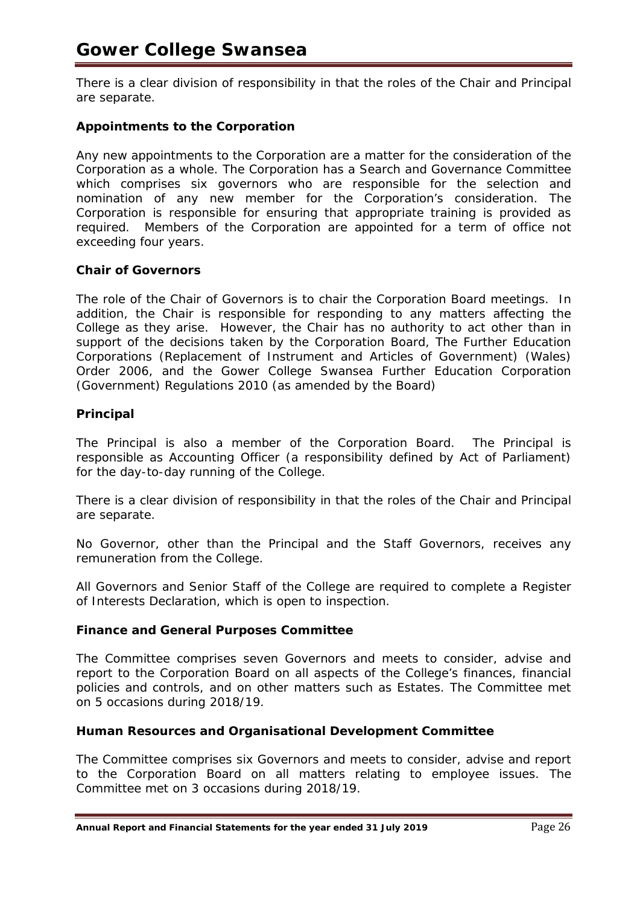There is a clear division of responsibility in that the roles of the Chair and Principal are separate.

### Appointments to the Corporation

Any new appointments to the Corporation are a matter for the consideration of the Corporation as a whole. The Corporation has a Search and Governance Committee which comprises six governors who are responsible for the selection and nomination of any new member for the Corporation's consideration. The Corporation is responsible for ensuring that appropriate training is provided as required. Members of the Corporation are appointed for a term of office not exceeding four years.

### Chair of Governors

The role of the Chair of Governors is to chair the Corporation Board meetings. In addition, the Chair is responsible for responding to any matters affecting the College as they arise. However, the Chair has no authority to act other than in support of the decisions taken by the Corporation Board, The Further Education Corporations (Replacement of Instrument and Articles of Government) (Wales) Order 2006, and the Gower College Swansea Further Education Corporation (Government) Regulations 2010 (as amended by the Board)

### Principal

The Principal is also a member of the Corporation Board. The Principal is responsible as Accounting Officer (a responsibility defined by Act of Parliament) for the day-to-day running of the College.

There is a clear division of responsibility in that the roles of the Chair and Principal are separate.

No Governor, other than the Principal and the Staff Governors, receives any remuneration from the College.

All Governors and Senior Staff of the College are required to complete a Register of Interests Declaration, which is open to inspection.

### Finance and General Purposes Committee

The Committee comprises seven Governors and meets to consider, advise and report to the Corporation Board on all aspects of the College's finances, financial policies and controls, and on other matters such as Estates. The Committee met on 5 occasions during 2018/19.

### Human Resources and Organisational Development Committee

The Committee comprises six Governors and meets to consider, advise and report to the Corporation Board on all matters relating to employee issues. The Committee met on 3 occasions during 2018/19.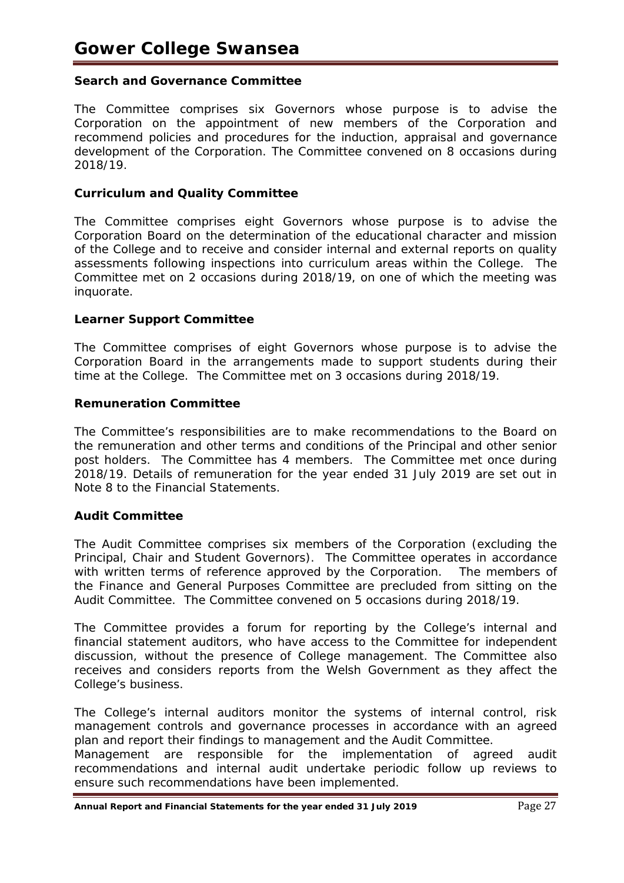### Search and Governance Committee

The Committee comprises six Governors whose purpose is to advise the Corporation on the appointment of new members of the Corporation and recommend policies and procedures for the induction, appraisal and governance development of the Corporation. The Committee convened on 8 occasions during 2018/19.

### Curriculum and Quality Committee

The Committee comprises eight Governors whose purpose is to advise the Corporation Board on the determination of the educational character and mission of the College and to receive and consider internal and external reports on quality assessments following inspections into curriculum areas within the College. The Committee met on 2 occasions during 2018/19, on one of which the meeting was inquorate.

### Learner Support Committee

The Committee comprises of eight Governors whose purpose is to advise the Corporation Board in the arrangements made to support students during their time at the College. The Committee met on 3 occasions during 2018/19.

### Remuneration Committee

The Committee's responsibilities are to make recommendations to the Board on the remuneration and other terms and conditions of the Principal and other senior post holders. The Committee has 4 members. The Committee met once during 2018/19. Details of remuneration for the year ended 31 July 2019 are set out in Note 8 to the Financial Statements.

### Audit Committee

The Audit Committee comprises six members of the Corporation (excluding the Principal, Chair and Student Governors). The Committee operates in accordance with written terms of reference approved by the Corporation. The members of the Finance and General Purposes Committee are precluded from sitting on the Audit Committee. The Committee convened on 5 occasions during 2018/19.

The Committee provides a forum for reporting by the College's internal and financial statement auditors, who have access to the Committee for independent discussion, without the presence of College management. The Committee also receives and considers reports from the Welsh Government as they affect the College's business.

The College's internal auditors monitor the systems of internal control, risk management controls and governance processes in accordance with an agreed plan and report their findings to management and the Audit Committee.
Management are responsible for the implementation of agreed audit recommendations and internal audit undertake periodic follow up reviews to ensure such recommendations have been implemented.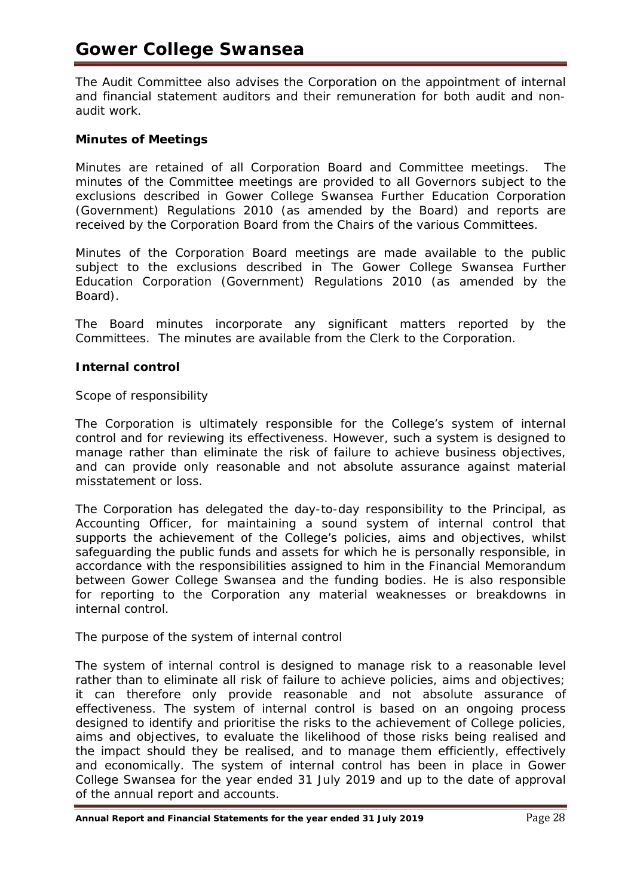The Audit Committee also advises the Corporation on the appointment of internal and financial statement auditors and their remuneration for both audit and non-audit work.

**Minutes of Meetings**

Minutes are retained of all Corporation Board and Committee meetings. The minutes of the Committee meetings are provided to all Governors subject to the exclusions described in Gower College Swansea Further Education Corporation (Government) Regulations 2010 (as amended by the Board) and reports are received by the Corporation Board from the Chairs of the various Committees.

Minutes of the Corporation Board meetings are made available to the public subject to the exclusions described in The Gower College Swansea Further Education Corporation (Government) Regulations 2010 (as amended by the Board).

The Board minutes incorporate any significant matters reported by the Committees. The minutes are available from the Clerk to the Corporation.

**Internal control**

*Scope of responsibility*

The Corporation is ultimately responsible for the College's system of internal control and for reviewing its effectiveness. However, such a system is designed to manage rather than eliminate the risk of failure to achieve business objectives, and can provide only reasonable and not absolute assurance against material misstatement or loss.

The Corporation has delegated the day-to-day responsibility to the Principal, as Accounting Officer, for maintaining a sound system of internal control that supports the achievement of the College's policies, aims and objectives, whilst safeguarding the public funds and assets for which he is personally responsible, in accordance with the responsibilities assigned to him in the Financial Memorandum between Gower College Swansea and the funding bodies. He is also responsible for reporting to the Corporation any material weaknesses or breakdowns in internal control.

*The purpose of the system of internal control*

The system of internal control is designed to manage risk to a reasonable level rather than to eliminate all risk of failure to achieve policies, aims and objectives; it can therefore only provide reasonable and not absolute assurance of effectiveness. The system of internal control is based on an ongoing process designed to identify and prioritise the risks to the achievement of College policies, aims and objectives, to evaluate the likelihood of those risks being realised and the impact should they be realised, and to manage them efficiently, effectively and economically. The system of internal control has been in place in Gower College Swansea for the year ended 31 July 2019 and up to the date of approval of the annual report and accounts.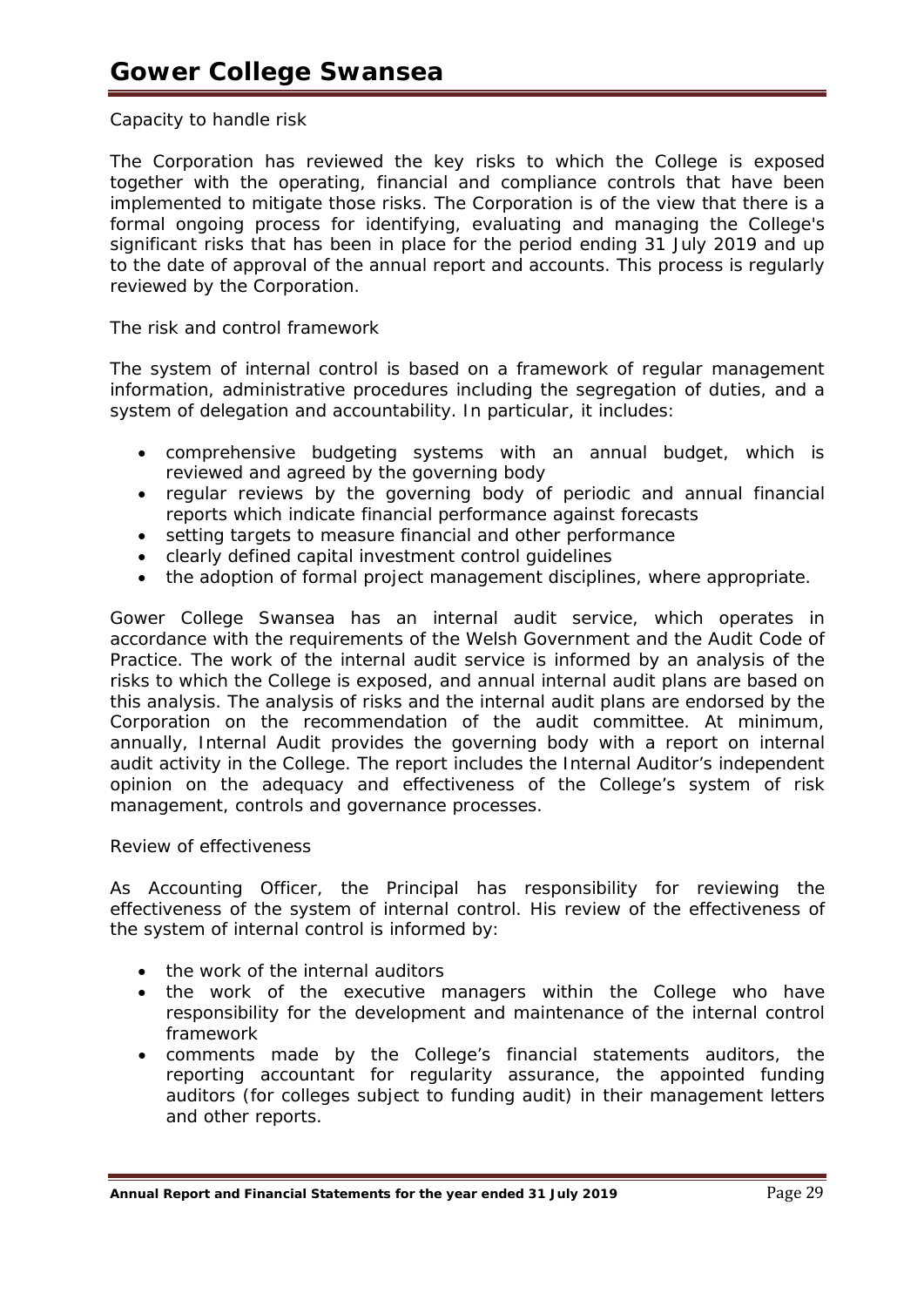Capacity to handle risk

The Corporation has reviewed the key risks to which the College is exposed together with the operating, financial and compliance controls that have been implemented to mitigate those risks. The Corporation is of the view that there is a formal ongoing process for identifying, evaluating and managing the College's significant risks that has been in place for the period ending 31 July 2019 and up to the date of approval of the annual report and accounts. This process is regularly reviewed by the Corporation.

The risk and control framework

The system of internal control is based on a framework of regular management information, administrative procedures including the segregation of duties, and a system of delegation and accountability. In particular, it includes:

- comprehensive budgeting systems with an annual budget, which is reviewed and agreed by the governing body
- regular reviews by the governing body of periodic and annual financial reports which indicate financial performance against forecasts
- setting targets to measure financial and other performance
- clearly defined capital investment control guidelines
- the adoption of formal project management disciplines, where appropriate.

Gower College Swansea has an internal audit service, which operates in accordance with the requirements of the Welsh Government and the Audit Code of Practice. The work of the internal audit service is informed by an analysis of the risks to which the College is exposed, and annual internal audit plans are based on this analysis. The analysis of risks and the internal audit plans are endorsed by the Corporation on the recommendation of the audit committee. At minimum, annually, Internal Audit provides the governing body with a report on internal audit activity in the College. The report includes the Internal Auditor's independent opinion on the adequacy and effectiveness of the College's system of risk management, controls and governance processes.

Review of effectiveness

As Accounting Officer, the Principal has responsibility for reviewing the effectiveness of the system of internal control. His review of the effectiveness of the system of internal control is informed by:

- the work of the internal auditors
- the work of the executive managers within the College who have responsibility for the development and maintenance of the internal control framework
- comments made by the College's financial statements auditors, the reporting accountant for regularity assurance, the appointed funding auditors (for colleges subject to funding audit) in their management letters and other reports.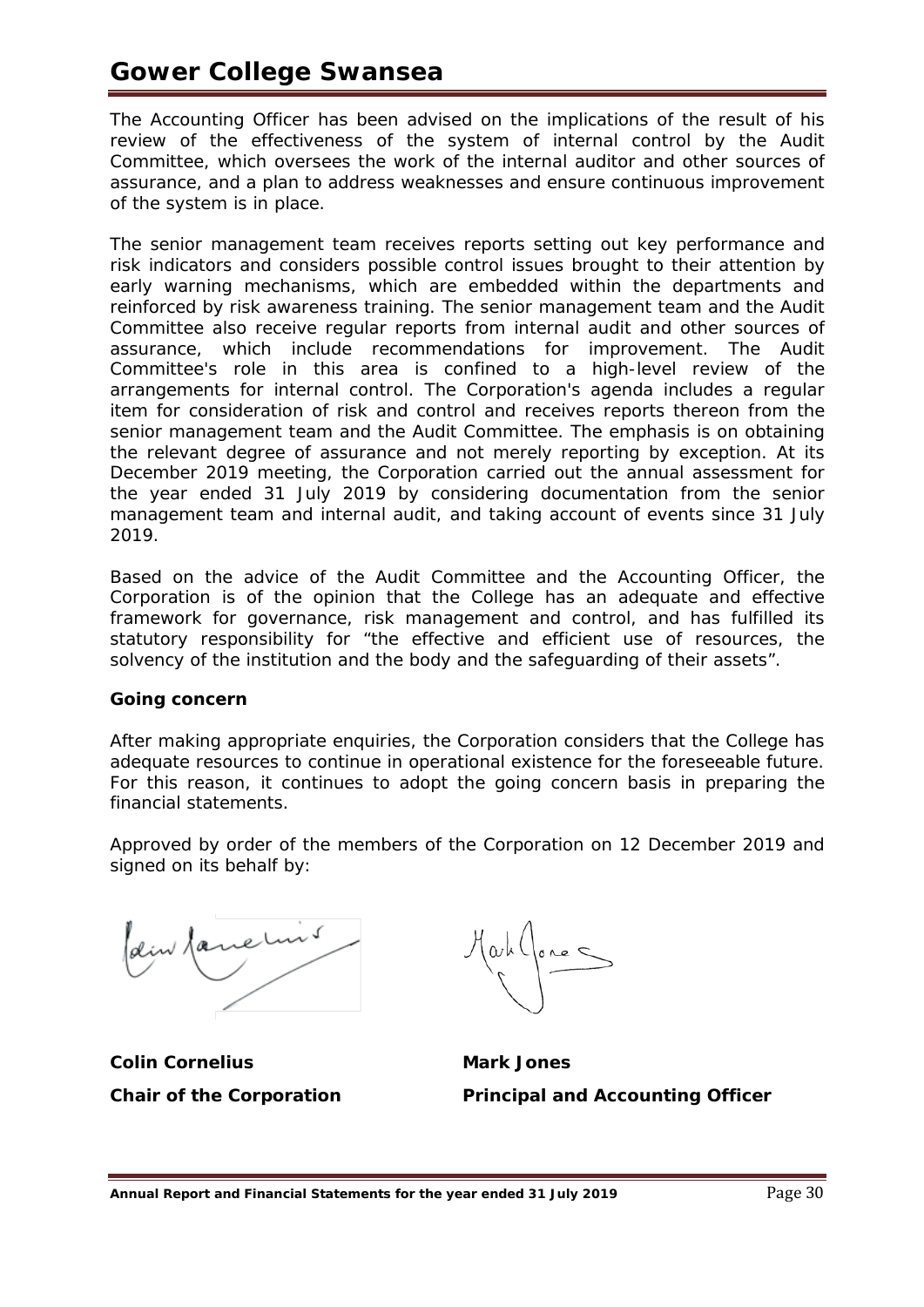The Accounting Officer has been advised on the implications of the result of his review of the effectiveness of the system of internal control by the Audit Committee, which oversees the work of the internal auditor and other sources of assurance, and a plan to address weaknesses and ensure continuous improvement of the system is in place.

The senior management team receives reports setting out key performance and risk indicators and considers possible control issues brought to their attention by early warning mechanisms, which are embedded within the departments and reinforced by risk awareness training. The senior management team and the Audit Committee also receive regular reports from internal audit and other sources of assurance, which include recommendations for improvement. The Audit Committee's role in this area is confined to a high-level review of the arrangements for internal control. The Corporation's agenda includes a regular item for consideration of risk and control and receives reports thereon from the senior management team and the Audit Committee. The emphasis is on obtaining the relevant degree of assurance and not merely reporting by exception. At its December 2019 meeting, the Corporation carried out the annual assessment for the year ended 31 July 2019 by considering documentation from the senior management team and internal audit, and taking account of events since 31 July 2019.

Based on the advice of the Audit Committee and the Accounting Officer, the Corporation is of the opinion that the College has an adequate and effective framework for governance, risk management and control, and has fulfilled its statutory responsibility for "the effective and efficient use of resources, the solvency of the institution and the body and the safeguarding of their assets".

**Going concern**

After making appropriate enquiries, the Corporation considers that the College has adequate resources to continue in operational existence for the foreseeable future. For this reason, it continues to adopt the going concern basis in preparing the financial statements.

Approved by order of the members of the Corporation on 12 December 2019 and signed on its behalf by:

| | |
|---|---|
| **Colin Cornelius** | **Mark Jones** |
| **Chair of the Corporation** | **Principal and Accounting Officer** |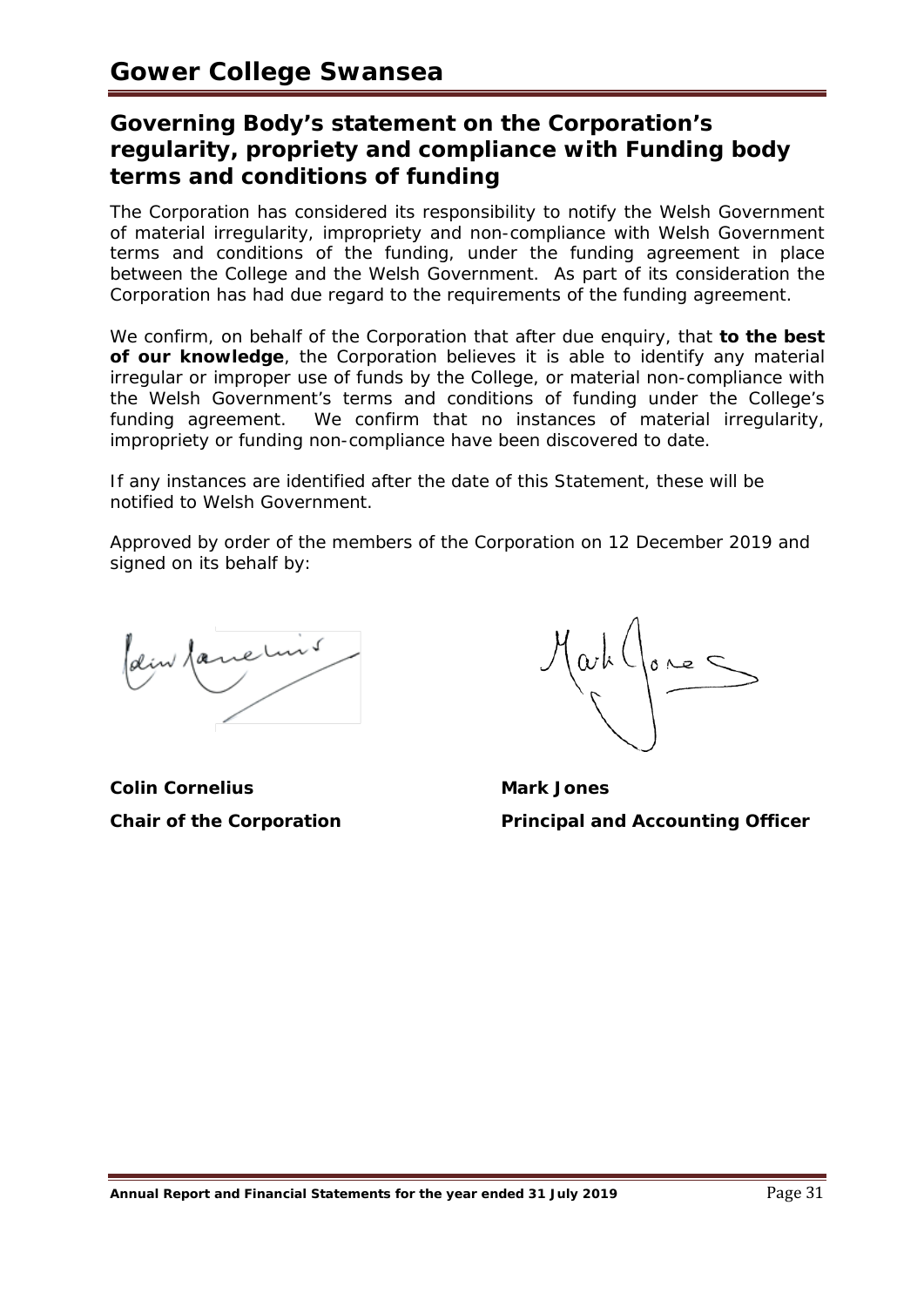## Governing Body's statement on the Corporation's regularity, propriety and compliance with Funding body terms and conditions of funding

The Corporation has considered its responsibility to notify the Welsh Government of material irregularity, impropriety and non-compliance with Welsh Government terms and conditions of the funding, under the funding agreement in place between the College and the Welsh Government. As part of its consideration the Corporation has had due regard to the requirements of the funding agreement.

We confirm, on behalf of the Corporation that after due enquiry, that **to the best of our knowledge**, the Corporation believes it is able to identify any material irregular or improper use of funds by the College, or material non-compliance with the Welsh Government's terms and conditions of funding under the College's funding agreement. We confirm that no instances of material irregularity, impropriety or funding non-compliance have been discovered to date.

If any instances are identified after the date of this Statement, these will be notified to Welsh Government.

Approved by order of the members of the Corporation on 12 December 2019 and signed on its behalf by:

**Colin Cornelius**
**Chair of the Corporation**

**Mark Jones**
**Principal and Accounting Officer**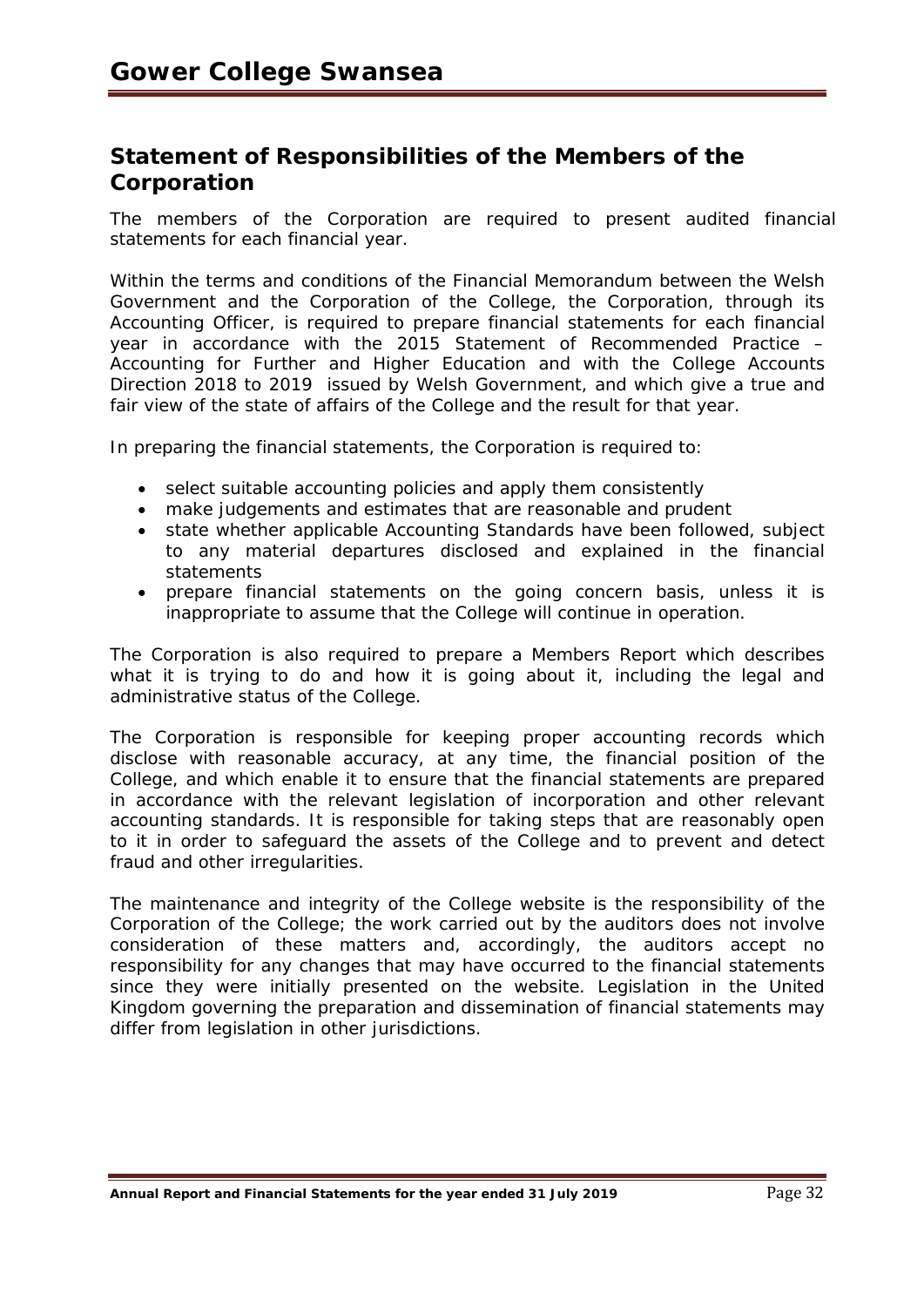## Statement of Responsibilities of the Members of the Corporation

The members of the Corporation are required to present audited financial statements for each financial year.

Within the terms and conditions of the Financial Memorandum between the Welsh Government and the Corporation of the College, the Corporation, through its Accounting Officer, is required to prepare financial statements for each financial year in accordance with the 2015 Statement of Recommended Practice – Accounting for Further and Higher Education and with the College Accounts Direction 2018 to 2019 issued by Welsh Government, and which give a true and fair view of the state of affairs of the College and the result for that year.

In preparing the financial statements, the Corporation is required to:

- select suitable accounting policies and apply them consistently
- make judgements and estimates that are reasonable and prudent
- state whether applicable Accounting Standards have been followed, subject to any material departures disclosed and explained in the financial statements
- prepare financial statements on the going concern basis, unless it is inappropriate to assume that the College will continue in operation.

The Corporation is also required to prepare a Members Report which describes what it is trying to do and how it is going about it, including the legal and administrative status of the College.

The Corporation is responsible for keeping proper accounting records which disclose with reasonable accuracy, at any time, the financial position of the College, and which enable it to ensure that the financial statements are prepared in accordance with the relevant legislation of incorporation and other relevant accounting standards. It is responsible for taking steps that are reasonably open to it in order to safeguard the assets of the College and to prevent and detect fraud and other irregularities.

The maintenance and integrity of the College website is the responsibility of the Corporation of the College; the work carried out by the auditors does not involve consideration of these matters and, accordingly, the auditors accept no responsibility for any changes that may have occurred to the financial statements since they were initially presented on the website. Legislation in the United Kingdom governing the preparation and dissemination of financial statements may differ from legislation in other jurisdictions.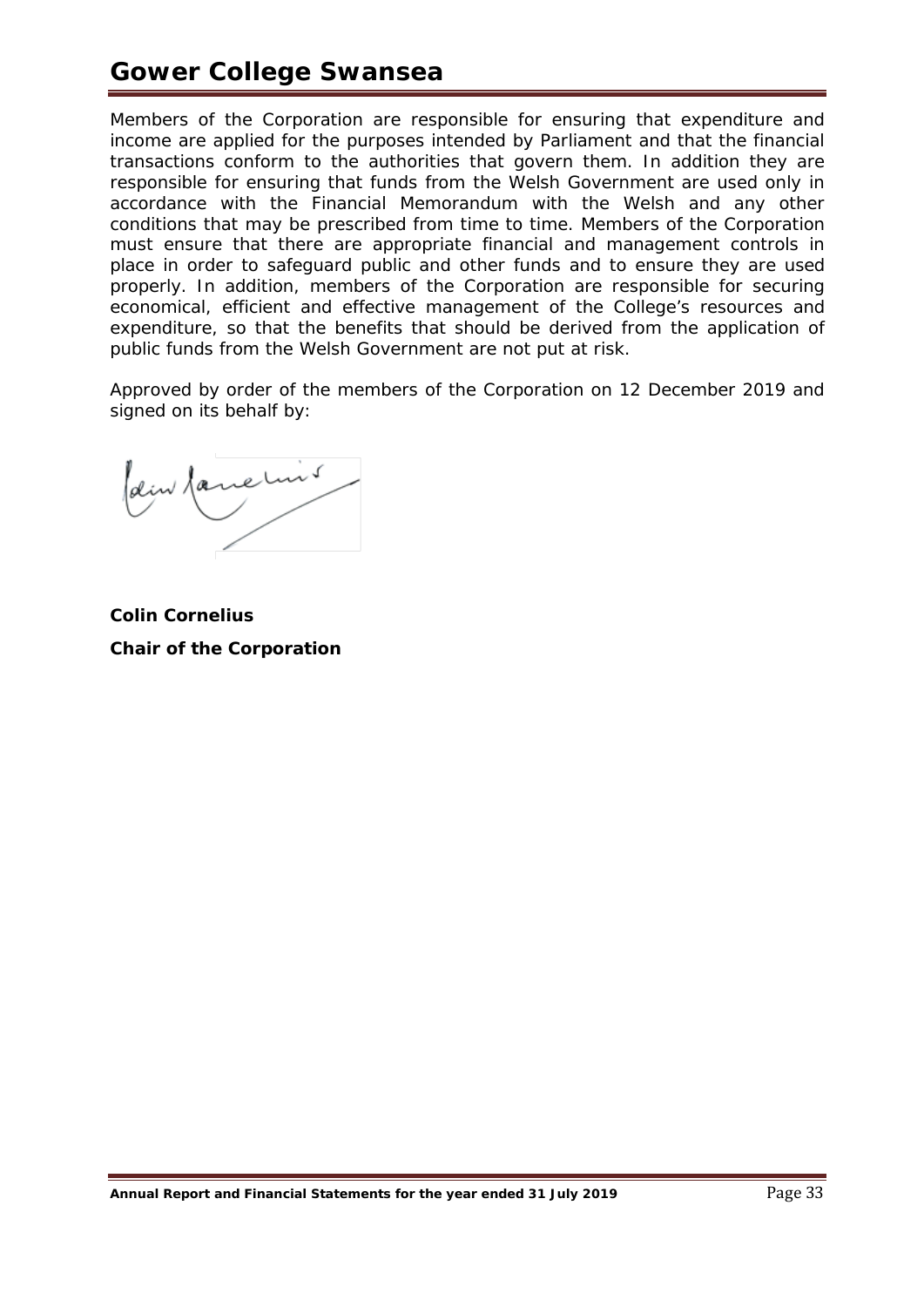Members of the Corporation are responsible for ensuring that expenditure and income are applied for the purposes intended by Parliament and that the financial transactions conform to the authorities that govern them. In addition they are responsible for ensuring that funds from the Welsh Government are used only in accordance with the Financial Memorandum with the Welsh and any other conditions that may be prescribed from time to time. Members of the Corporation must ensure that there are appropriate financial and management controls in place in order to safeguard public and other funds and to ensure they are used properly. In addition, members of the Corporation are responsible for securing economical, efficient and effective management of the College's resources and expenditure, so that the benefits that should be derived from the application of public funds from the Welsh Government are not put at risk.

Approved by order of the members of the Corporation on 12 December 2019 and signed on its behalf by:

**Colin Cornelius**

**Chair of the Corporation**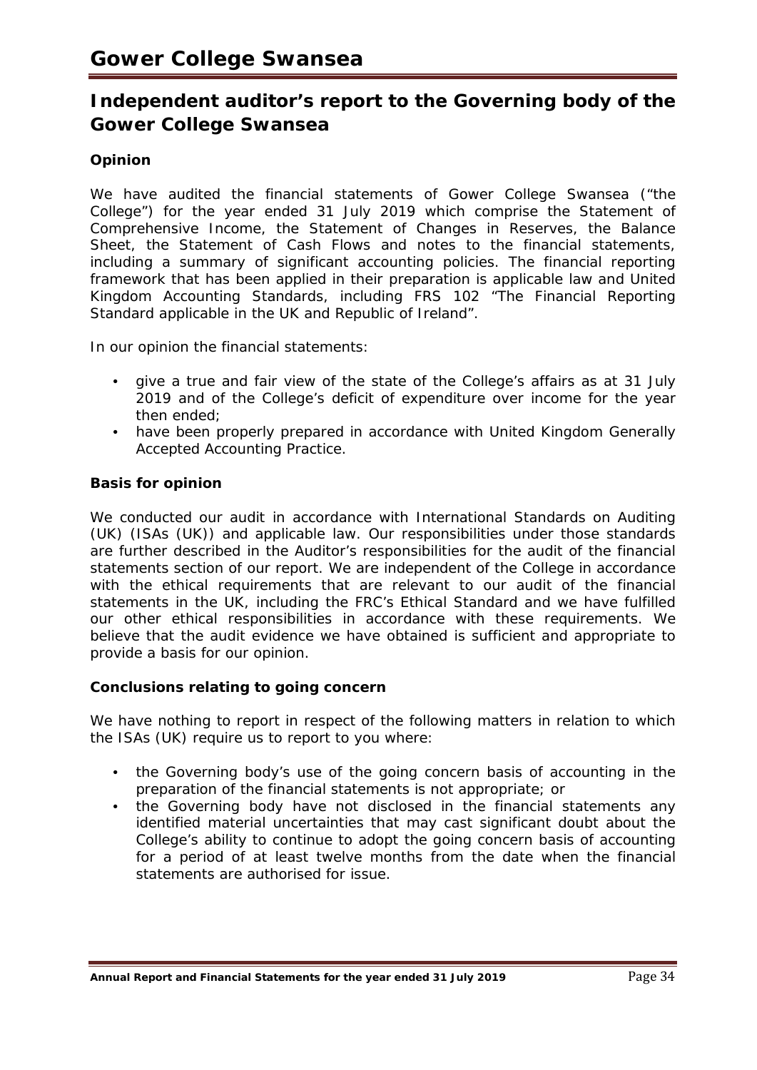# Gower College Swansea

## Independent auditor's report to the Governing body of the Gower College Swansea

### Opinion

We have audited the financial statements of Gower College Swansea ("the College") for the year ended 31 July 2019 which comprise the Statement of Comprehensive Income, the Statement of Changes in Reserves, the Balance Sheet, the Statement of Cash Flows and notes to the financial statements, including a summary of significant accounting policies. The financial reporting framework that has been applied in their preparation is applicable law and United Kingdom Accounting Standards, including FRS 102 "The Financial Reporting Standard applicable in the UK and Republic of Ireland".

In our opinion the financial statements:

- give a true and fair view of the state of the College's affairs as at 31 July 2019 and of the College's deficit of expenditure over income for the year then ended;
- have been properly prepared in accordance with United Kingdom Generally Accepted Accounting Practice.

### Basis for opinion

We conducted our audit in accordance with International Standards on Auditing (UK) (ISAs (UK)) and applicable law. Our responsibilities under those standards are further described in the Auditor's responsibilities for the audit of the financial statements section of our report. We are independent of the College in accordance with the ethical requirements that are relevant to our audit of the financial statements in the UK, including the FRC's Ethical Standard and we have fulfilled our other ethical responsibilities in accordance with these requirements. We believe that the audit evidence we have obtained is sufficient and appropriate to provide a basis for our opinion.

### Conclusions relating to going concern

We have nothing to report in respect of the following matters in relation to which the ISAs (UK) require us to report to you where:

- the Governing body's use of the going concern basis of accounting in the preparation of the financial statements is not appropriate; or
- the Governing body have not disclosed in the financial statements any identified material uncertainties that may cast significant doubt about the College's ability to continue to adopt the going concern basis of accounting for a period of at least twelve months from the date when the financial statements are authorised for issue.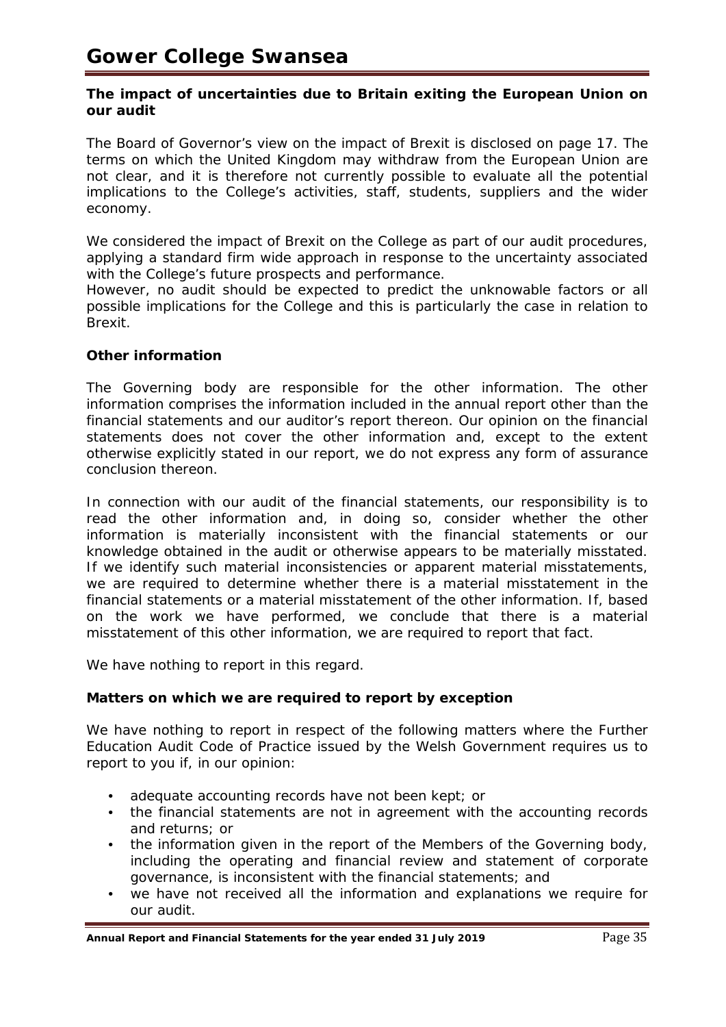**The impact of uncertainties due to Britain exiting the European Union on our audit**

The Board of Governor's view on the impact of Brexit is disclosed on page 17. The terms on which the United Kingdom may withdraw from the European Union are not clear, and it is therefore not currently possible to evaluate all the potential implications to the College's activities, staff, students, suppliers and the wider economy.

We considered the impact of Brexit on the College as part of our audit procedures, applying a standard firm wide approach in response to the uncertainty associated with the College's future prospects and performance.
However, no audit should be expected to predict the unknowable factors or all possible implications for the College and this is particularly the case in relation to Brexit.

**Other information**

The Governing body are responsible for the other information. The other information comprises the information included in the annual report other than the financial statements and our auditor's report thereon. Our opinion on the financial statements does not cover the other information and, except to the extent otherwise explicitly stated in our report, we do not express any form of assurance conclusion thereon.

In connection with our audit of the financial statements, our responsibility is to read the other information and, in doing so, consider whether the other information is materially inconsistent with the financial statements or our knowledge obtained in the audit or otherwise appears to be materially misstated. If we identify such material inconsistencies or apparent material misstatements, we are required to determine whether there is a material misstatement in the financial statements or a material misstatement of the other information. If, based on the work we have performed, we conclude that there is a material misstatement of this other information, we are required to report that fact.

We have nothing to report in this regard.

**Matters on which we are required to report by exception**

We have nothing to report in respect of the following matters where the Further Education Audit Code of Practice issued by the Welsh Government requires us to report to you if, in our opinion:

- adequate accounting records have not been kept; or
- the financial statements are not in agreement with the accounting records and returns; or
- the information given in the report of the Members of the Governing body, including the operating and financial review and statement of corporate governance, is inconsistent with the financial statements; and
- we have not received all the information and explanations we require for our audit.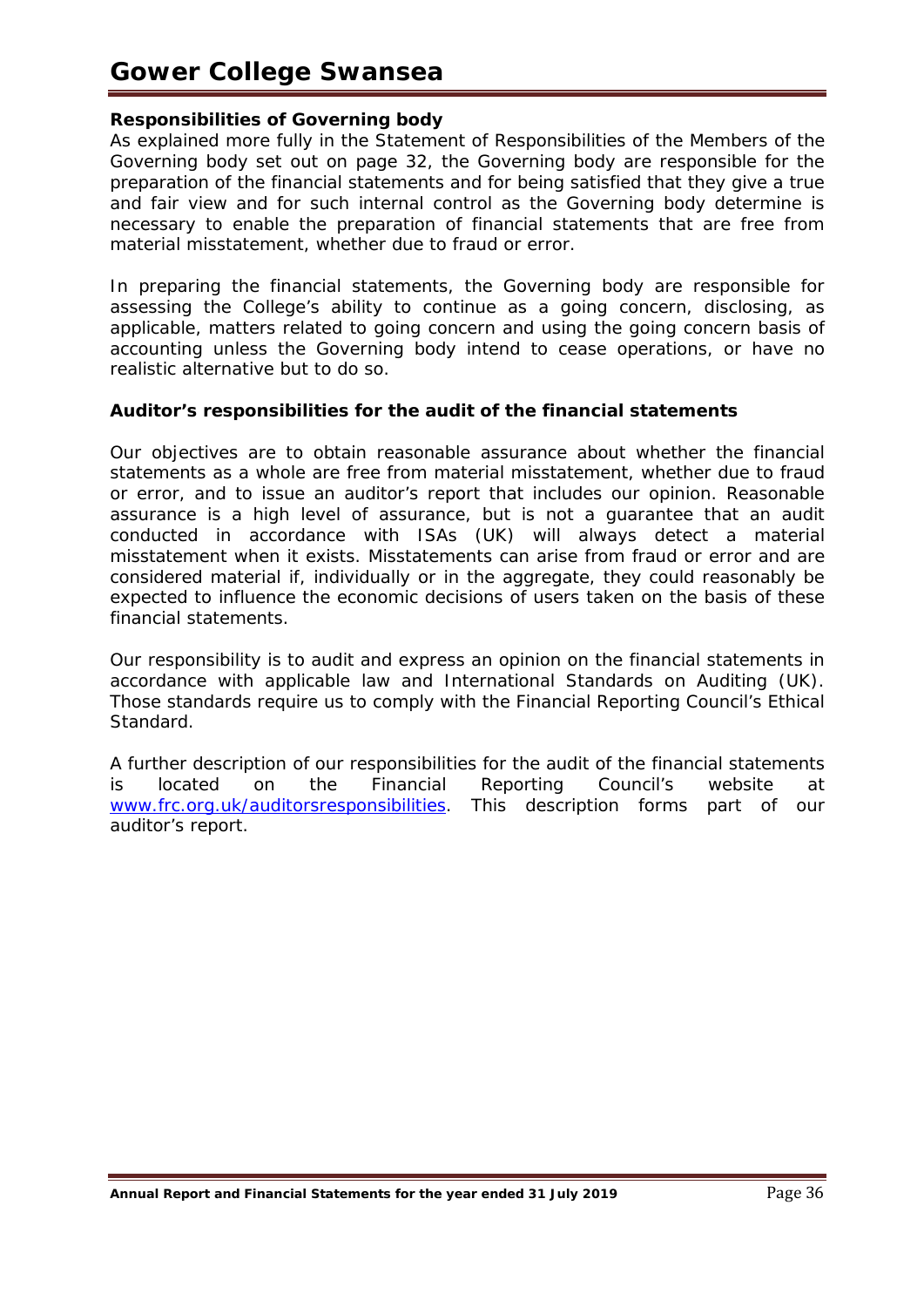### Responsibilities of Governing body

As explained more fully in the Statement of Responsibilities of the Members of the Governing body set out on page 32, the Governing body are responsible for the preparation of the financial statements and for being satisfied that they give a true and fair view and for such internal control as the Governing body determine is necessary to enable the preparation of financial statements that are free from material misstatement, whether due to fraud or error.

In preparing the financial statements, the Governing body are responsible for assessing the College's ability to continue as a going concern, disclosing, as applicable, matters related to going concern and using the going concern basis of accounting unless the Governing body intend to cease operations, or have no realistic alternative but to do so.

### Auditor's responsibilities for the audit of the financial statements

Our objectives are to obtain reasonable assurance about whether the financial statements as a whole are free from material misstatement, whether due to fraud or error, and to issue an auditor's report that includes our opinion. Reasonable assurance is a high level of assurance, but is not a guarantee that an audit conducted in accordance with ISAs (UK) will always detect a material misstatement when it exists. Misstatements can arise from fraud or error and are considered material if, individually or in the aggregate, they could reasonably be expected to influence the economic decisions of users taken on the basis of these financial statements.

Our responsibility is to audit and express an opinion on the financial statements in accordance with applicable law and International Standards on Auditing (UK). Those standards require us to comply with the Financial Reporting Council's Ethical Standard.

A further description of our responsibilities for the audit of the financial statements is located on the Financial Reporting Council's website at [www.frc.org.uk/auditorsresponsibilities](http://www.frc.org.uk/auditorsresponsibilities). This description forms part of our auditor's report.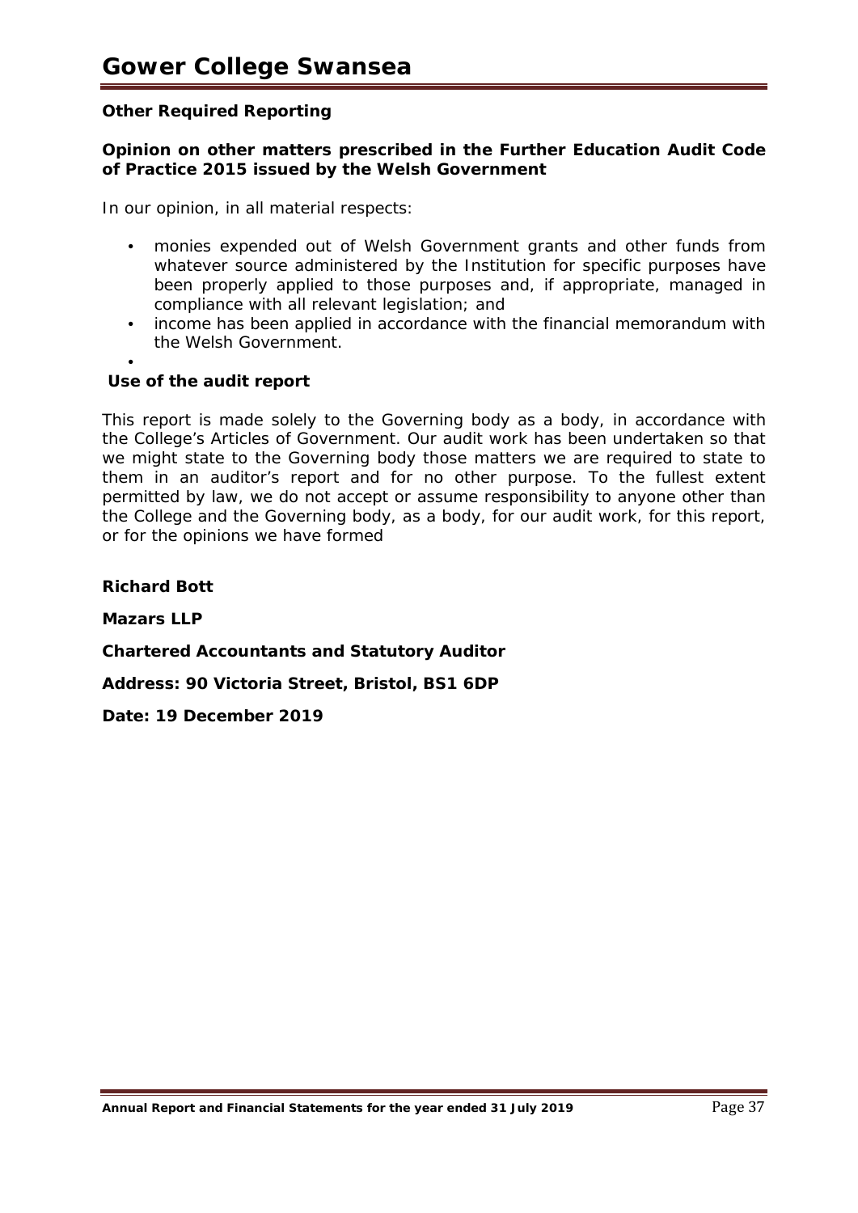**Other Required Reporting**

**Opinion on other matters prescribed in the Further Education Audit Code of Practice 2015 issued by the Welsh Government**

In our opinion, in all material respects:

- monies expended out of Welsh Government grants and other funds from whatever source administered by the Institution for specific purposes have been properly applied to those purposes and, if appropriate, managed in compliance with all relevant legislation; and
- income has been applied in accordance with the financial memorandum with the Welsh Government.

**Use of the audit report**

This report is made solely to the Governing body as a body, in accordance with the College's Articles of Government. Our audit work has been undertaken so that we might state to the Governing body those matters we are required to state to them in an auditor's report and for no other purpose. To the fullest extent permitted by law, we do not accept or assume responsibility to anyone other than the College and the Governing body, as a body, for our audit work, for this report, or for the opinions we have formed

**Richard Bott**

**Mazars LLP**

**Chartered Accountants and Statutory Auditor**

**Address: 90 Victoria Street, Bristol, BS1 6DP**

**Date: 19 December 2019**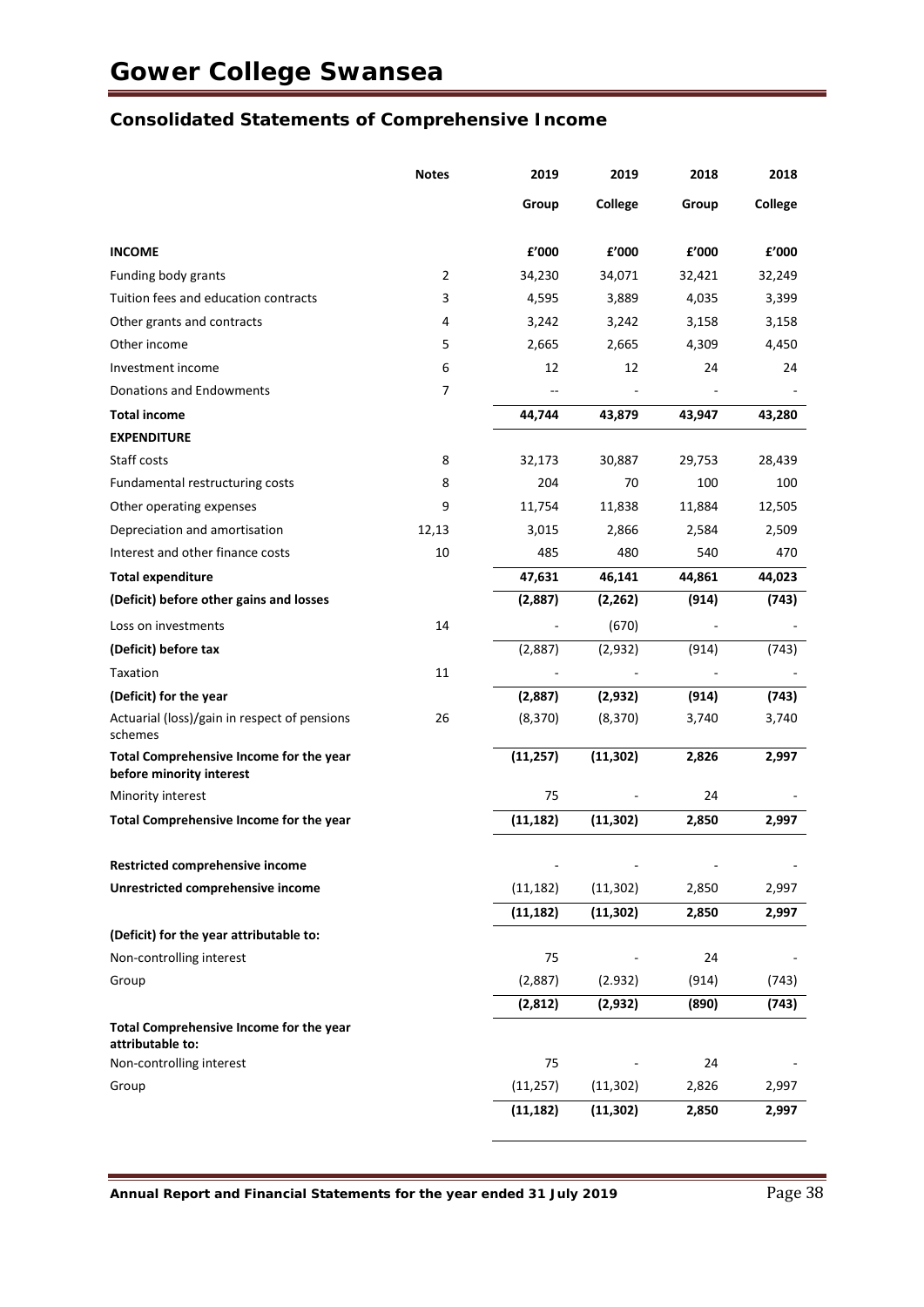# Gower College Swansea

## Consolidated Statements of Comprehensive Income

| | Notes | 2019 | 2019 | 2018 | 2018 |
|---|---|---|---|---|---|
| | | Group | College | Group | College |
| **INCOME** | | **£'000** | **£'000** | **£'000** | **£'000** |
| Funding body grants | 2 | 34,230 | 34,071 | 32,421 | 32,249 |
| Tuition fees and education contracts | 3 | 4,595 | 3,889 | 4,035 | 3,399 |
| Other grants and contracts | 4 | 3,242 | 3,242 | 3,158 | 3,158 |
| Other income | 5 | 2,665 | 2,665 | 4,309 | 4,450 |
| Investment income | 6 | 12 | 12 | 24 | 24 |
| Donations and Endowments | 7 | -- | - | - | - |
| **Total income** | | **44,744** | **43,879** | **43,947** | **43,280** |
| **EXPENDITURE** | | | | | |
| Staff costs | 8 | 32,173 | 30,887 | 29,753 | 28,439 |
| Fundamental restructuring costs | 8 | 204 | 70 | 100 | 100 |
| Other operating expenses | 9 | 11,754 | 11,838 | 11,884 | 12,505 |
| Depreciation and amortisation | 12,13 | 3,015 | 2,866 | 2,584 | 2,509 |
| Interest and other finance costs | 10 | 485 | 480 | 540 | 470 |
| **Total expenditure** | | **47,631** | **46,141** | **44,861** | **44,023** |
| **(Deficit) before other gains and losses** | | **(2,887)** | **(2,262)** | **(914)** | **(743)** |
| Loss on investments | 14 | - | (670) | - | - |
| **(Deficit) before tax** | | (2,887) | (2,932) | (914) | (743) |
| Taxation | 11 | - | - | - | - |
| **(Deficit) for the year** | | **(2,887)** | **(2,932)** | **(914)** | **(743)** |
| Actuarial (loss)/gain in respect of pensions schemes | 26 | (8,370) | (8,370) | 3,740 | 3,740 |
| **Total Comprehensive Income for the year before minority interest** | | **(11,257)** | **(11,302)** | **2,826** | **2,997** |
| Minority interest | | 75 | - | 24 | - |
| **Total Comprehensive Income for the year** | | **(11,182)** | **(11,302)** | **2,850** | **2,997** |
| | | | | | |
| **Restricted comprehensive income** | | - | - | - | - |
| **Unrestricted comprehensive income** | | (11,182) | (11,302) | 2,850 | 2,997 |
| | | **(11,182)** | **(11,302)** | **2,850** | **2,997** |
| **(Deficit) for the year attributable to:** | | | | | |
| Non-controlling interest | | 75 | - | 24 | - |
| Group | | (2,887) | (2.932) | (914) | (743) |
| | | **(2,812)** | **(2,932)** | **(890)** | **(743)** |
| **Total Comprehensive Income for the year attributable to:** | | | | | |
| Non-controlling interest | | 75 | - | 24 | - |
| Group | | (11,257) | (11,302) | 2,826 | 2,997 |
| | | **(11,182)** | **(11,302)** | **2,850** | **2,997** |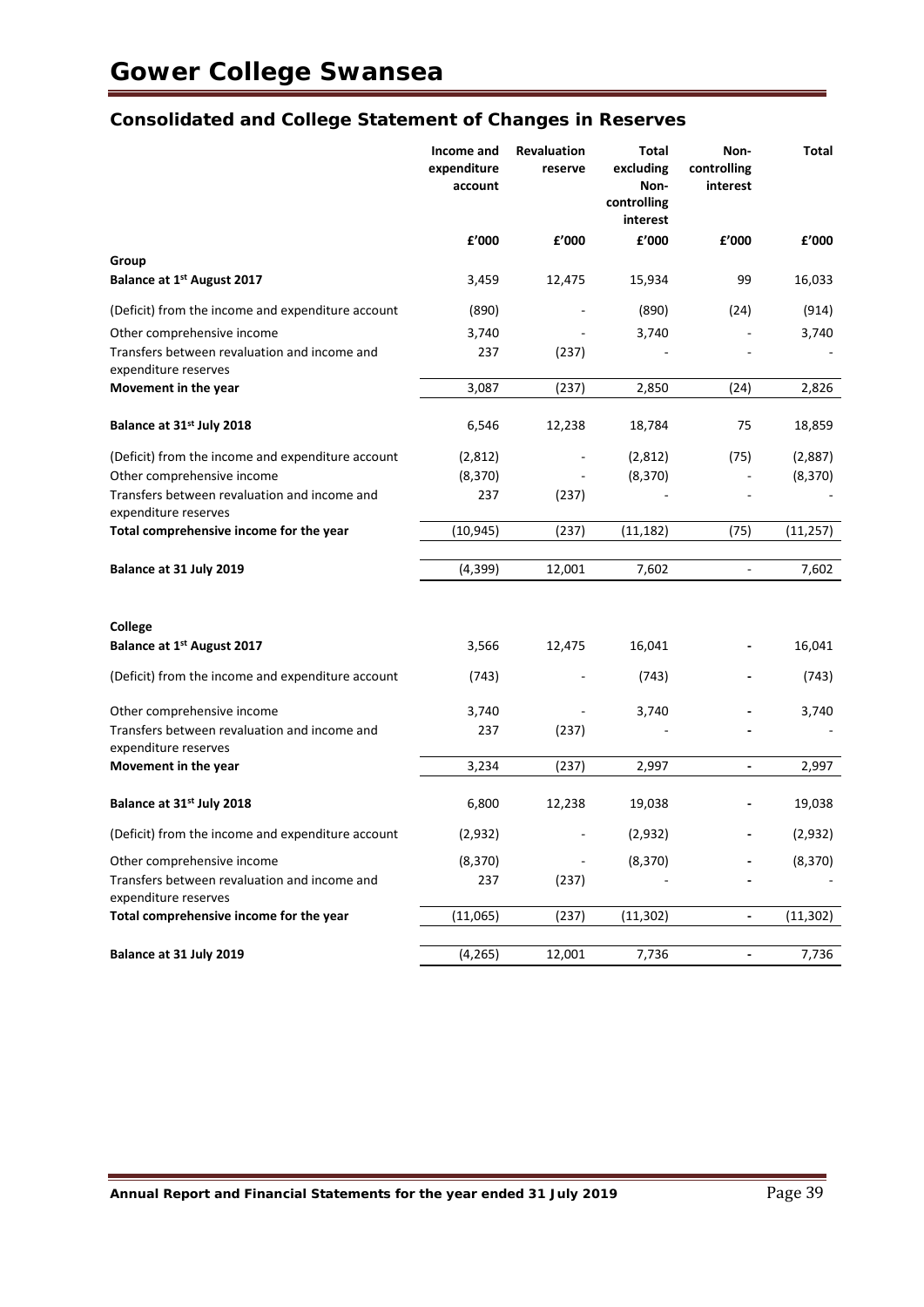## Consolidated and College Statement of Changes in Reserves

| | Income and expenditure account | Revaluation reserve | Total excluding Non-controlling interest | Non-controlling interest | Total |
|---|---|---|---|---|---|
| | £'000 | £'000 | £'000 | £'000 | £'000 |
| **Group** | | | | | |
| **Balance at 1st August 2017** | 3,459 | 12,475 | 15,934 | 99 | 16,033 |
| (Deficit) from the income and expenditure account | (890) | - | (890) | (24) | (914) |
| Other comprehensive income | 3,740 | - | 3,740 | - | 3,740 |
| Transfers between revaluation and income and expenditure reserves | 237 | (237) | - | - | - |
| **Movement in the year** | 3,087 | (237) | 2,850 | (24) | 2,826 |
| **Balance at 31st July 2018** | 6,546 | 12,238 | 18,784 | 75 | 18,859 |
| (Deficit) from the income and expenditure account | (2,812) | - | (2,812) | (75) | (2,887) |
| Other comprehensive income | (8,370) | - | (8,370) | - | (8,370) |
| Transfers between revaluation and income and expenditure reserves | 237 | (237) | - | - | - |
| **Total comprehensive income for the year** | (10,945) | (237) | (11,182) | (75) | (11,257) |
| **Balance at 31 July 2019** | (4,399) | 12,001 | 7,602 | - | 7,602 |
| | | | | | |
| **College** | | | | | |
| **Balance at 1st August 2017** | 3,566 | 12,475 | 16,041 | - | 16,041 |
| (Deficit) from the income and expenditure account | (743) | - | (743) | - | (743) |
| Other comprehensive income | 3,740 | - | 3,740 | - | 3,740 |
| Transfers between revaluation and income and expenditure reserves | 237 | (237) | - | - | - |
| **Movement in the year** | 3,234 | (237) | 2,997 | - | 2,997 |
| **Balance at 31st July 2018** | 6,800 | 12,238 | 19,038 | - | 19,038 |
| (Deficit) from the income and expenditure account | (2,932) | - | (2,932) | - | (2,932) |
| Other comprehensive income | (8,370) | - | (8,370) | - | (8,370) |
| Transfers between revaluation and income and expenditure reserves | 237 | (237) | - | - | - |
| **Total comprehensive income for the year** | (11,065) | (237) | (11,302) | - | (11,302) |
| **Balance at 31 July 2019** | (4,265) | 12,001 | 7,736 | - | 7,736 |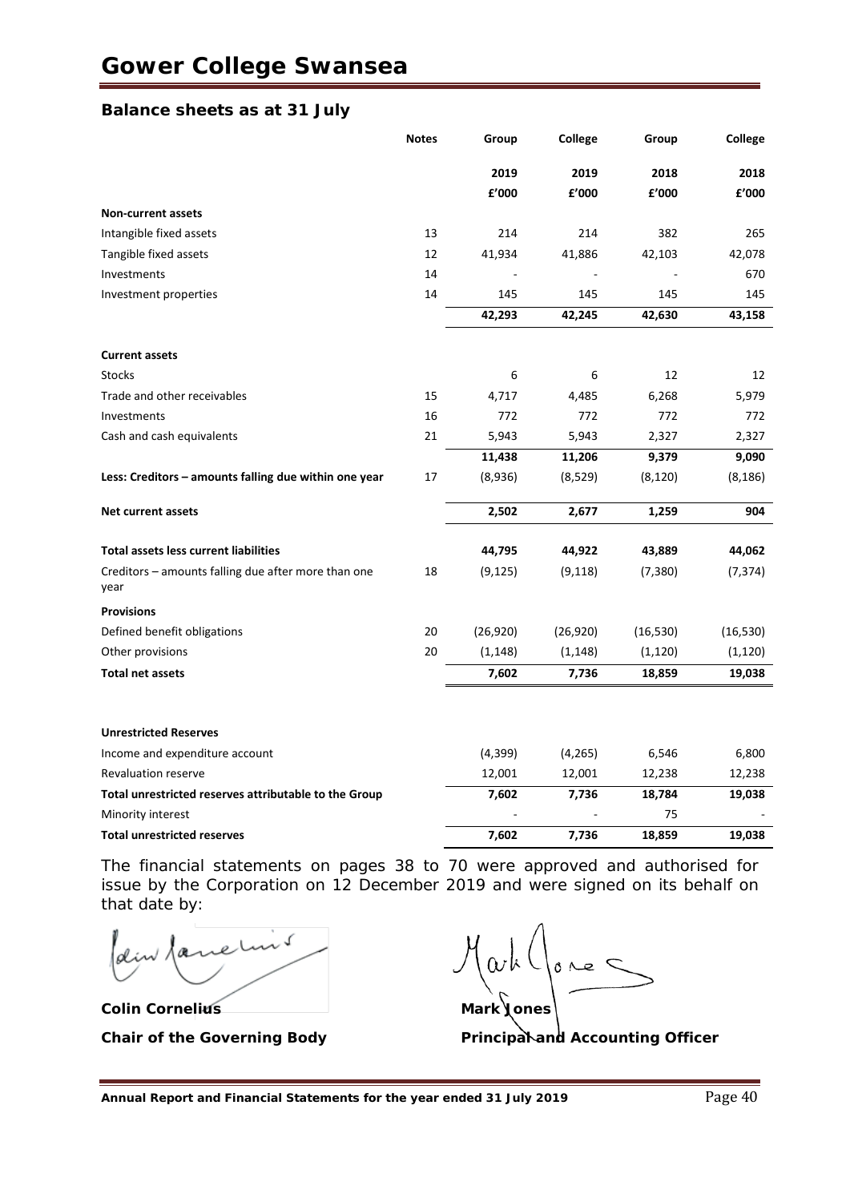# Gower College Swansea

## Balance sheets as at 31 July

| | Notes | Group | College | Group | College |
|---|---|---|---|---|---|
| | | 2019 | 2019 | 2018 | 2018 |
| | | £'000 | £'000 | £'000 | £'000 |
| **Non-current assets** | | | | | |
| Intangible fixed assets | 13 | 214 | 214 | 382 | 265 |
| Tangible fixed assets | 12 | 41,934 | 41,886 | 42,103 | 42,078 |
| Investments | 14 | - | - | - | 670 |
| Investment properties | 14 | 145 | 145 | 145 | 145 |
| | | **42,293** | **42,245** | **42,630** | **43,158** |
| **Current assets** | | | | | |
| Stocks | | 6 | 6 | 12 | 12 |
| Trade and other receivables | 15 | 4,717 | 4,485 | 6,268 | 5,979 |
| Investments | 16 | 772 | 772 | 772 | 772 |
| Cash and cash equivalents | 21 | 5,943 | 5,943 | 2,327 | 2,327 |
| | | **11,438** | **11,206** | **9,379** | **9,090** |
| **Less: Creditors – amounts falling due within one year** | 17 | (8,936) | (8,529) | (8,120) | (8,186) |
| **Net current assets** | | **2,502** | **2,677** | **1,259** | **904** |
| **Total assets less current liabilities** | | **44,795** | **44,922** | **43,889** | **44,062** |
| Creditors – amounts falling due after more than one year | 18 | (9,125) | (9,118) | (7,380) | (7,374) |
| **Provisions** | | | | | |
| Defined benefit obligations | 20 | (26,920) | (26,920) | (16,530) | (16,530) |
| Other provisions | 20 | (1,148) | (1,148) | (1,120) | (1,120) |
| **Total net assets** | | **7,602** | **7,736** | **18,859** | **19,038** |
| **Unrestricted Reserves** | | | | | |
| Income and expenditure account | | (4,399) | (4,265) | 6,546 | 6,800 |
| Revaluation reserve | | 12,001 | 12,001 | 12,238 | 12,238 |
| **Total unrestricted reserves attributable to the Group** | | **7,602** | **7,736** | **18,784** | **19,038** |
| Minority interest | | - | - | 75 | - |
| **Total unrestricted reserves** | | **7,602** | **7,736** | **18,859** | **19,038** |

The financial statements on pages 38 to 70 were approved and authorised for issue by the Corporation on 12 December 2019 and were signed on its behalf on that date by:

**Colin Cornelius**
**Chair of the Governing Body**

**Mark Jones**
**Principal and Accounting Officer**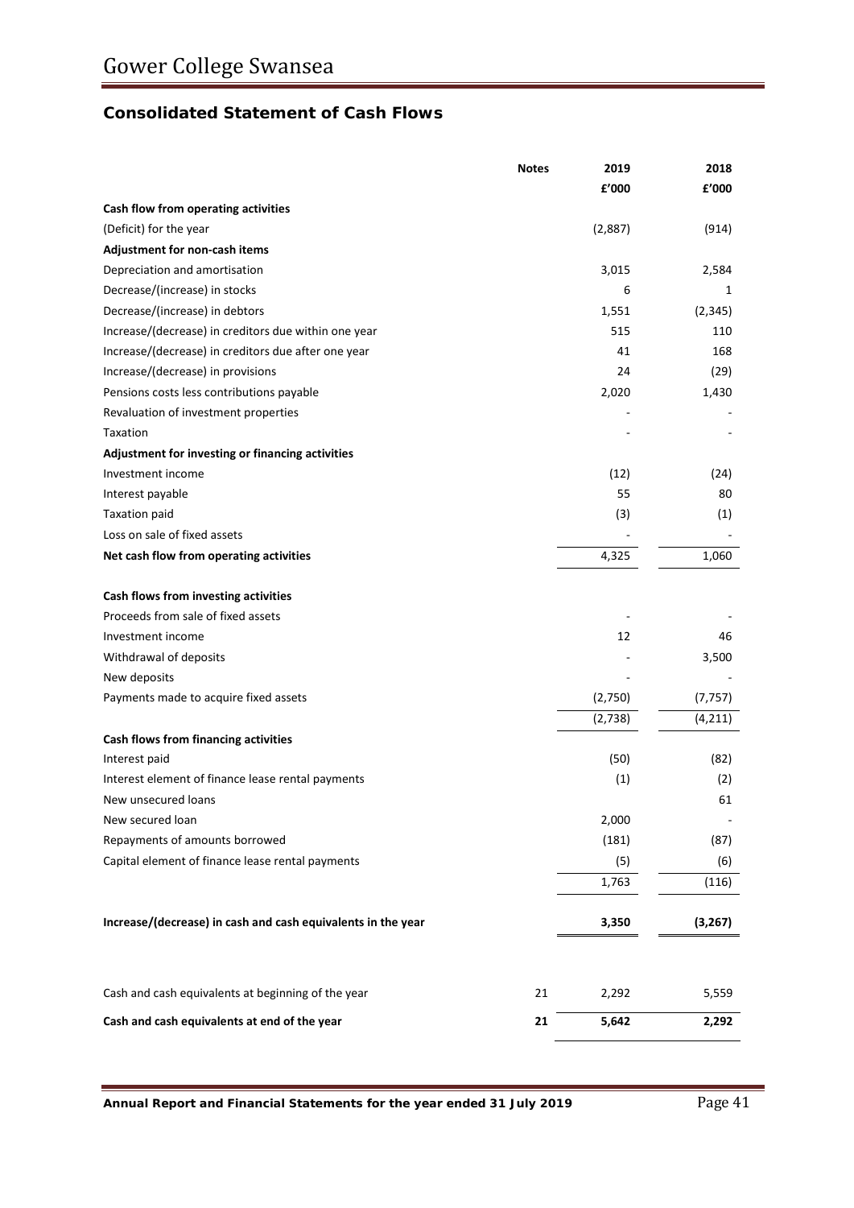## Consolidated Statement of Cash Flows

| | Notes | 2019 | 2018 |
|---|---|---|---|
| | | £'000 | £'000 |
| **Cash flow from operating activities** | | | |
| (Deficit) for the year | | (2,887) | (914) |
| **Adjustment for non-cash items** | | | |
| Depreciation and amortisation | | 3,015 | 2,584 |
| Decrease/(increase) in stocks | | 6 | 1 |
| Decrease/(increase) in debtors | | 1,551 | (2,345) |
| Increase/(decrease) in creditors due within one year | | 515 | 110 |
| Increase/(decrease) in creditors due after one year | | 41 | 168 |
| Increase/(decrease) in provisions | | 24 | (29) |
| Pensions costs less contributions payable | | 2,020 | 1,430 |
| Revaluation of investment properties | | - | - |
| Taxation | | - | - |
| **Adjustment for investing or financing activities** | | | |
| Investment income | | (12) | (24) |
| Interest payable | | 55 | 80 |
| Taxation paid | | (3) | (1) |
| Loss on sale of fixed assets | | - | - |
| **Net cash flow from operating activities** | | 4,325 | 1,060 |
| | | | |
| **Cash flows from investing activities** | | | |
| Proceeds from sale of fixed assets | | - | - |
| Investment income | | 12 | 46 |
| Withdrawal of deposits | | - | 3,500 |
| New deposits | | - | - |
| Payments made to acquire fixed assets | | (2,750) | (7,757) |
| | | (2,738) | (4,211) |
| **Cash flows from financing activities** | | | |
| Interest paid | | (50) | (82) |
| Interest element of finance lease rental payments | | (1) | (2) |
| New unsecured loans | | | 61 |
| New secured loan | | 2,000 | - |
| Repayments of amounts borrowed | | (181) | (87) |
| Capital element of finance lease rental payments | | (5) | (6) |
| | | 1,763 | (116) |
| | | | |
| **Increase/(decrease) in cash and cash equivalents in the year** | | **3,350** | **(3,267)** |
| | | | |
| Cash and cash equivalents at beginning of the year | 21 | 2,292 | 5,559 |
| **Cash and cash equivalents at end of the year** | **21** | **5,642** | **2,292** |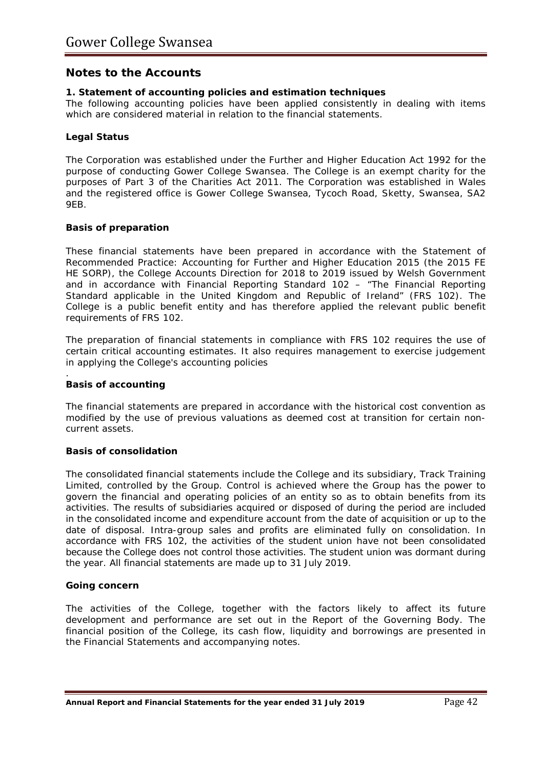## Notes to the Accounts

### 1. Statement of accounting policies and estimation techniques

The following accounting policies have been applied consistently in dealing with items which are considered material in relation to the financial statements.

**Legal Status**

The Corporation was established under the Further and Higher Education Act 1992 for the purpose of conducting Gower College Swansea. The College is an exempt charity for the purposes of Part 3 of the Charities Act 2011. The Corporation was established in Wales and the registered office is Gower College Swansea, Tycoch Road, Sketty, Swansea, SA2 9EB.

**Basis of preparation**

These financial statements have been prepared in accordance with the Statement of Recommended Practice: Accounting for Further and Higher Education 2015 (the 2015 FE HE SORP), the College Accounts Direction for 2018 to 2019 issued by Welsh Government and in accordance with Financial Reporting Standard 102 – "The Financial Reporting Standard applicable in the United Kingdom and Republic of Ireland" (FRS 102). The College is a public benefit entity and has therefore applied the relevant public benefit requirements of FRS 102.

The preparation of financial statements in compliance with FRS 102 requires the use of certain critical accounting estimates. It also requires management to exercise judgement in applying the College's accounting policies

.

**Basis of accounting**

The financial statements are prepared in accordance with the historical cost convention as modified by the use of previous valuations as deemed cost at transition for certain non-current assets.

**Basis of consolidation**

The consolidated financial statements include the College and its subsidiary, Track Training Limited, controlled by the Group. Control is achieved where the Group has the power to govern the financial and operating policies of an entity so as to obtain benefits from its activities. The results of subsidiaries acquired or disposed of during the period are included in the consolidated income and expenditure account from the date of acquisition or up to the date of disposal. Intra-group sales and profits are eliminated fully on consolidation. In accordance with FRS 102, the activities of the student union have not been consolidated because the College does not control those activities. The student union was dormant during the year. All financial statements are made up to 31 July 2019.

**Going concern**

The activities of the College, together with the factors likely to affect its future development and performance are set out in the Report of the Governing Body. The financial position of the College, its cash flow, liquidity and borrowings are presented in the Financial Statements and accompanying notes.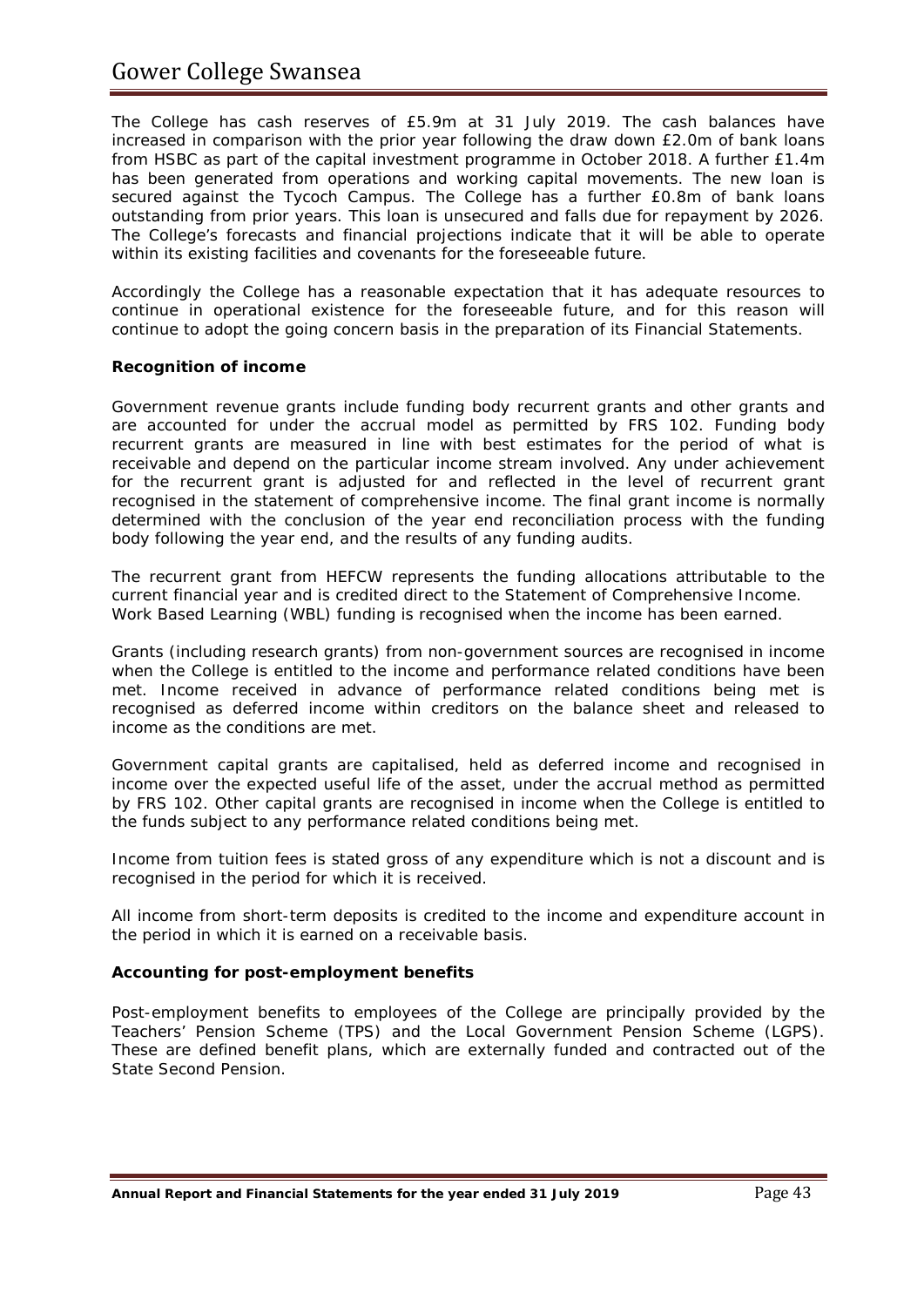The College has cash reserves of £5.9m at 31 July 2019. The cash balances have increased in comparison with the prior year following the draw down £2.0m of bank loans from HSBC as part of the capital investment programme in October 2018. A further £1.4m has been generated from operations and working capital movements. The new loan is secured against the Tycoch Campus. The College has a further £0.8m of bank loans outstanding from prior years. This loan is unsecured and falls due for repayment by 2026. The College's forecasts and financial projections indicate that it will be able to operate within its existing facilities and covenants for the foreseeable future.

Accordingly the College has a reasonable expectation that it has adequate resources to continue in operational existence for the foreseeable future, and for this reason will continue to adopt the going concern basis in the preparation of its Financial Statements.

**Recognition of income**

Government revenue grants include funding body recurrent grants and other grants and are accounted for under the accrual model as permitted by FRS 102. Funding body recurrent grants are measured in line with best estimates for the period of what is receivable and depend on the particular income stream involved. Any under achievement for the recurrent grant is adjusted for and reflected in the level of recurrent grant recognised in the statement of comprehensive income. The final grant income is normally determined with the conclusion of the year end reconciliation process with the funding body following the year end, and the results of any funding audits.

The recurrent grant from HEFCW represents the funding allocations attributable to the current financial year and is credited direct to the Statement of Comprehensive Income. Work Based Learning (WBL) funding is recognised when the income has been earned.

Grants (including research grants) from non-government sources are recognised in income when the College is entitled to the income and performance related conditions have been met. Income received in advance of performance related conditions being met is recognised as deferred income within creditors on the balance sheet and released to income as the conditions are met.

Government capital grants are capitalised, held as deferred income and recognised in income over the expected useful life of the asset, under the accrual method as permitted by FRS 102. Other capital grants are recognised in income when the College is entitled to the funds subject to any performance related conditions being met.

Income from tuition fees is stated gross of any expenditure which is not a discount and is recognised in the period for which it is received.

All income from short-term deposits is credited to the income and expenditure account in the period in which it is earned on a receivable basis.

**Accounting for post-employment benefits**

Post-employment benefits to employees of the College are principally provided by the Teachers' Pension Scheme (TPS) and the Local Government Pension Scheme (LGPS). These are defined benefit plans, which are externally funded and contracted out of the State Second Pension.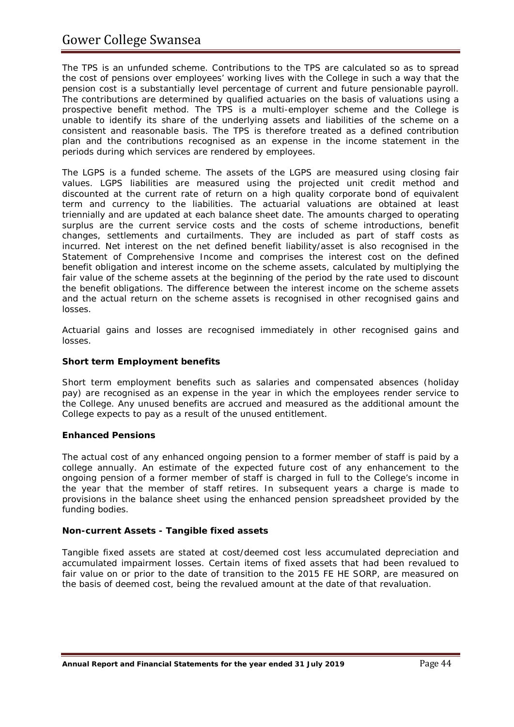The TPS is an unfunded scheme. Contributions to the TPS are calculated so as to spread the cost of pensions over employees' working lives with the College in such a way that the pension cost is a substantially level percentage of current and future pensionable payroll. The contributions are determined by qualified actuaries on the basis of valuations using a prospective benefit method. The TPS is a multi-employer scheme and the College is unable to identify its share of the underlying assets and liabilities of the scheme on a consistent and reasonable basis. The TPS is therefore treated as a defined contribution plan and the contributions recognised as an expense in the income statement in the periods during which services are rendered by employees.

The LGPS is a funded scheme. The assets of the LGPS are measured using closing fair values. LGPS liabilities are measured using the projected unit credit method and discounted at the current rate of return on a high quality corporate bond of equivalent term and currency to the liabilities. The actuarial valuations are obtained at least triennially and are updated at each balance sheet date. The amounts charged to operating surplus are the current service costs and the costs of scheme introductions, benefit changes, settlements and curtailments. They are included as part of staff costs as incurred. Net interest on the net defined benefit liability/asset is also recognised in the Statement of Comprehensive Income and comprises the interest cost on the defined benefit obligation and interest income on the scheme assets, calculated by multiplying the fair value of the scheme assets at the beginning of the period by the rate used to discount the benefit obligations. The difference between the interest income on the scheme assets and the actual return on the scheme assets is recognised in other recognised gains and losses.

Actuarial gains and losses are recognised immediately in other recognised gains and losses.

**Short term Employment benefits**

Short term employment benefits such as salaries and compensated absences (holiday pay) are recognised as an expense in the year in which the employees render service to the College. Any unused benefits are accrued and measured as the additional amount the College expects to pay as a result of the unused entitlement.

**Enhanced Pensions**

The actual cost of any enhanced ongoing pension to a former member of staff is paid by a college annually. An estimate of the expected future cost of any enhancement to the ongoing pension of a former member of staff is charged in full to the College's income in the year that the member of staff retires. In subsequent years a charge is made to provisions in the balance sheet using the enhanced pension spreadsheet provided by the funding bodies.

**Non-current Assets - Tangible fixed assets**

Tangible fixed assets are stated at cost/deemed cost less accumulated depreciation and accumulated impairment losses. Certain items of fixed assets that had been revalued to fair value on or prior to the date of transition to the 2015 FE HE SORP, are measured on the basis of deemed cost, being the revalued amount at the date of that revaluation.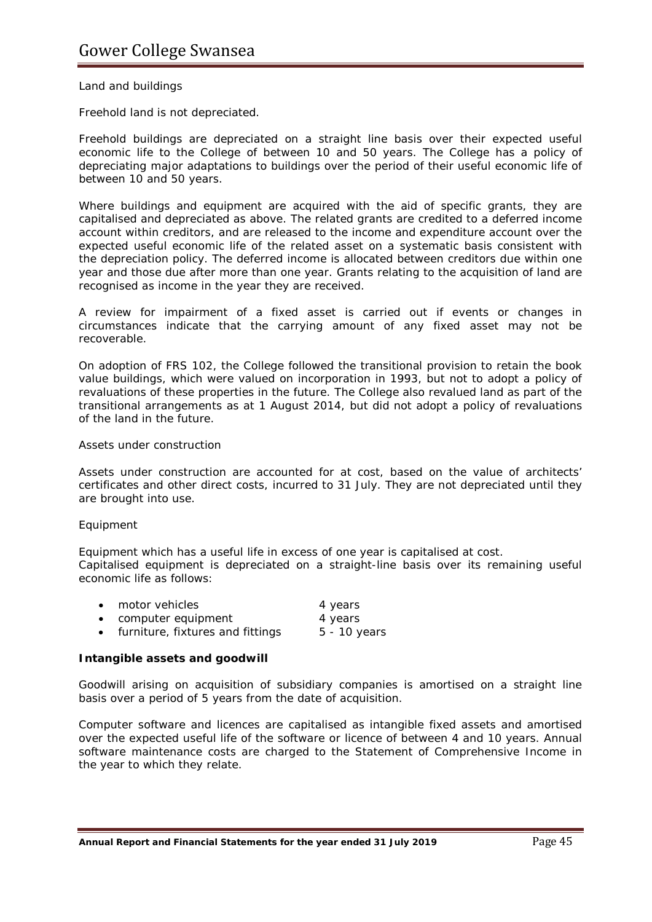Land and buildings

Freehold land is not depreciated.

Freehold buildings are depreciated on a straight line basis over their expected useful economic life to the College of between 10 and 50 years. The College has a policy of depreciating major adaptations to buildings over the period of their useful economic life of between 10 and 50 years.

Where buildings and equipment are acquired with the aid of specific grants, they are capitalised and depreciated as above. The related grants are credited to a deferred income account within creditors, and are released to the income and expenditure account over the expected useful economic life of the related asset on a systematic basis consistent with the depreciation policy. The deferred income is allocated between creditors due within one year and those due after more than one year. Grants relating to the acquisition of land are recognised as income in the year they are received.

A review for impairment of a fixed asset is carried out if events or changes in circumstances indicate that the carrying amount of any fixed asset may not be recoverable.

On adoption of FRS 102, the College followed the transitional provision to retain the book value buildings, which were valued on incorporation in 1993, but not to adopt a policy of revaluations of these properties in the future. The College also revalued land as part of the transitional arrangements as at 1 August 2014, but did not adopt a policy of revaluations of the land in the future.

Assets under construction

Assets under construction are accounted for at cost, based on the value of architects' certificates and other direct costs, incurred to 31 July. They are not depreciated until they are brought into use.

Equipment

Equipment which has a useful life in excess of one year is capitalised at cost.
Capitalised equipment is depreciated on a straight-line basis over its remaining useful economic life as follows:

- motor vehicles 4 years
- computer equipment 4 years
- furniture, fixtures and fittings 5 - 10 years

**Intangible assets and goodwill**

Goodwill arising on acquisition of subsidiary companies is amortised on a straight line basis over a period of 5 years from the date of acquisition.

Computer software and licences are capitalised as intangible fixed assets and amortised over the expected useful life of the software or licence of between 4 and 10 years. Annual software maintenance costs are charged to the Statement of Comprehensive Income in the year to which they relate.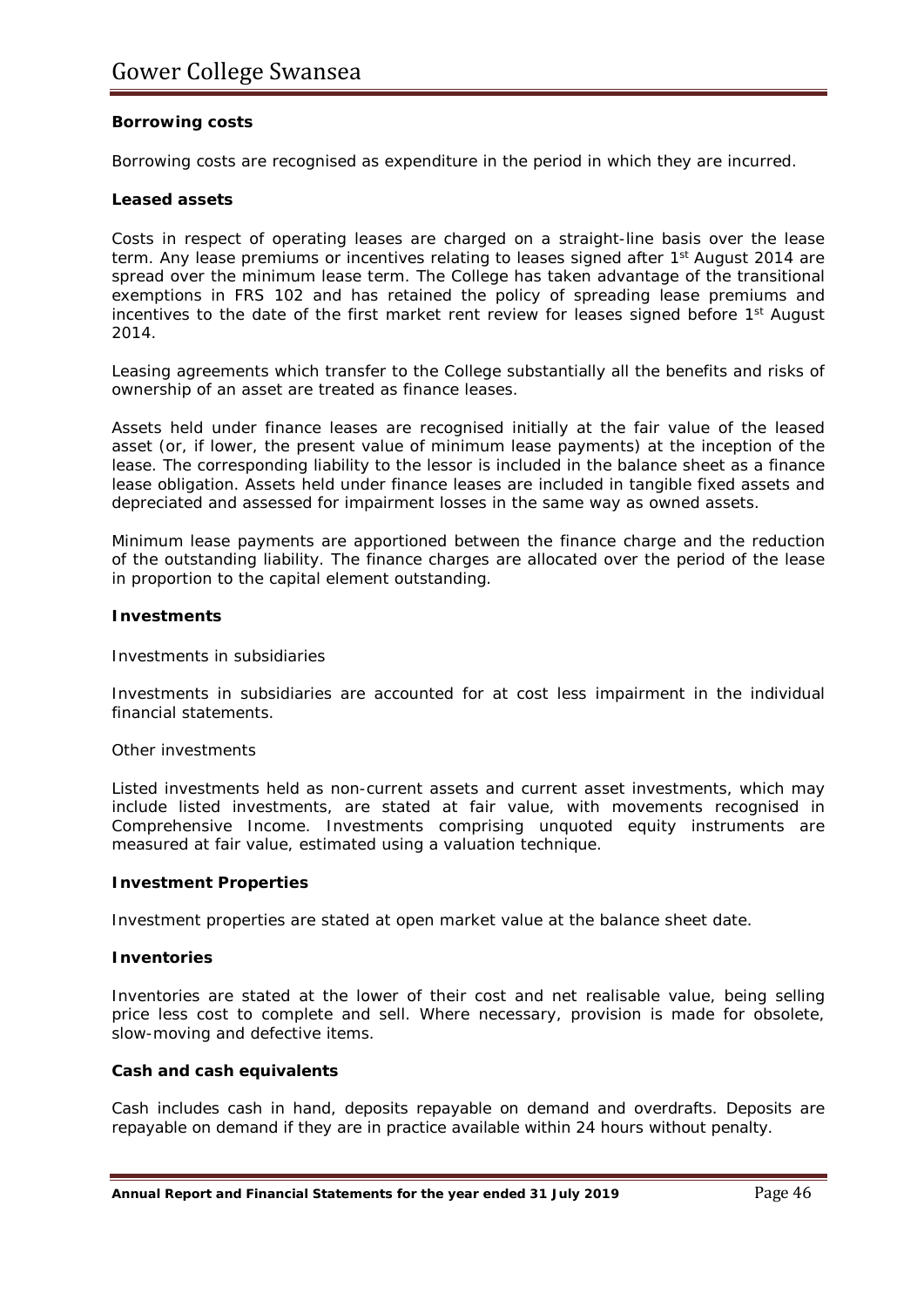### Borrowing costs

Borrowing costs are recognised as expenditure in the period in which they are incurred.

### Leased assets

Costs in respect of operating leases are charged on a straight-line basis over the lease term. Any lease premiums or incentives relating to leases signed after 1st August 2014 are spread over the minimum lease term. The College has taken advantage of the transitional exemptions in FRS 102 and has retained the policy of spreading lease premiums and incentives to the date of the first market rent review for leases signed before 1st August 2014.

Leasing agreements which transfer to the College substantially all the benefits and risks of ownership of an asset are treated as finance leases.

Assets held under finance leases are recognised initially at the fair value of the leased asset (or, if lower, the present value of minimum lease payments) at the inception of the lease. The corresponding liability to the lessor is included in the balance sheet as a finance lease obligation. Assets held under finance leases are included in tangible fixed assets and depreciated and assessed for impairment losses in the same way as owned assets.

Minimum lease payments are apportioned between the finance charge and the reduction of the outstanding liability. The finance charges are allocated over the period of the lease in proportion to the capital element outstanding.

### Investments

Investments in subsidiaries

Investments in subsidiaries are accounted for at cost less impairment in the individual financial statements.

Other investments

Listed investments held as non-current assets and current asset investments, which may include listed investments, are stated at fair value, with movements recognised in Comprehensive Income. Investments comprising unquoted equity instruments are measured at fair value, estimated using a valuation technique.

### Investment Properties

Investment properties are stated at open market value at the balance sheet date.

### Inventories

Inventories are stated at the lower of their cost and net realisable value, being selling price less cost to complete and sell. Where necessary, provision is made for obsolete, slow-moving and defective items.

### Cash and cash equivalents

Cash includes cash in hand, deposits repayable on demand and overdrafts. Deposits are repayable on demand if they are in practice available within 24 hours without penalty.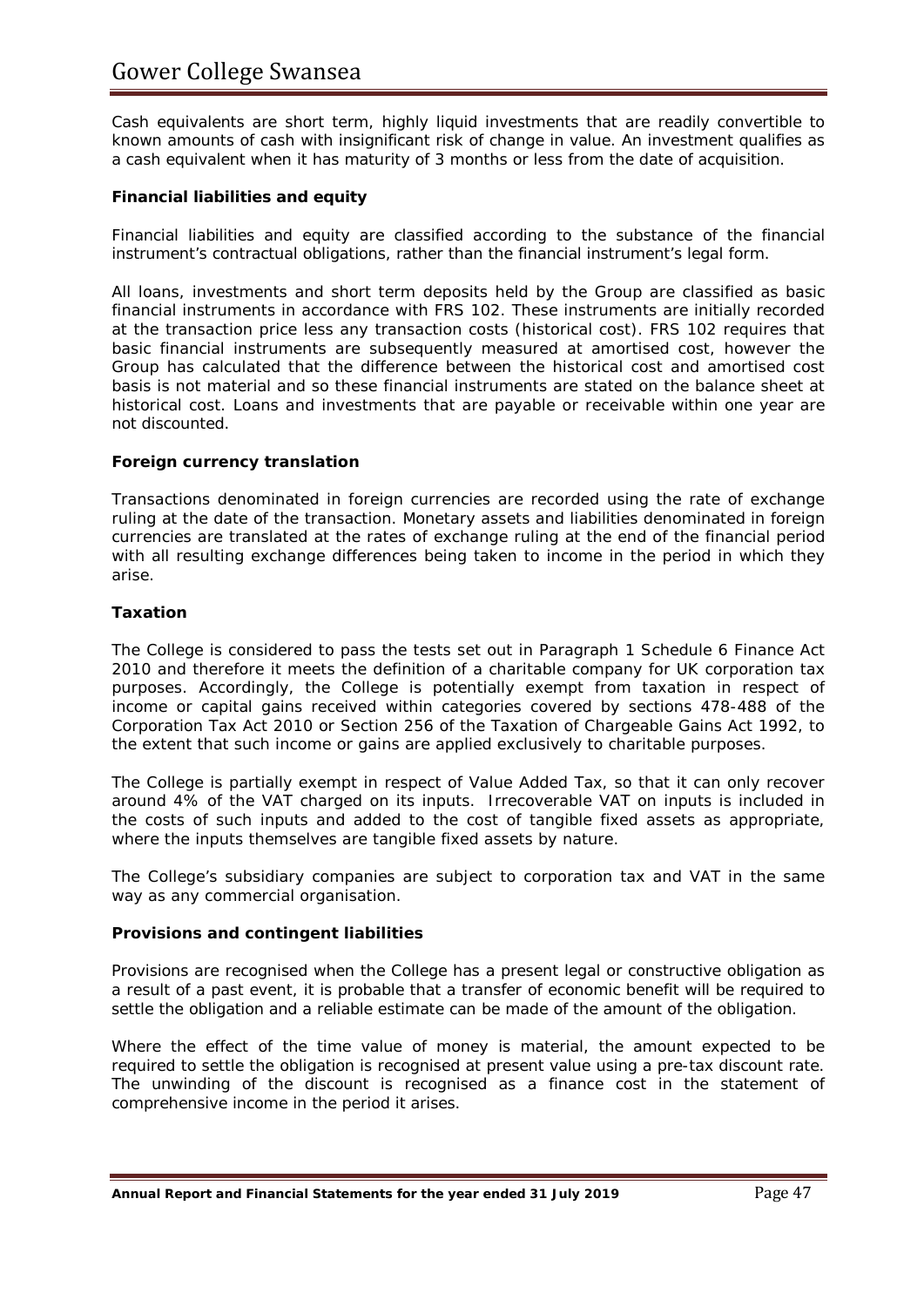Cash equivalents are short term, highly liquid investments that are readily convertible to known amounts of cash with insignificant risk of change in value. An investment qualifies as a cash equivalent when it has maturity of 3 months or less from the date of acquisition.

**Financial liabilities and equity**

Financial liabilities and equity are classified according to the substance of the financial instrument's contractual obligations, rather than the financial instrument's legal form.

All loans, investments and short term deposits held by the Group are classified as basic financial instruments in accordance with FRS 102. These instruments are initially recorded at the transaction price less any transaction costs (historical cost). FRS 102 requires that basic financial instruments are subsequently measured at amortised cost, however the Group has calculated that the difference between the historical cost and amortised cost basis is not material and so these financial instruments are stated on the balance sheet at historical cost. Loans and investments that are payable or receivable within one year are not discounted.

**Foreign currency translation**

Transactions denominated in foreign currencies are recorded using the rate of exchange ruling at the date of the transaction. Monetary assets and liabilities denominated in foreign currencies are translated at the rates of exchange ruling at the end of the financial period with all resulting exchange differences being taken to income in the period in which they arise.

**Taxation**

The College is considered to pass the tests set out in Paragraph 1 Schedule 6 Finance Act 2010 and therefore it meets the definition of a charitable company for UK corporation tax purposes. Accordingly, the College is potentially exempt from taxation in respect of income or capital gains received within categories covered by sections 478-488 of the Corporation Tax Act 2010 or Section 256 of the Taxation of Chargeable Gains Act 1992, to the extent that such income or gains are applied exclusively to charitable purposes.

The College is partially exempt in respect of Value Added Tax, so that it can only recover around 4% of the VAT charged on its inputs. Irrecoverable VAT on inputs is included in the costs of such inputs and added to the cost of tangible fixed assets as appropriate, where the inputs themselves are tangible fixed assets by nature.

The College's subsidiary companies are subject to corporation tax and VAT in the same way as any commercial organisation.

**Provisions and contingent liabilities**

Provisions are recognised when the College has a present legal or constructive obligation as a result of a past event, it is probable that a transfer of economic benefit will be required to settle the obligation and a reliable estimate can be made of the amount of the obligation.

Where the effect of the time value of money is material, the amount expected to be required to settle the obligation is recognised at present value using a pre-tax discount rate. The unwinding of the discount is recognised as a finance cost in the statement of comprehensive income in the period it arises.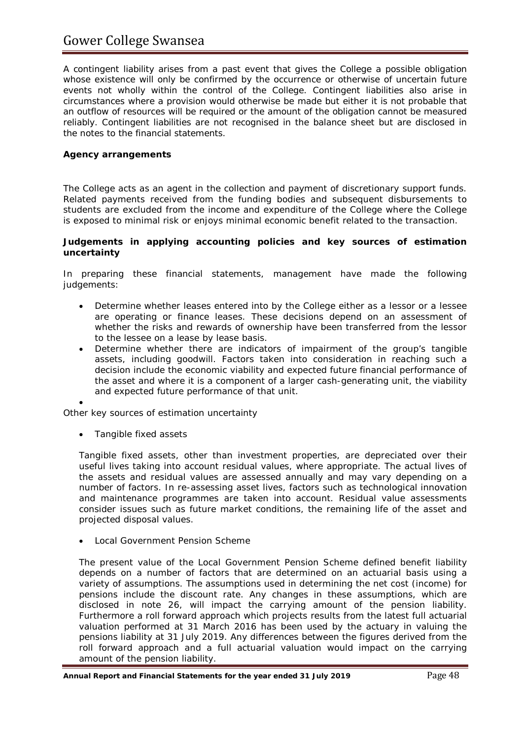A contingent liability arises from a past event that gives the College a possible obligation whose existence will only be confirmed by the occurrence or otherwise of uncertain future events not wholly within the control of the College. Contingent liabilities also arise in circumstances where a provision would otherwise be made but either it is not probable that an outflow of resources will be required or the amount of the obligation cannot be measured reliably. Contingent liabilities are not recognised in the balance sheet but are disclosed in the notes to the financial statements.

**Agency arrangements**

The College acts as an agent in the collection and payment of discretionary support funds. Related payments received from the funding bodies and subsequent disbursements to students are excluded from the income and expenditure of the College where the College is exposed to minimal risk or enjoys minimal economic benefit related to the transaction.

**Judgements in applying accounting policies and key sources of estimation uncertainty**

In preparing these financial statements, management have made the following judgements:

- Determine whether leases entered into by the College either as a lessor or a lessee are operating or finance leases. These decisions depend on an assessment of whether the risks and rewards of ownership have been transferred from the lessor to the lessee on a lease by lease basis.
- Determine whether there are indicators of impairment of the group's tangible assets, including goodwill. Factors taken into consideration in reaching such a decision include the economic viability and expected future financial performance of the asset and where it is a component of a larger cash-generating unit, the viability and expected future performance of that unit.

Other key sources of estimation uncertainty

- Tangible fixed assets

Tangible fixed assets, other than investment properties, are depreciated over their useful lives taking into account residual values, where appropriate. The actual lives of the assets and residual values are assessed annually and may vary depending on a number of factors. In re-assessing asset lives, factors such as technological innovation and maintenance programmes are taken into account. Residual value assessments consider issues such as future market conditions, the remaining life of the asset and projected disposal values.

- Local Government Pension Scheme

The present value of the Local Government Pension Scheme defined benefit liability depends on a number of factors that are determined on an actuarial basis using a variety of assumptions. The assumptions used in determining the net cost (income) for pensions include the discount rate. Any changes in these assumptions, which are disclosed in note 26, will impact the carrying amount of the pension liability. Furthermore a roll forward approach which projects results from the latest full actuarial valuation performed at 31 March 2016 has been used by the actuary in valuing the pensions liability at 31 July 2019. Any differences between the figures derived from the roll forward approach and a full actuarial valuation would impact on the carrying amount of the pension liability.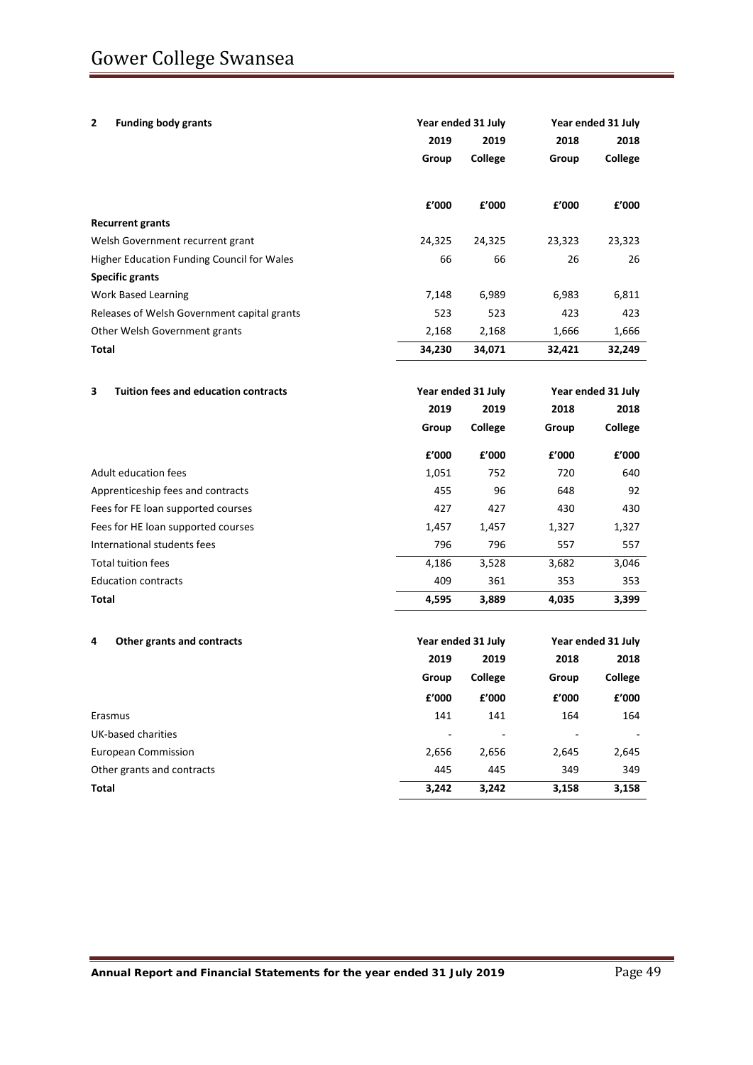## 2 Funding body grants

| | Year ended 31 July | | Year ended 31 July | |
|---|---|---|---|---|
| | 2019 | 2019 | 2018 | 2018 |
| | Group | College | Group | College |
| | £'000 | £'000 | £'000 | £'000 |
| **Recurrent grants** | | | | |
| Welsh Government recurrent grant | 24,325 | 24,325 | 23,323 | 23,323 |
| Higher Education Funding Council for Wales | 66 | 66 | 26 | 26 |
| **Specific grants** | | | | |
| Work Based Learning | 7,148 | 6,989 | 6,983 | 6,811 |
| Releases of Welsh Government capital grants | 523 | 523 | 423 | 423 |
| Other Welsh Government grants | 2,168 | 2,168 | 1,666 | 1,666 |
| **Total** | **34,230** | **34,071** | **32,421** | **32,249** |

## 3 Tuition fees and education contracts

| | Year ended 31 July | | Year ended 31 July | |
|---|---|---|---|---|
| | 2019 | 2019 | 2018 | 2018 |
| | Group | College | Group | College |
| | £'000 | £'000 | £'000 | £'000 |
| Adult education fees | 1,051 | 752 | 720 | 640 |
| Apprenticeship fees and contracts | 455 | 96 | 648 | 92 |
| Fees for FE loan supported courses | 427 | 427 | 430 | 430 |
| Fees for HE loan supported courses | 1,457 | 1,457 | 1,327 | 1,327 |
| International students fees | 796 | 796 | 557 | 557 |
| Total tuition fees | 4,186 | 3,528 | 3,682 | 3,046 |
| Education contracts | 409 | 361 | 353 | 353 |
| **Total** | **4,595** | **3,889** | **4,035** | **3,399** |

## 4 Other grants and contracts

| | Year ended 31 July | | Year ended 31 July | |
|---|---|---|---|---|
| | 2019 | 2019 | 2018 | 2018 |
| | Group | College | Group | College |
| | £'000 | £'000 | £'000 | £'000 |
| Erasmus | 141 | 141 | 164 | 164 |
| UK-based charities | - | - | - | - |
| European Commission | 2,656 | 2,656 | 2,645 | 2,645 |
| Other grants and contracts | 445 | 445 | 349 | 349 |
| **Total** | **3,242** | **3,242** | **3,158** | **3,158** |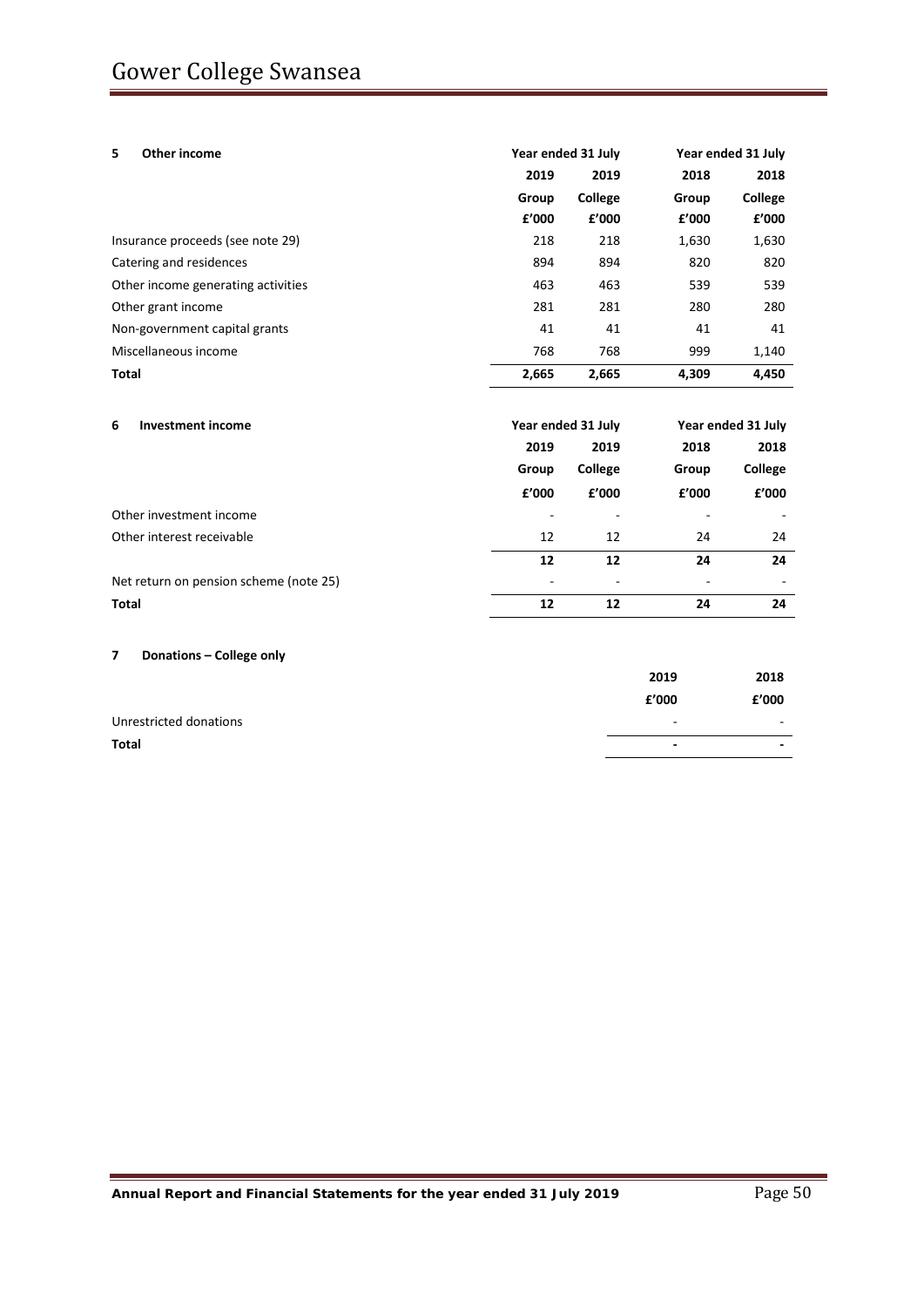### 5 Other income

| | Year ended 31 July | | Year ended 31 July | |
|---|---|---|---|---|
| | 2019 | 2019 | 2018 | 2018 |
| | Group | College | Group | College |
| | £'000 | £'000 | £'000 | £'000 |
| Insurance proceeds (see note 29) | 218 | 218 | 1,630 | 1,630 |
| Catering and residences | 894 | 894 | 820 | 820 |
| Other income generating activities | 463 | 463 | 539 | 539 |
| Other grant income | 281 | 281 | 280 | 280 |
| Non-government capital grants | 41 | 41 | 41 | 41 |
| Miscellaneous income | 768 | 768 | 999 | 1,140 |
| **Total** | **2,665** | **2,665** | **4,309** | **4,450** |

### 6 Investment income

| | Year ended 31 July | | Year ended 31 July | |
|---|---|---|---|---|
| | 2019 | 2019 | 2018 | 2018 |
| | Group | College | Group | College |
| | £'000 | £'000 | £'000 | £'000 |
| Other investment income | - | - | - | - |
| Other interest receivable | 12 | 12 | 24 | 24 |
| | **12** | **12** | **24** | **24** |
| Net return on pension scheme (note 25) | - | - | - | - |
| **Total** | **12** | **12** | **24** | **24** |

### 7 Donations – College only

| | 2019 | 2018 |
|---|---|---|
| | £'000 | £'000 |
| Unrestricted donations | - | - |
| **Total** | **-** | **-** |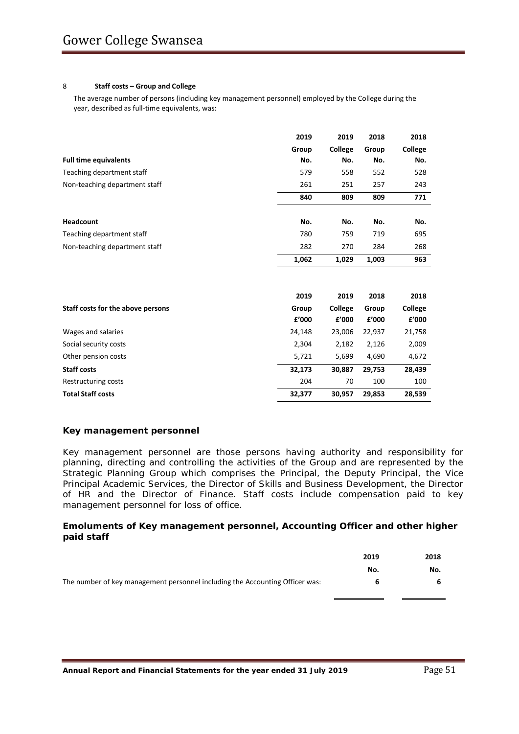### 8 Staff costs – Group and College

The average number of persons (including key management personnel) employed by the College during the year, described as full-time equivalents, was:

| | 2019 | 2019 | 2018 | 2018 |
|---|---|---|---|---|
| | Group | College | Group | College |
| **Full time equivalents** | No. | No. | No. | No. |
| Teaching department staff | 579 | 558 | 552 | 528 |
| Non-teaching department staff | 261 | 251 | 257 | 243 |
| | **840** | **809** | **809** | **771** |
| **Headcount** | No. | No. | No. | No. |
| Teaching department staff | 780 | 759 | 719 | 695 |
| Non-teaching department staff | 282 | 270 | 284 | 268 |
| | **1,062** | **1,029** | **1,003** | **963** |

| | 2019 | 2019 | 2018 | 2018 |
|---|---|---|---|---|
| **Staff costs for the above persons** | Group | College | Group | College |
| | £'000 | £'000 | £'000 | £'000 |
| Wages and salaries | 24,148 | 23,006 | 22,937 | 21,758 |
| Social security costs | 2,304 | 2,182 | 2,126 | 2,009 |
| Other pension costs | 5,721 | 5,699 | 4,690 | 4,672 |
| **Staff costs** | **32,173** | **30,887** | **29,753** | **28,439** |
| Restructuring costs | 204 | 70 | 100 | 100 |
| **Total Staff costs** | **32,377** | **30,957** | **29,853** | **28,539** |

## Key management personnel

Key management personnel are those persons having authority and responsibility for planning, directing and controlling the activities of the Group and are represented by the Strategic Planning Group which comprises the Principal, the Deputy Principal, the Vice Principal Academic Services, the Director of Skills and Business Development, the Director of HR and the Director of Finance. Staff costs include compensation paid to key management personnel for loss of office.

## Emoluments of Key management personnel, Accounting Officer and other higher paid staff

| | 2019 | 2018 |
|---|---|---|
| | No. | No. |
| The number of key management personnel including the Accounting Officer was: | **6** | **6** |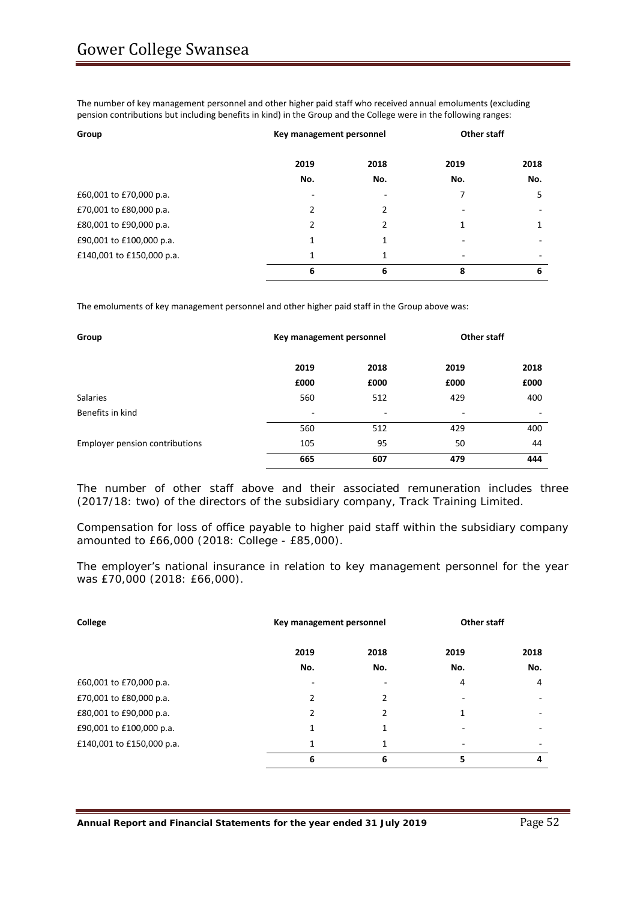The number of key management personnel and other higher paid staff who received annual emoluments (excluding pension contributions but including benefits in kind) in the Group and the College were in the following ranges:

| **Group** | **Key management personnel** | | **Other staff** | |
|---|---|---|---|---|
| | **2019** | **2018** | **2019** | **2018** |
| | **No.** | **No.** | **No.** | **No.** |
| £60,001 to £70,000 p.a. | - | - | 7 | 5 |
| £70,001 to £80,000 p.a. | 2 | 2 | - | - |
| £80,001 to £90,000 p.a. | 2 | 2 | 1 | 1 |
| £90,001 to £100,000 p.a. | 1 | 1 | - | - |
| £140,001 to £150,000 p.a. | 1 | 1 | - | - |
| | **6** | **6** | **8** | **6** |

The emoluments of key management personnel and other higher paid staff in the Group above was:

| **Group** | **Key management personnel** | | **Other staff** | |
|---|---|---|---|---|
| | **2019** | **2018** | **2019** | **2018** |
| | **£000** | **£000** | **£000** | **£000** |
| Salaries | 560 | 512 | 429 | 400 |
| Benefits in kind | - | - | - | - |
| | 560 | 512 | 429 | 400 |
| Employer pension contributions | 105 | 95 | 50 | 44 |
| | **665** | **607** | **479** | **444** |

The number of other staff above and their associated remuneration includes three (2017/18: two) of the directors of the subsidiary company, Track Training Limited.

Compensation for loss of office payable to higher paid staff within the subsidiary company amounted to £66,000 (2018: College - £85,000).

The employer's national insurance in relation to key management personnel for the year was £70,000 (2018: £66,000).

| **College** | **Key management personnel** | | **Other staff** | |
|---|---|---|---|---|
| | **2019** | **2018** | **2019** | **2018** |
| | **No.** | **No.** | **No.** | **No.** |
| £60,001 to £70,000 p.a. | - | - | 4 | 4 |
| £70,001 to £80,000 p.a. | 2 | 2 | - | - |
| £80,001 to £90,000 p.a. | 2 | 2 | 1 | - |
| £90,001 to £100,000 p.a. | 1 | 1 | - | - |
| £140,001 to £150,000 p.a. | 1 | 1 | - | - |
| | **6** | **6** | **5** | **4** |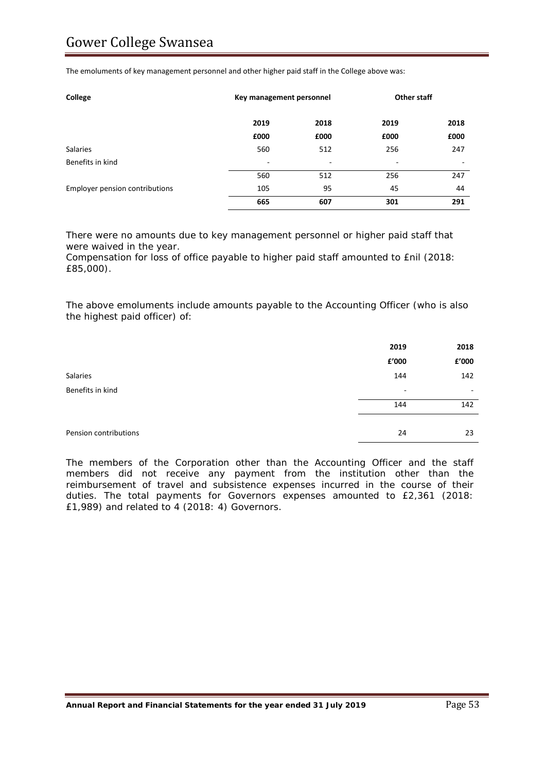The emoluments of key management personnel and other higher paid staff in the College above was:

| College | Key management personnel | | Other staff | |
|---|---|---|---|---|
| | 2019 | 2018 | 2019 | 2018 |
| | £000 | £000 | £000 | £000 |
| Salaries | 560 | 512 | 256 | 247 |
| Benefits in kind | - | - | - | - |
| | 560 | 512 | 256 | 247 |
| Employer pension contributions | 105 | 95 | 45 | 44 |
| | **665** | **607** | **301** | **291** |

There were no amounts due to key management personnel or higher paid staff that were waived in the year.
Compensation for loss of office payable to higher paid staff amounted to £nil (2018: £85,000).

The above emoluments include amounts payable to the Accounting Officer (who is also the highest paid officer) of:

| | 2019 | 2018 |
|---|---|---|
| | £'000 | £'000 |
| Salaries | 144 | 142 |
| Benefits in kind | - | - |
| | 144 | 142 |
| Pension contributions | 24 | 23 |

The members of the Corporation other than the Accounting Officer and the staff members did not receive any payment from the institution other than the reimbursement of travel and subsistence expenses incurred in the course of their duties. The total payments for Governors expenses amounted to £2,361 (2018: £1,989) and related to 4 (2018: 4) Governors.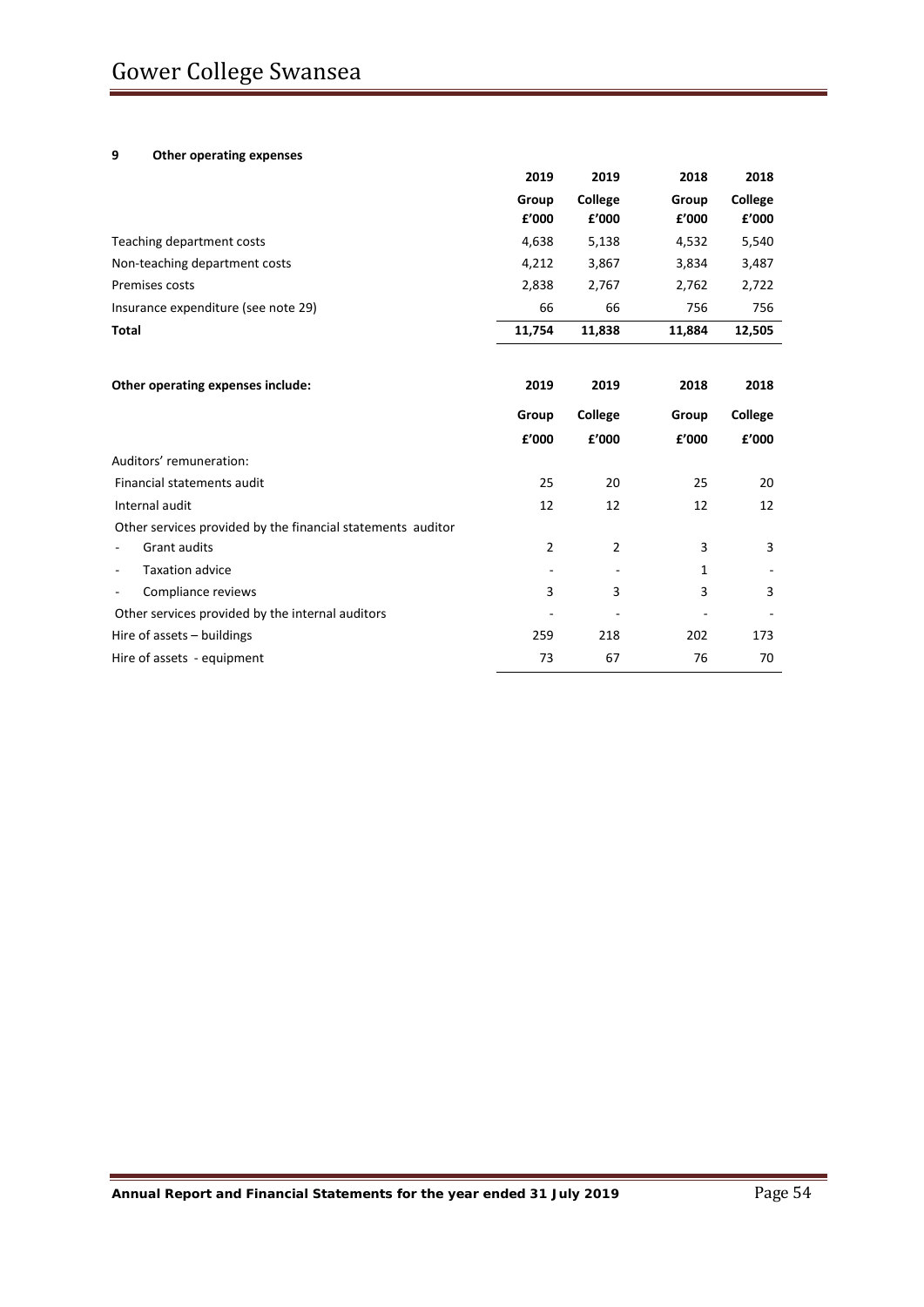## 9 Other operating expenses

| | 2019 | 2019 | 2018 | 2018 |
|---|---|---|---|---|
| | Group | College | Group | College |
| | £'000 | £'000 | £'000 | £'000 |
| Teaching department costs | 4,638 | 5,138 | 4,532 | 5,540 |
| Non-teaching department costs | 4,212 | 3,867 | 3,834 | 3,487 |
| Premises costs | 2,838 | 2,767 | 2,762 | 2,722 |
| Insurance expenditure (see note 29) | 66 | 66 | 756 | 756 |
| **Total** | **11,754** | **11,838** | **11,884** | **12,505** |

| **Other operating expenses include:** | 2019 | 2019 | 2018 | 2018 |
|---|---|---|---|---|
| | Group | College | Group | College |
| | £'000 | £'000 | £'000 | £'000 |
| Auditors' remuneration: | | | | |
| Financial statements audit | 25 | 20 | 25 | 20 |
| Internal audit | 12 | 12 | 12 | 12 |
| Other services provided by the financial statements auditor | | | | |
| - Grant audits | 2 | 2 | 3 | 3 |
| - Taxation advice | - | - | 1 | - |
| - Compliance reviews | 3 | 3 | 3 | 3 |
| Other services provided by the internal auditors | - | - | - | - |
| Hire of assets – buildings | 259 | 218 | 202 | 173 |
| Hire of assets - equipment | 73 | 67 | 76 | 70 |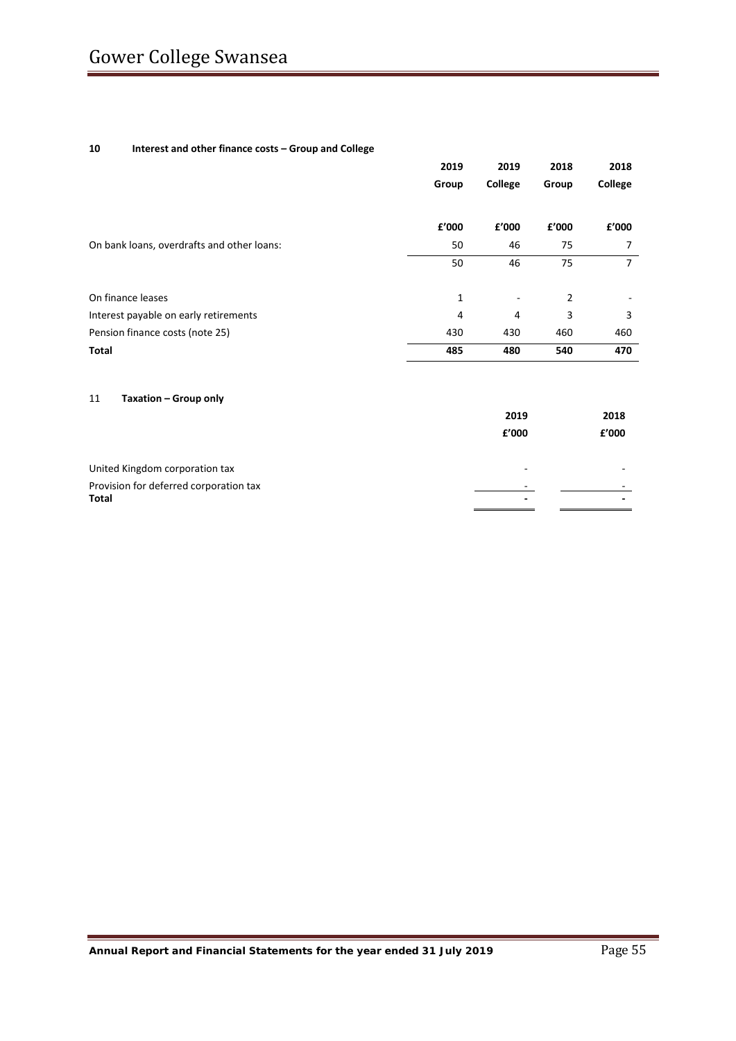## 10 Interest and other finance costs – Group and College

| | 2019 | 2019 | 2018 | 2018 |
|---|---|---|---|---|
| | Group | College | Group | College |
| | £'000 | £'000 | £'000 | £'000 |
| On bank loans, overdrafts and other loans: | 50 | 46 | 75 | 7 |
| | 50 | 46 | 75 | 7 |
| On finance leases | 1 | - | 2 | - |
| Interest payable on early retirements | 4 | 4 | 3 | 3 |
| Pension finance costs (note 25) | 430 | 430 | 460 | 460 |
| **Total** | **485** | **480** | **540** | **470** |

## 11 Taxation – Group only

| | 2019 | 2018 |
|---|---|---|
| | £'000 | £'000 |
| United Kingdom corporation tax | - | - |
| Provision for deferred corporation tax | - | - |
| **Total** | **-** | **-** |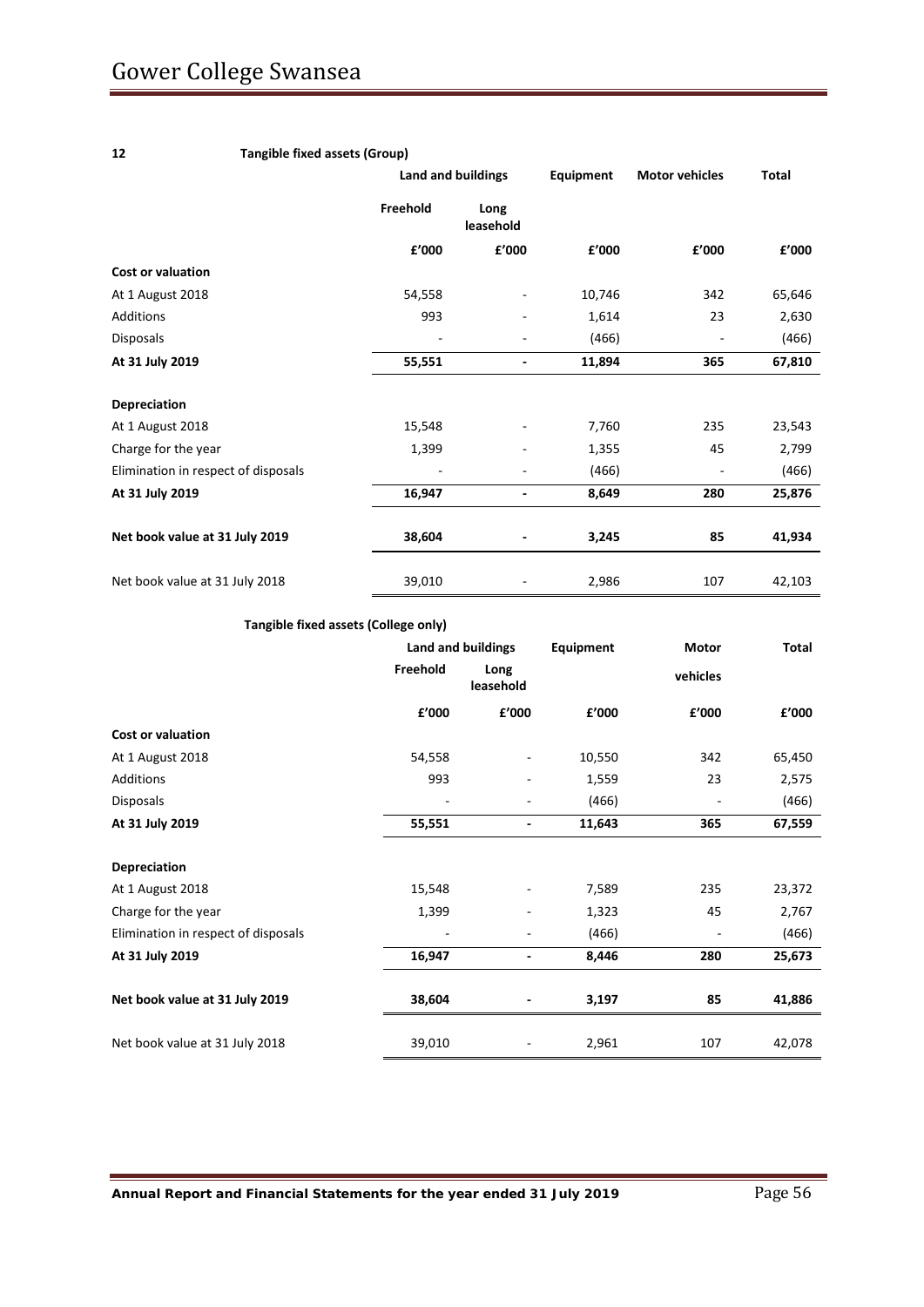## 12 Tangible fixed assets (Group)

| | Land and buildings | | Equipment | Motor vehicles | Total |
|---|---|---|---|---|---|
| | Freehold | Long leasehold | | | |
| | £'000 | £'000 | £'000 | £'000 | £'000 |
| **Cost or valuation** | | | | | |
| At 1 August 2018 | 54,558 | - | 10,746 | 342 | 65,646 |
| Additions | 993 | - | 1,614 | 23 | 2,630 |
| Disposals | - | - | (466) | - | (466) |
| **At 31 July 2019** | **55,551** | **-** | **11,894** | **365** | **67,810** |
| | | | | | |
| **Depreciation** | | | | | |
| At 1 August 2018 | 15,548 | - | 7,760 | 235 | 23,543 |
| Charge for the year | 1,399 | - | 1,355 | 45 | 2,799 |
| Elimination in respect of disposals | - | - | (466) | - | (466) |
| **At 31 July 2019** | **16,947** | **-** | **8,649** | **280** | **25,876** |
| | | | | | |
| **Net book value at 31 July 2019** | **38,604** | **-** | **3,245** | **85** | **41,934** |
| | | | | | |
| Net book value at 31 July 2018 | 39,010 | - | 2,986 | 107 | 42,103 |

### Tangible fixed assets (College only)

| | Land and buildings | | Equipment | Motor vehicles | Total |
|---|---|---|---|---|---|
| | Freehold | Long leasehold | | | |
| | £'000 | £'000 | £'000 | £'000 | £'000 |
| **Cost or valuation** | | | | | |
| At 1 August 2018 | 54,558 | - | 10,550 | 342 | 65,450 |
| Additions | 993 | - | 1,559 | 23 | 2,575 |
| Disposals | - | - | (466) | - | (466) |
| **At 31 July 2019** | **55,551** | **-** | **11,643** | **365** | **67,559** |
| | | | | | |
| **Depreciation** | | | | | |
| At 1 August 2018 | 15,548 | - | 7,589 | 235 | 23,372 |
| Charge for the year | 1,399 | - | 1,323 | 45 | 2,767 |
| Elimination in respect of disposals | - | - | (466) | - | (466) |
| **At 31 July 2019** | **16,947** | **-** | **8,446** | **280** | **25,673** |
| | | | | | |
| **Net book value at 31 July 2019** | **38,604** | **-** | **3,197** | **85** | **41,886** |
| | | | | | |
| Net book value at 31 July 2018 | 39,010 | - | 2,961 | 107 | 42,078 |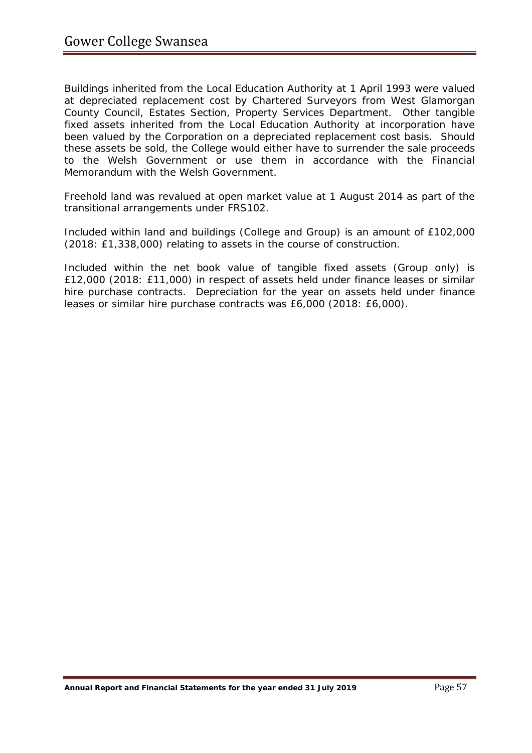Buildings inherited from the Local Education Authority at 1 April 1993 were valued at depreciated replacement cost by Chartered Surveyors from West Glamorgan County Council, Estates Section, Property Services Department. Other tangible fixed assets inherited from the Local Education Authority at incorporation have been valued by the Corporation on a depreciated replacement cost basis. Should these assets be sold, the College would either have to surrender the sale proceeds to the Welsh Government or use them in accordance with the Financial Memorandum with the Welsh Government.

Freehold land was revalued at open market value at 1 August 2014 as part of the transitional arrangements under FRS102.

Included within land and buildings (College and Group) is an amount of £102,000 (2018: £1,338,000) relating to assets in the course of construction.

Included within the net book value of tangible fixed assets (Group only) is £12,000 (2018: £11,000) in respect of assets held under finance leases or similar hire purchase contracts. Depreciation for the year on assets held under finance leases or similar hire purchase contracts was £6,000 (2018: £6,000).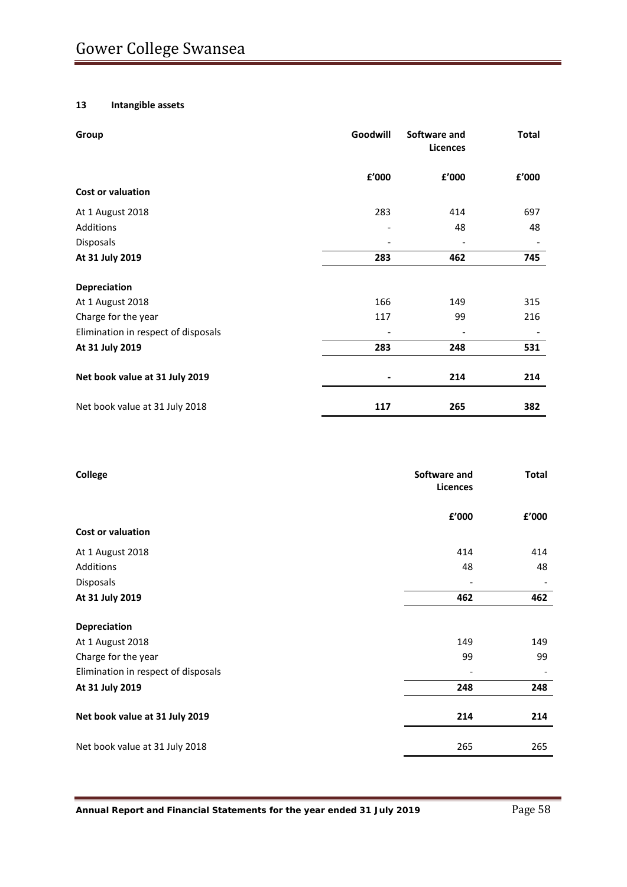### 13 Intangible assets

| Group | Goodwill | Software and Licences | Total |
|---|---|---|---|
| | £'000 | £'000 | £'000 |
| **Cost or valuation** | | | |
| At 1 August 2018 | 283 | 414 | 697 |
| Additions | - | 48 | 48 |
| Disposals | - | - | - |
| **At 31 July 2019** | **283** | **462** | **745** |
| **Depreciation** | | | |
| At 1 August 2018 | 166 | 149 | 315 |
| Charge for the year | 117 | 99 | 216 |
| Elimination in respect of disposals | - | - | - |
| **At 31 July 2019** | **283** | **248** | **531** |
| **Net book value at 31 July 2019** | **-** | **214** | **214** |
| Net book value at 31 July 2018 | **117** | **265** | **382** |

| College | Software and Licences | Total |
|---|---|---|
| | £'000 | £'000 |
| **Cost or valuation** | | |
| At 1 August 2018 | 414 | 414 |
| Additions | 48 | 48 |
| Disposals | - | - |
| **At 31 July 2019** | **462** | **462** |
| **Depreciation** | | |
| At 1 August 2018 | 149 | 149 |
| Charge for the year | 99 | 99 |
| Elimination in respect of disposals | - | - |
| **At 31 July 2019** | **248** | **248** |
| **Net book value at 31 July 2019** | **214** | **214** |
| Net book value at 31 July 2018 | 265 | 265 |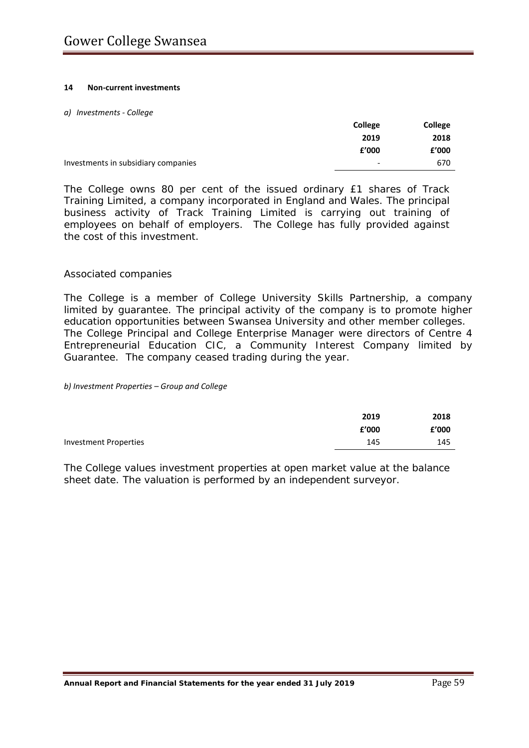#### 14 Non-current investments

*a) Investments - College*

| | College 2019 £'000 | College 2018 £'000 |
|---|---|---|
| Investments in subsidiary companies | - | 670 |

The College owns 80 per cent of the issued ordinary £1 shares of Track Training Limited, a company incorporated in England and Wales. The principal business activity of Track Training Limited is carrying out training of employees on behalf of employers. The College has fully provided against the cost of this investment.

Associated companies

The College is a member of College University Skills Partnership, a company limited by guarantee. The principal activity of the company is to promote higher education opportunities between Swansea University and other member colleges. The College Principal and College Enterprise Manager were directors of Centre 4 Entrepreneurial Education CIC, a Community Interest Company limited by Guarantee. The company ceased trading during the year.

*b) Investment Properties – Group and College*

| | 2019 £'000 | 2018 £'000 |
|---|---|---|
| Investment Properties | 145 | 145 |

The College values investment properties at open market value at the balance sheet date. The valuation is performed by an independent surveyor.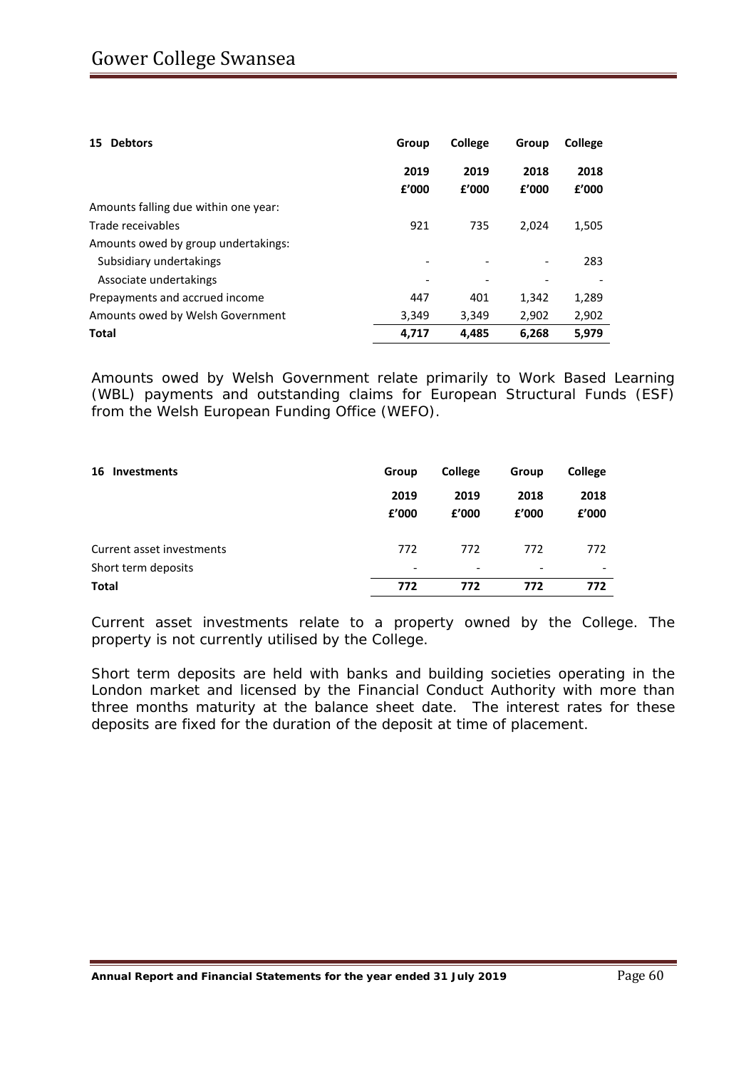| 15 Debtors | Group | College | Group | College |
|---|---|---|---|---|
| | 2019 | 2019 | 2018 | 2018 |
| | £'000 | £'000 | £'000 | £'000 |
| Amounts falling due within one year: | | | | |
| Trade receivables | 921 | 735 | 2,024 | 1,505 |
| Amounts owed by group undertakings: | | | | |
| Subsidiary undertakings | - | - | - | 283 |
| Associate undertakings | - | - | - | - |
| Prepayments and accrued income | 447 | 401 | 1,342 | 1,289 |
| Amounts owed by Welsh Government | 3,349 | 3,349 | 2,902 | 2,902 |
| **Total** | **4,717** | **4,485** | **6,268** | **5,979** |

Amounts owed by Welsh Government relate primarily to Work Based Learning (WBL) payments and outstanding claims for European Structural Funds (ESF) from the Welsh European Funding Office (WEFO).

| 16 Investments | Group | College | Group | College |
|---|---|---|---|---|
| | 2019 | 2019 | 2018 | 2018 |
| | £'000 | £'000 | £'000 | £'000 |
| Current asset investments | 772 | 772 | 772 | 772 |
| Short term deposits | - | - | - | - |
| **Total** | **772** | **772** | **772** | **772** |

Current asset investments relate to a property owned by the College. The property is not currently utilised by the College.

Short term deposits are held with banks and building societies operating in the London market and licensed by the Financial Conduct Authority with more than three months maturity at the balance sheet date. The interest rates for these deposits are fixed for the duration of the deposit at time of placement.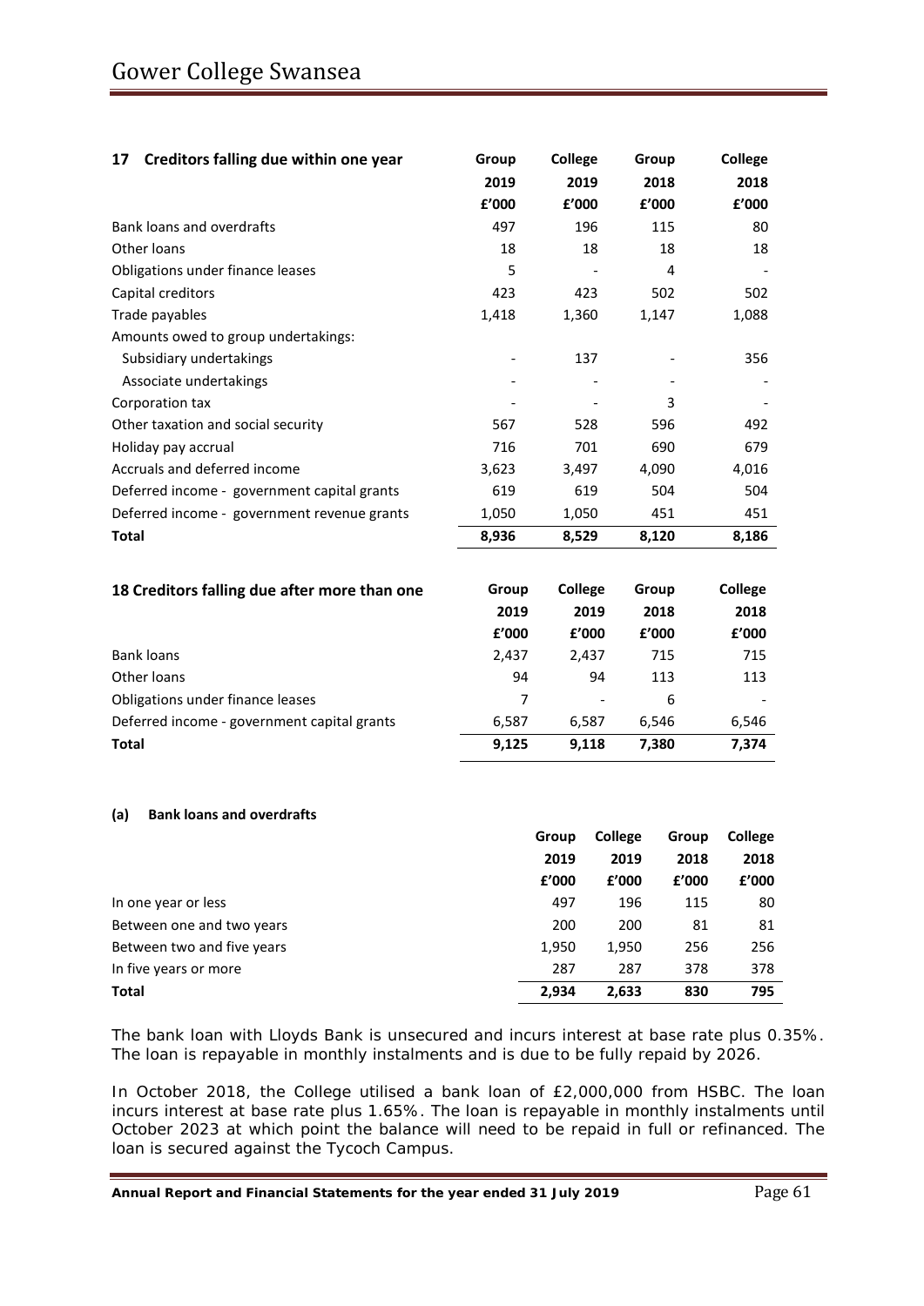## 17 Creditors falling due within one year

| | Group 2019 £'000 | College 2019 £'000 | Group 2018 £'000 | College 2018 £'000 |
|---|---|---|---|---|
| Bank loans and overdrafts | 497 | 196 | 115 | 80 |
| Other loans | 18 | 18 | 18 | 18 |
| Obligations under finance leases | 5 | - | 4 | - |
| Capital creditors | 423 | 423 | 502 | 502 |
| Trade payables | 1,418 | 1,360 | 1,147 | 1,088 |
| Amounts owed to group undertakings: | | | | |
| Subsidiary undertakings | - | 137 | - | 356 |
| Associate undertakings | - | - | - | - |
| Corporation tax | - | - | 3 | - |
| Other taxation and social security | 567 | 528 | 596 | 492 |
| Holiday pay accrual | 716 | 701 | 690 | 679 |
| Accruals and deferred income | 3,623 | 3,497 | 4,090 | 4,016 |
| Deferred income - government capital grants | 619 | 619 | 504 | 504 |
| Deferred income - government revenue grants | 1,050 | 1,050 | 451 | 451 |
| **Total** | **8,936** | **8,529** | **8,120** | **8,186** |

## 18 Creditors falling due after more than one

| | Group 2019 £'000 | College 2019 £'000 | Group 2018 £'000 | College 2018 £'000 |
|---|---|---|---|---|
| Bank loans | 2,437 | 2,437 | 715 | 715 |
| Other loans | 94 | 94 | 113 | 113 |
| Obligations under finance leases | 7 | - | 6 | - |
| Deferred income - government capital grants | 6,587 | 6,587 | 6,546 | 6,546 |
| **Total** | **9,125** | **9,118** | **7,380** | **7,374** |

### (a) Bank loans and overdrafts

| | Group 2019 £'000 | College 2019 £'000 | Group 2018 £'000 | College 2018 £'000 |
|---|---|---|---|---|
| In one year or less | 497 | 196 | 115 | 80 |
| Between one and two years | 200 | 200 | 81 | 81 |
| Between two and five years | 1,950 | 1,950 | 256 | 256 |
| In five years or more | 287 | 287 | 378 | 378 |
| **Total** | **2,934** | **2,633** | **830** | **795** |

The bank loan with Lloyds Bank is unsecured and incurs interest at base rate plus 0.35%. The loan is repayable in monthly instalments and is due to be fully repaid by 2026.

In October 2018, the College utilised a bank loan of £2,000,000 from HSBC. The loan incurs interest at base rate plus 1.65%. The loan is repayable in monthly instalments until October 2023 at which point the balance will need to be repaid in full or refinanced. The loan is secured against the Tycoch Campus.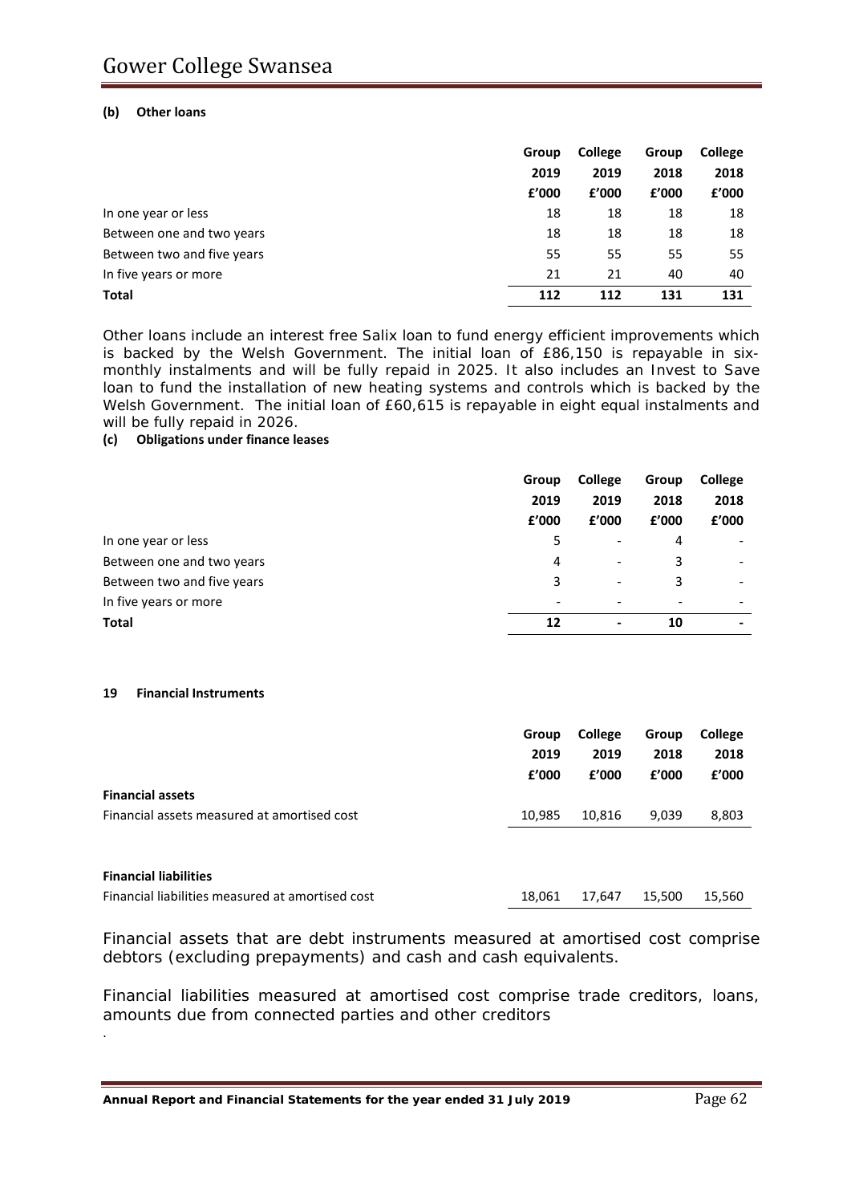**(b) Other loans**

| | Group 2019 £'000 | College 2019 £'000 | Group 2018 £'000 | College 2018 £'000 |
|---|---|---|---|---|
| In one year or less | 18 | 18 | 18 | 18 |
| Between one and two years | 18 | 18 | 18 | 18 |
| Between two and five years | 55 | 55 | 55 | 55 |
| In five years or more | 21 | 21 | 40 | 40 |
| **Total** | **112** | **112** | **131** | **131** |

Other loans include an interest free Salix loan to fund energy efficient improvements which is backed by the Welsh Government. The initial loan of £86,150 is repayable in six-monthly instalments and will be fully repaid in 2025. It also includes an Invest to Save loan to fund the installation of new heating systems and controls which is backed by the Welsh Government. The initial loan of £60,615 is repayable in eight equal instalments and will be fully repaid in 2026.

**(c) Obligations under finance leases**

| | Group 2019 £'000 | College 2019 £'000 | Group 2018 £'000 | College 2018 £'000 |
|---|---|---|---|---|
| In one year or less | 5 | - | 4 | - |
| Between one and two years | 4 | - | 3 | - |
| Between two and five years | 3 | - | 3 | - |
| In five years or more | - | - | - | - |
| **Total** | **12** | **-** | **10** | **-** |

**19 Financial Instruments**

| | Group 2019 £'000 | College 2019 £'000 | Group 2018 £'000 | College 2018 £'000 |
|---|---|---|---|---|
| **Financial assets** | | | | |
| Financial assets measured at amortised cost | 10,985 | 10,816 | 9,039 | 8,803 |
| | | | | |
| **Financial liabilities** | | | | |
| Financial liabilities measured at amortised cost | 18,061 | 17,647 | 15,500 | 15,560 |

Financial assets that are debt instruments measured at amortised cost comprise debtors (excluding prepayments) and cash and cash equivalents.

Financial liabilities measured at amortised cost comprise trade creditors, loans, amounts due from connected parties and other creditors

.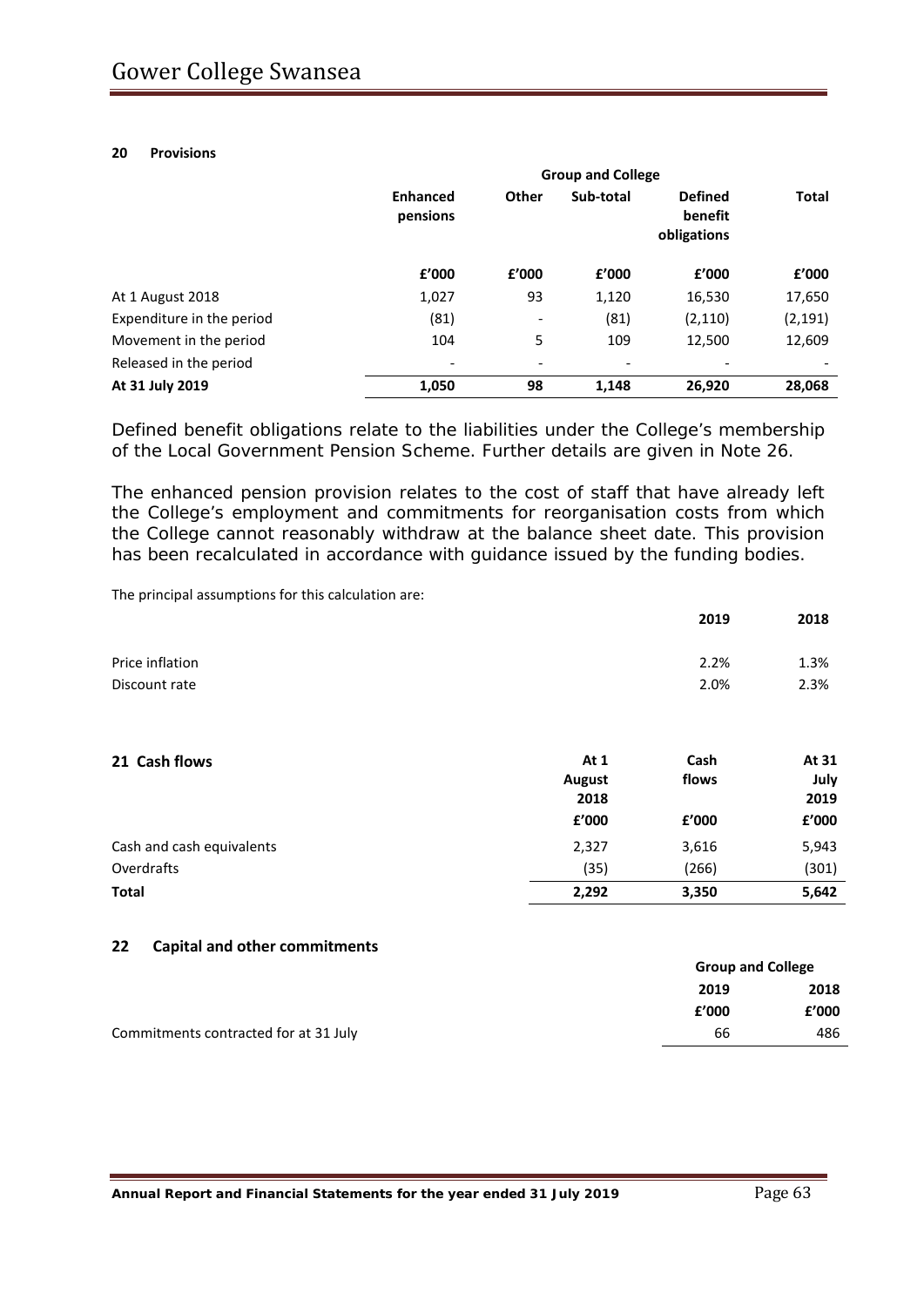## 20 Provisions

| | Group and College | | | | |
|---|---|---|---|---|---|
| | **Enhanced pensions** | **Other** | **Sub-total** | **Defined benefit obligations** | **Total** |
| | **£'000** | **£'000** | **£'000** | **£'000** | **£'000** |
| At 1 August 2018 | 1,027 | 93 | 1,120 | 16,530 | 17,650 |
| Expenditure in the period | (81) | - | (81) | (2,110) | (2,191) |
| Movement in the period | 104 | 5 | 109 | 12,500 | 12,609 |
| Released in the period | - | - | - | - | - |
| **At 31 July 2019** | **1,050** | **98** | **1,148** | **26,920** | **28,068** |

Defined benefit obligations relate to the liabilities under the College's membership of the Local Government Pension Scheme. Further details are given in Note 26.

The enhanced pension provision relates to the cost of staff that have already left the College's employment and commitments for reorganisation costs from which the College cannot reasonably withdraw at the balance sheet date. This provision has been recalculated in accordance with guidance issued by the funding bodies.

The principal assumptions for this calculation are:

| | **2019** | **2018** |
|---|---|---|
| Price inflation | 2.2% | 1.3% |
| Discount rate | 2.0% | 2.3% |

## 21 Cash flows

| | **At 1 August 2018** | **Cash flows** | **At 31 July 2019** |
|---|---|---|---|
| | **£'000** | **£'000** | **£'000** |
| Cash and cash equivalents | 2,327 | 3,616 | 5,943 |
| Overdrafts | (35) | (266) | (301) |
| **Total** | **2,292** | **3,350** | **5,642** |

## 22 Capital and other commitments

| | Group and College | |
|---|---|---|
| | **2019** | **2018** |
| | **£'000** | **£'000** |
| Commitments contracted for at 31 July | 66 | 486 |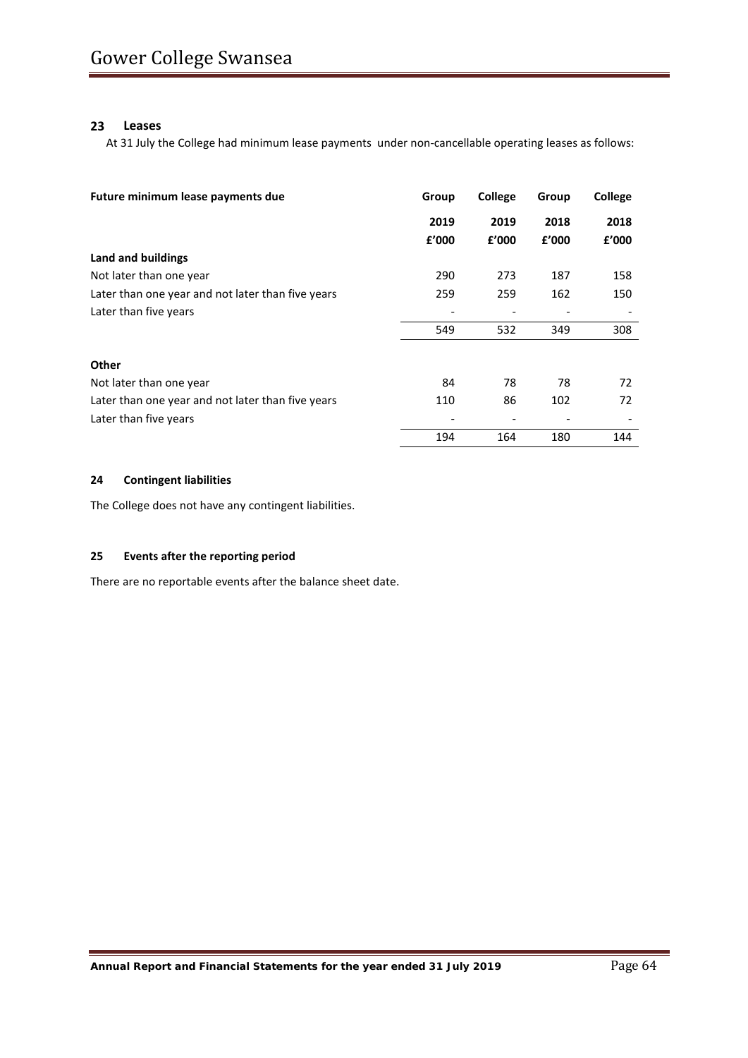## 23 Leases

At 31 July the College had minimum lease payments under non-cancellable operating leases as follows:

| Future minimum lease payments due | Group | College | Group | College |
|---|---|---|---|---|
| | 2019 | 2019 | 2018 | 2018 |
| | £'000 | £'000 | £'000 | £'000 |
| **Land and buildings** | | | | |
| Not later than one year | 290 | 273 | 187 | 158 |
| Later than one year and not later than five years | 259 | 259 | 162 | 150 |
| Later than five years | - | - | - | - |
| | 549 | 532 | 349 | 308 |
| **Other** | | | | |
| Not later than one year | 84 | 78 | 78 | 72 |
| Later than one year and not later than five years | 110 | 86 | 102 | 72 |
| Later than five years | - | - | - | - |
| | 194 | 164 | 180 | 144 |

## 24 Contingent liabilities

The College does not have any contingent liabilities.

## 25 Events after the reporting period

There are no reportable events after the balance sheet date.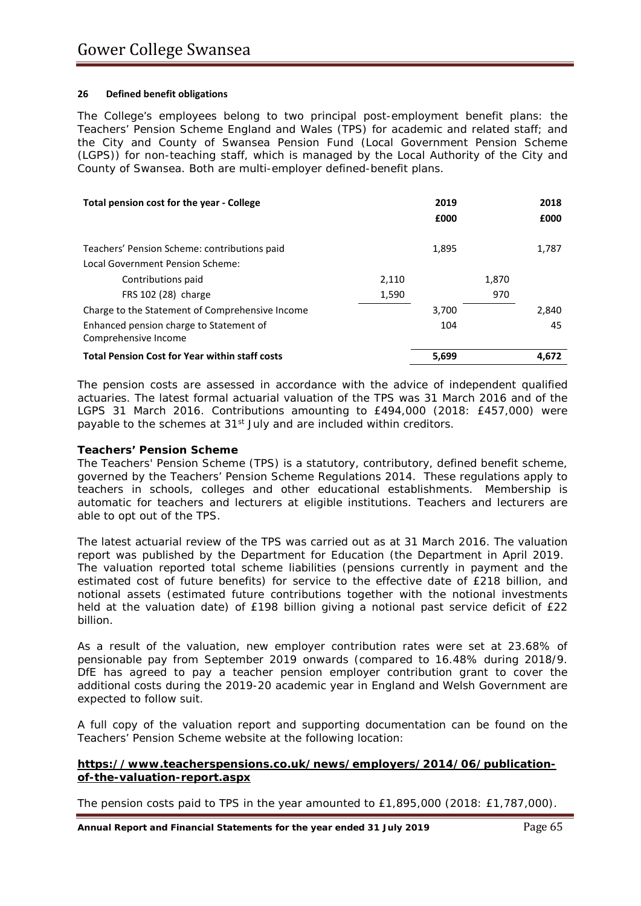**26 Defined benefit obligations**

The College's employees belong to two principal post-employment benefit plans: the Teachers' Pension Scheme England and Wales (TPS) for academic and related staff; and the City and County of Swansea Pension Fund (Local Government Pension Scheme (LGPS)) for non-teaching staff, which is managed by the Local Authority of the City and County of Swansea. Both are multi-employer defined-benefit plans.

| **Total pension cost for the year - College** | | **2019** | | **2018** |
|---|---|---|---|---|
| | | **£000** | | **£000** |
| Teachers' Pension Scheme: contributions paid | | 1,895 | | 1,787 |
| Local Government Pension Scheme: | | | | |
| Contributions paid | 2,110 | | 1,870 | |
| FRS 102 (28) charge | 1,590 | | 970 | |
| Charge to the Statement of Comprehensive Income | | 3,700 | | 2,840 |
| Enhanced pension charge to Statement of Comprehensive Income | | 104 | | 45 |
| **Total Pension Cost for Year within staff costs** | | **5,699** | | **4,672** |

The pension costs are assessed in accordance with the advice of independent qualified actuaries. The latest formal actuarial valuation of the TPS was 31 March 2016 and of the LGPS 31 March 2016. Contributions amounting to £494,000 (2018: £457,000) were payable to the schemes at 31st July and are included within creditors.

**Teachers' Pension Scheme**

The Teachers' Pension Scheme (TPS) is a statutory, contributory, defined benefit scheme, governed by the Teachers' Pension Scheme Regulations 2014. These regulations apply to teachers in schools, colleges and other educational establishments. Membership is automatic for teachers and lecturers at eligible institutions. Teachers and lecturers are able to opt out of the TPS.

The latest actuarial review of the TPS was carried out as at 31 March 2016. The valuation report was published by the Department for Education (the Department in April 2019. The valuation reported total scheme liabilities (pensions currently in payment and the estimated cost of future benefits) for service to the effective date of £218 billion, and notional assets (estimated future contributions together with the notional investments held at the valuation date) of £198 billion giving a notional past service deficit of £22 billion.

As a result of the valuation, new employer contribution rates were set at 23.68% of pensionable pay from September 2019 onwards (compared to 16.48% during 2018/9. DfE has agreed to pay a teacher pension employer contribution grant to cover the additional costs during the 2019-20 academic year in England and Welsh Government are expected to follow suit.

A full copy of the valuation report and supporting documentation can be found on the Teachers' Pension Scheme website at the following location:

**https://www.teacherspensions.co.uk/news/employers/2014/06/publication-of-the-valuation-report.aspx**

The pension costs paid to TPS in the year amounted to £1,895,000 (2018: £1,787,000).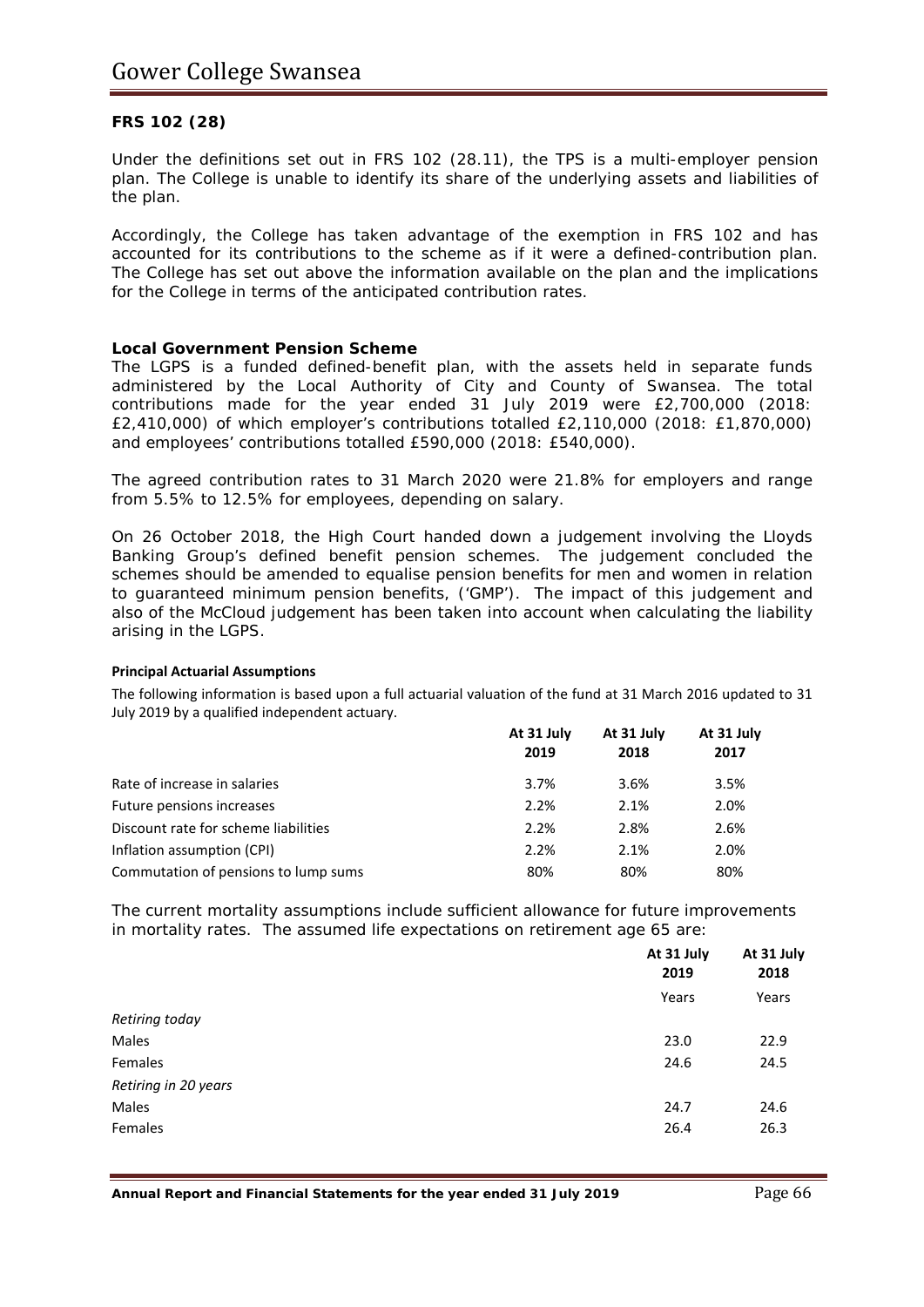### FRS 102 (28)

Under the definitions set out in FRS 102 (28.11), the TPS is a multi-employer pension plan. The College is unable to identify its share of the underlying assets and liabilities of the plan.

Accordingly, the College has taken advantage of the exemption in FRS 102 and has accounted for its contributions to the scheme as if it were a defined-contribution plan. The College has set out above the information available on the plan and the implications for the College in terms of the anticipated contribution rates.

### Local Government Pension Scheme

The LGPS is a funded defined-benefit plan, with the assets held in separate funds administered by the Local Authority of City and County of Swansea. The total contributions made for the year ended 31 July 2019 were £2,700,000 (2018: £2,410,000) of which employer's contributions totalled £2,110,000 (2018: £1,870,000) and employees' contributions totalled £590,000 (2018: £540,000).

The agreed contribution rates to 31 March 2020 were 21.8% for employers and range from 5.5% to 12.5% for employees, depending on salary.

On 26 October 2018, the High Court handed down a judgement involving the Lloyds Banking Group's defined benefit pension schemes. The judgement concluded the schemes should be amended to equalise pension benefits for men and women in relation to guaranteed minimum pension benefits, ('GMP'). The impact of this judgement and also of the McCloud judgement has been taken into account when calculating the liability arising in the LGPS.

#### Principal Actuarial Assumptions

The following information is based upon a full actuarial valuation of the fund at 31 March 2016 updated to 31 July 2019 by a qualified independent actuary.

| | At 31 July 2019 | At 31 July 2018 | At 31 July 2017 |
|---|---|---|---|
| Rate of increase in salaries | 3.7% | 3.6% | 3.5% |
| Future pensions increases | 2.2% | 2.1% | 2.0% |
| Discount rate for scheme liabilities | 2.2% | 2.8% | 2.6% |
| Inflation assumption (CPI) | 2.2% | 2.1% | 2.0% |
| Commutation of pensions to lump sums | 80% | 80% | 80% |

The current mortality assumptions include sufficient allowance for future improvements in mortality rates. The assumed life expectations on retirement age 65 are:

| | At 31 July 2019 | At 31 July 2018 |
|---|---|---|
| | Years | Years |
| *Retiring today* | | |
| Males | 23.0 | 22.9 |
| Females | 24.6 | 24.5 |
| *Retiring in 20 years* | | |
| Males | 24.7 | 24.6 |
| Females | 26.4 | 26.3 |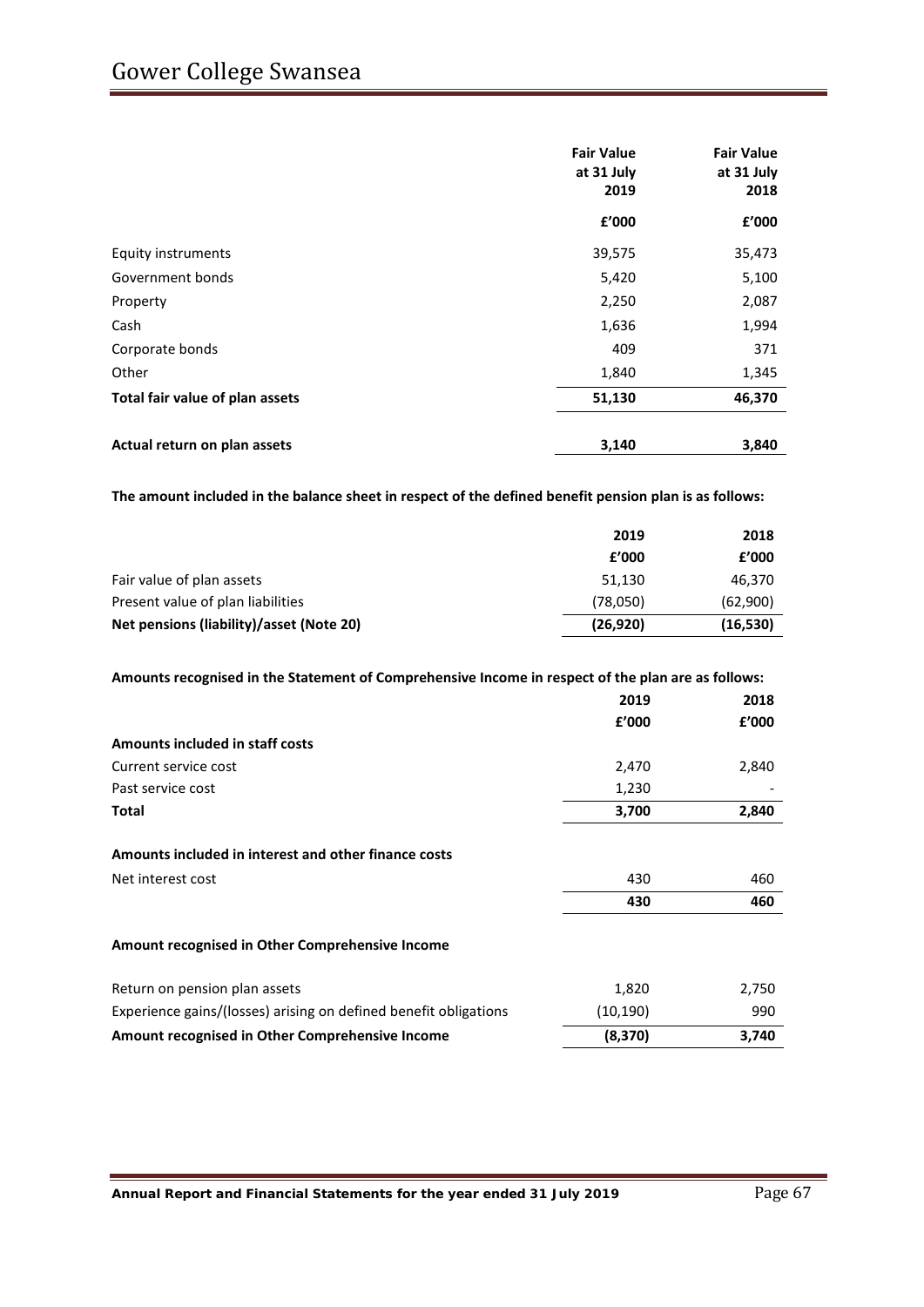| | Fair Value at 31 July 2019 | Fair Value at 31 July 2018 |
|---|---|---|
| | £'000 | £'000 |
| Equity instruments | 39,575 | 35,473 |
| Government bonds | 5,420 | 5,100 |
| Property | 2,250 | 2,087 |
| Cash | 1,636 | 1,994 |
| Corporate bonds | 409 | 371 |
| Other | 1,840 | 1,345 |
| **Total fair value of plan assets** | **51,130** | **46,370** |
| | | |
| **Actual return on plan assets** | **3,140** | **3,840** |

**The amount included in the balance sheet in respect of the defined benefit pension plan is as follows:**

| | 2019 | 2018 |
|---|---|---|
| | £'000 | £'000 |
| Fair value of plan assets | 51,130 | 46,370 |
| Present value of plan liabilities | (78,050) | (62,900) |
| **Net pensions (liability)/asset (Note 20)** | **(26,920)** | **(16,530)** |

**Amounts recognised in the Statement of Comprehensive Income in respect of the plan are as follows:**

| | 2019 | 2018 |
|---|---|---|
| | £'000 | £'000 |
| **Amounts included in staff costs** | | |
| Current service cost | 2,470 | 2,840 |
| Past service cost | 1,230 | - |
| **Total** | **3,700** | **2,840** |
| | | |
| **Amounts included in interest and other finance costs** | | |
| Net interest cost | 430 | 460 |
| | **430** | **460** |
| | | |
| **Amount recognised in Other Comprehensive Income** | | |
| | | |
| Return on pension plan assets | 1,820 | 2,750 |
| Experience gains/(losses) arising on defined benefit obligations | (10,190) | 990 |
| **Amount recognised in Other Comprehensive Income** | **(8,370)** | **3,740** |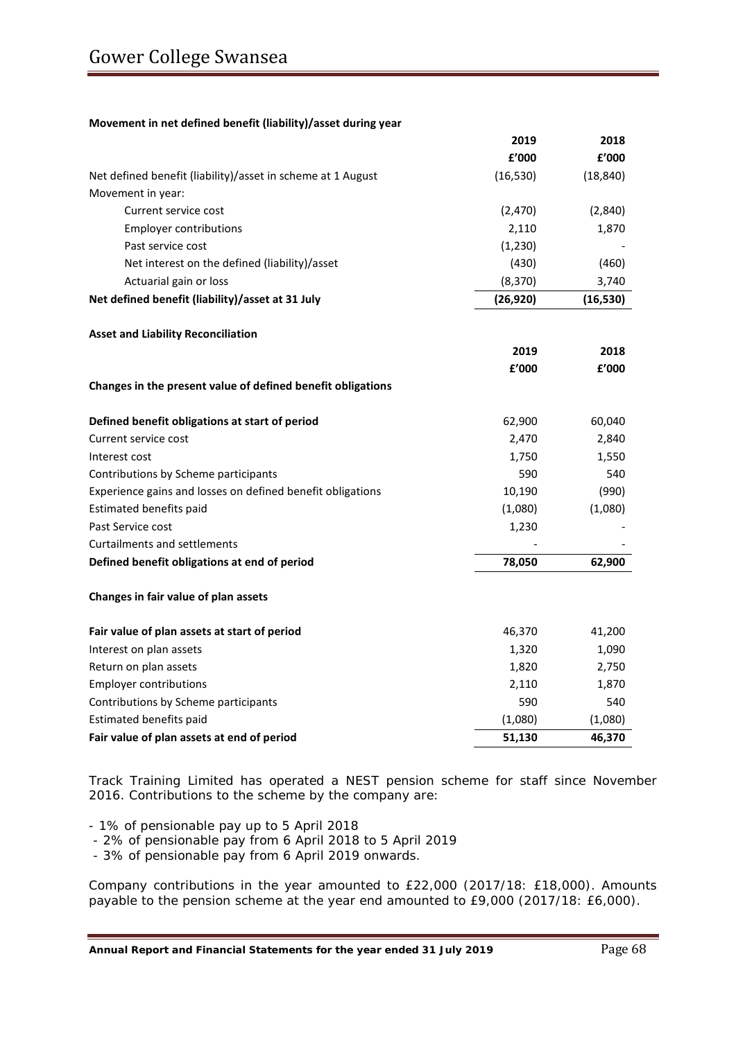**Movement in net defined benefit (liability)/asset during year**

| | 2019 | 2018 |
|---|---|---|
| | £'000 | £'000 |
| Net defined benefit (liability)/asset in scheme at 1 August | (16,530) | (18,840) |
| Movement in year: | | |
| Current service cost | (2,470) | (2,840) |
| Employer contributions | 2,110 | 1,870 |
| Past service cost | (1,230) | - |
| Net interest on the defined (liability)/asset | (430) | (460) |
| Actuarial gain or loss | (8,370) | 3,740 |
| **Net defined benefit (liability)/asset at 31 July** | **(26,920)** | **(16,530)** |

**Asset and Liability Reconciliation**

| | 2019 | 2018 |
|---|---|---|
| | £'000 | £'000 |
| **Changes in the present value of defined benefit obligations** | | |
| **Defined benefit obligations at start of period** | 62,900 | 60,040 |
| Current service cost | 2,470 | 2,840 |
| Interest cost | 1,750 | 1,550 |
| Contributions by Scheme participants | 590 | 540 |
| Experience gains and losses on defined benefit obligations | 10,190 | (990) |
| Estimated benefits paid | (1,080) | (1,080) |
| Past Service cost | 1,230 | - |
| Curtailments and settlements | - | - |
| **Defined benefit obligations at end of period** | **78,050** | **62,900** |

**Changes in fair value of plan assets**

| | 2019 | 2018 |
|---|---|---|
| **Fair value of plan assets at start of period** | 46,370 | 41,200 |
| Interest on plan assets | 1,320 | 1,090 |
| Return on plan assets | 1,820 | 2,750 |
| Employer contributions | 2,110 | 1,870 |
| Contributions by Scheme participants | 590 | 540 |
| Estimated benefits paid | (1,080) | (1,080) |
| **Fair value of plan assets at end of period** | **51,130** | **46,370** |

Track Training Limited has operated a NEST pension scheme for staff since November 2016. Contributions to the scheme by the company are:

- 1% of pensionable pay up to 5 April 2018
- 2% of pensionable pay from 6 April 2018 to 5 April 2019
- 3% of pensionable pay from 6 April 2019 onwards.

Company contributions in the year amounted to £22,000 (2017/18: £18,000). Amounts payable to the pension scheme at the year end amounted to £9,000 (2017/18: £6,000).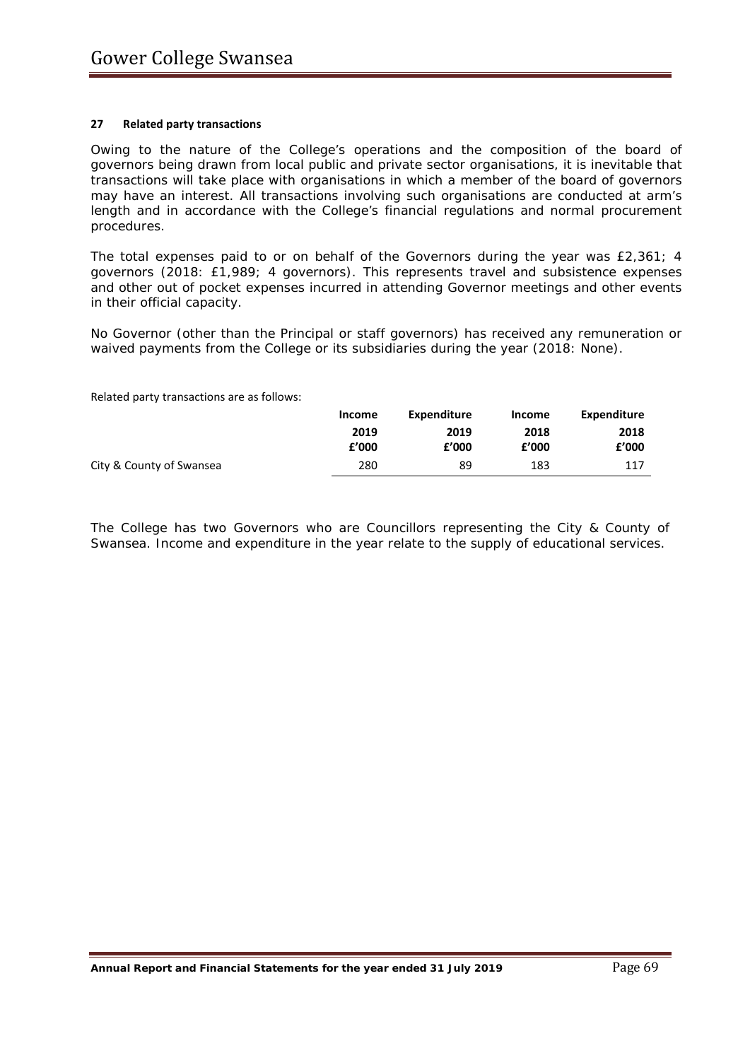## 27 Related party transactions

Owing to the nature of the College's operations and the composition of the board of governors being drawn from local public and private sector organisations, it is inevitable that transactions will take place with organisations in which a member of the board of governors may have an interest. All transactions involving such organisations are conducted at arm's length and in accordance with the College's financial regulations and normal procurement procedures.

The total expenses paid to or on behalf of the Governors during the year was £2,361; 4 governors (2018: £1,989; 4 governors). This represents travel and subsistence expenses and other out of pocket expenses incurred in attending Governor meetings and other events in their official capacity.

No Governor (other than the Principal or staff governors) has received any remuneration or waived payments from the College or its subsidiaries during the year (2018: None).

Related party transactions are as follows:

| | Income | Expenditure | Income | Expenditure |
|---|---|---|---|---|
| | 2019 | 2019 | 2018 | 2018 |
| | £'000 | £'000 | £'000 | £'000 |
| City & County of Swansea | 280 | 89 | 183 | 117 |

The College has two Governors who are Councillors representing the City & County of Swansea. Income and expenditure in the year relate to the supply of educational services.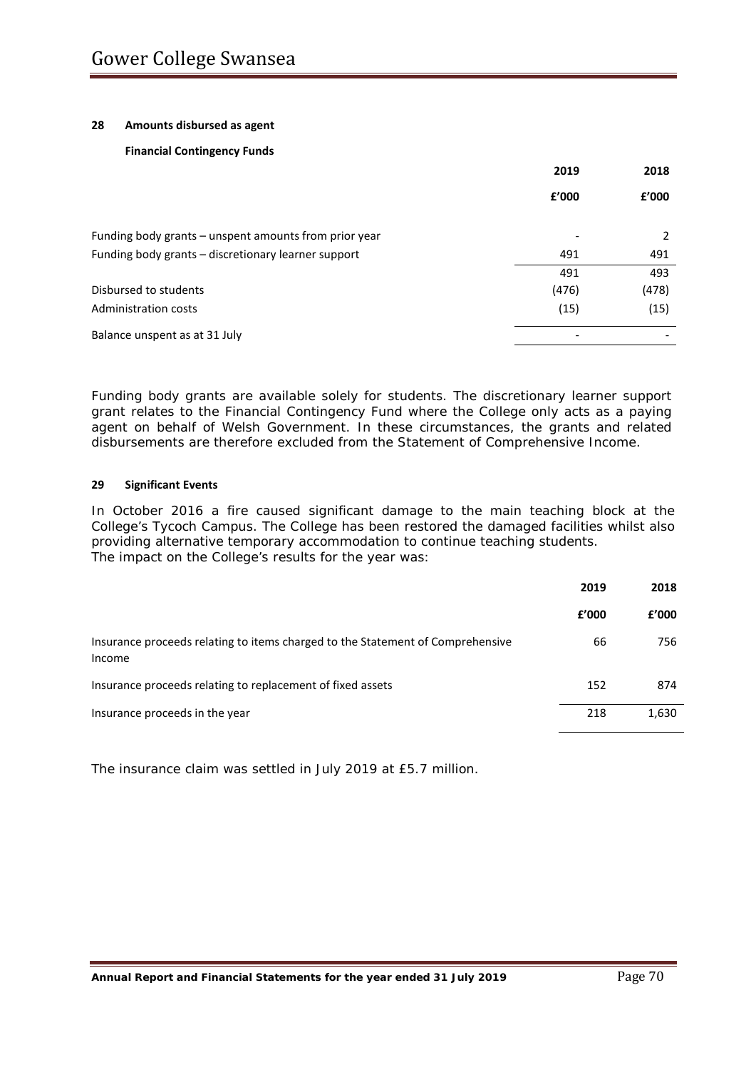## 28 Amounts disbursed as agent

### Financial Contingency Funds

| | 2019 | 2018 |
|---|---|---|
| | £'000 | £'000 |
| Funding body grants – unspent amounts from prior year | - | 2 |
| Funding body grants – discretionary learner support | 491 | 491 |
| | 491 | 493 |
| Disbursed to students | (476) | (478) |
| Administration costs | (15) | (15) |
| Balance unspent as at 31 July | - | - |

Funding body grants are available solely for students. The discretionary learner support grant relates to the Financial Contingency Fund where the College only acts as a paying agent on behalf of Welsh Government. In these circumstances, the grants and related disbursements are therefore excluded from the Statement of Comprehensive Income.

## 29 Significant Events

In October 2016 a fire caused significant damage to the main teaching block at the College's Tycoch Campus. The College has been restored the damaged facilities whilst also providing alternative temporary accommodation to continue teaching students.
The impact on the College's results for the year was:

| | 2019 | 2018 |
|---|---|---|
| | £'000 | £'000 |
| Insurance proceeds relating to items charged to the Statement of Comprehensive Income | 66 | 756 |
| Insurance proceeds relating to replacement of fixed assets | 152 | 874 |
| Insurance proceeds in the year | 218 | 1,630 |

The insurance claim was settled in July 2019 at £5.7 million.